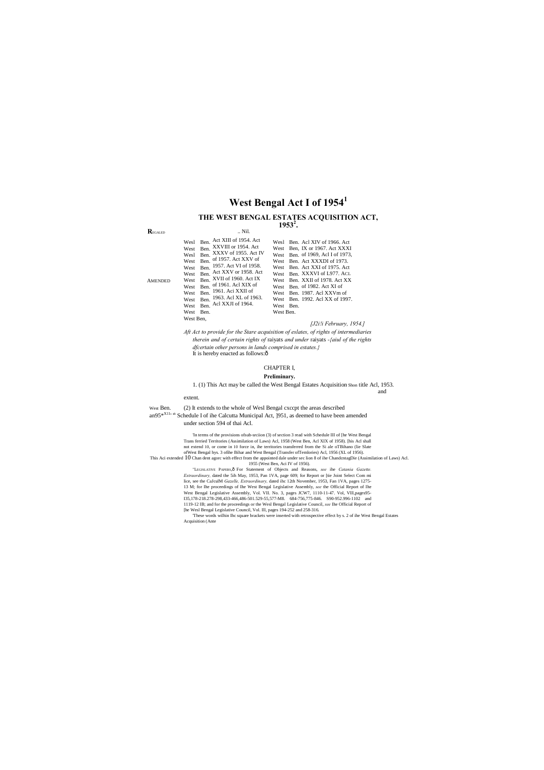# West Bengal Act I of 1954[1]

## THE WEST BENGAL ESTATES ACQUISITION ACT, 1953[2].

REGALED .. Nil.

AMENDED

West Ben. Act XIII of 1954. Act
West Ben. XXVIII or 1954. Act
West Ben. XXXV of 1955. Act IV
West Ben. of 1957. Act XXV of
West Ben. 1957. Act VI of 1958.
West Ben. Act XXV or 1958. Act
West Ben. XVII of 1960. Act IX
West Ben. of 1961. Acl XIX of
West Ben. 1961. Aci XXII of
West Ben. 1963. Acl XL of 1963.
West Ben. Acl XXJI of 1964.
West Ben.
West Ben,

Wesl Ben. Acl XIV of 1966. Act
West Ben, IX or 1967. Act XXXI
West Ben. of 1969, Acl I of 1973,
West Ben. Act XXXDI of 1973.
West Ben. Act XXI of 1975. Act
West Ben. XXXVI of L977. ACL
West Ben. XXII of 1978. Act XX
West Ben. of 1982. Act XI of
West Ben. 1987. Acl XXVm of
West Ben. 1992. Acl XX of 1997.
West Ben.
West Ben.

*[J2i!i February, 1954.]*

*Aft Act to provide for the Stare acquisition of eslates, of rights of intermediaries therein and of certain rights of* raiyats *and under* raiyats *-{aiul of the rights dfcertain other persons in lands comprised in estates.}*

It is hereby enacted as follows:ô

CHAPTER I,

**Preliminary.**

Shon title and extent.

1. (1) This Act may be called the West Bengal Estates Acquisition Acl, 1953.

West Ben. an95*XII, sh

(2) It extends to the whole of Wesl Bengal cxccpt the areas described Schedule I of ihe Calcutta Municipal Act, ]951, as deemed to have been amended under section 594 of thai Acl.

---

[1]In terms of the provisions ofsub-srciion (3) of section 3 read with Schedule III of [he West Bengal Trans ferried Territories (Assimilation of Laws) Acl, 1958 (West Ben, Acl XIX of 1958). [his Acl shall not extend 10, or come in 10 force in, ihe territories transferred from the Si ale oTBihano (lie Slate ofWest Bengal hys. 3 ofihe Bihar and West Bengal (Transfer ofTemlories) Acl, 1956 (XL of 1956).

This Aci extended 10 Chan dent agorc with effect from the appointed dale under sec lion 8 of ihe ChandcntagDie (Assimilation of Laws) Acl. 1955 (West Ben, Aci IV of 1956).

[2]LEGISLATIVE PAPERS,ô For Statement of Objects and Reasons, *see* ihe *Catania Gazette. Extraordinary,* dated the 5ih May, 1953, Pan 1VA, page 609; for Report or [tie Joint Select Com mi lice, see the CaJculM *Gazelle, Extraordinary,* dated ihc 12th November, 1953, Fan 1VA, pages 1275-13 M; for Ihe proceedings of Ihe West Bengal Legislative Assembly, *see* the Official Report of Ihe West Bengal Legislative Assembly, Vol. VII. No. 3, pages JCW7, 1110-11-47. Vol, Vlll,pages95-I35,178-218.278-298,433-466,486-501.529-55,577-M8. 684-756,775-846. S90-952.996-1102 and 1119-12 IB; and for the proceedings or the Wesl Bengal Legislative Council, *see* Ihe Official Report of [he Wesl Bengal Legislative Council, Vol. Ill, pages 194-252 and 258-316.

[3]These words wilhin Ihc square brackets were inserted with retrospective effect by s. 2 of ihe West Bengal Estates Acquisition (Ante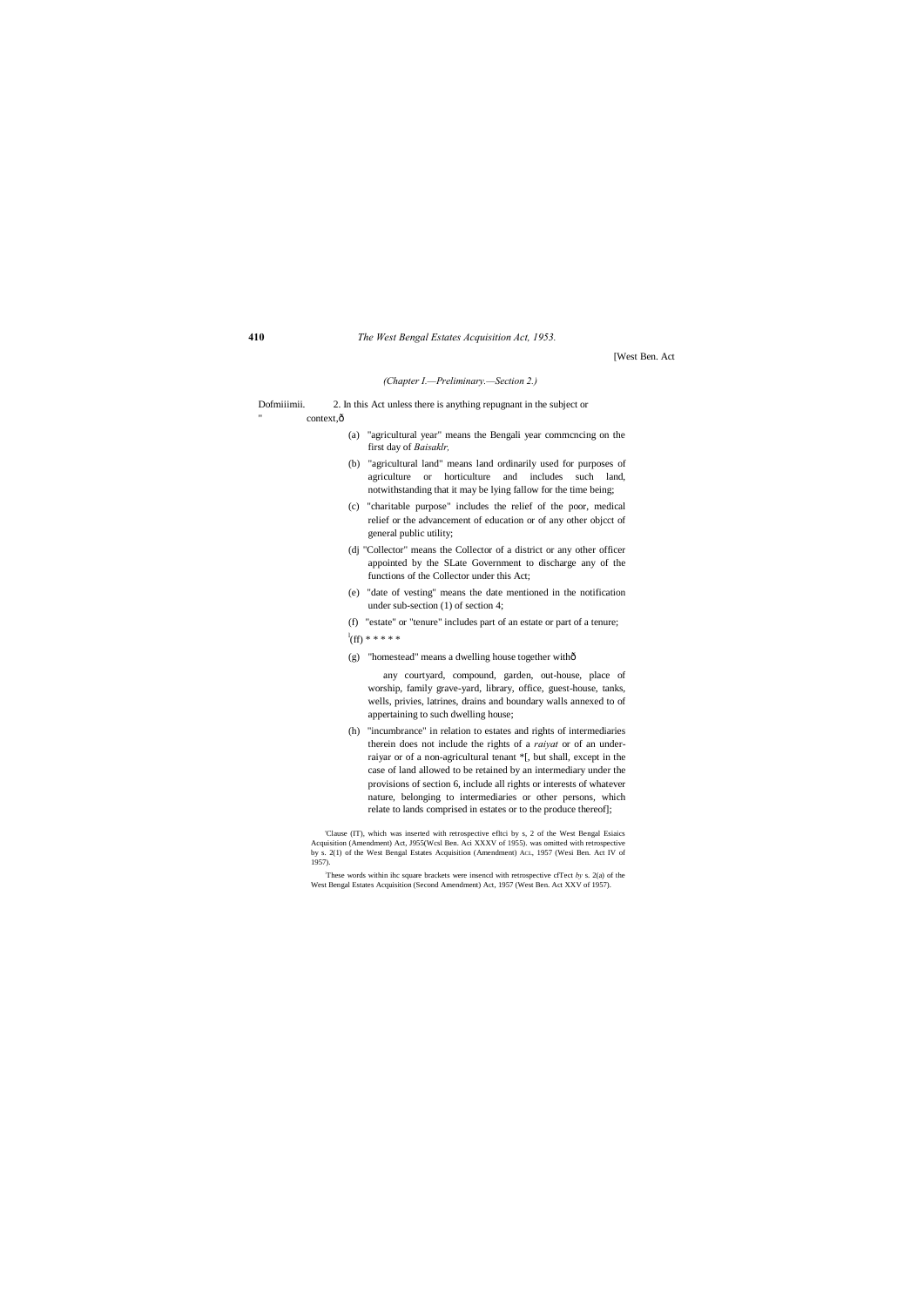(Chapter I.—Preliminary.—Section 2.)

Dofmiiimii. 2. In this Act unless there is anything repugnant in the subject or context,—

(a) "agricultural year" means the Bengali year commcncing on the first day of *Baisaklr,*

(b) "agricultural land" means land ordinarily used for purposes of agriculture or horticulture and includes such land, notwithstanding that it may be lying fallow for the time being;

(c) "charitable purpose" includes the relief of the poor, medical relief or the advancement of education or of any other objcct of general public utility;

(dj "Collector" means the Collector of a district or any other officer appointed by the SLate Government to discharge any of the functions of the Collector under this Act;

(e) "date of vesting" means the date mentioned in the notification under sub-section (1) of section 4;

(f) "estate" or "tenure" includes part of an estate or part of a tenure;

[1](ff) * * * * *

(g) "homestead" means a dwelling house together with—

any courtyard, compound, garden, out-house, place of worship, family grave-yard, library, office, guest-house, tanks, wells, privies, latrines, drains and boundary walls annexed to of appertaining to such dwelling house;

(h) "incumbrance" in relation to estates and rights of intermediaries therein does not include the rights of a *raiyat* or of an under-raiyar or of a non-agricultural tenant *[, but shall, except in the case of land allowed to be retained by an intermediary under the provisions of section 6, include all rights or interests of whatever nature, belonging to intermediaries or other persons, which relate to lands comprised in estates or to the produce thereof];

[1]Clause (IT), which was inserted with retrospective efltci by s, 2 of the West Bengal Esiaics Acquisition (Amendment) Act, J955(Wcsl Ben. Aci XXXV of 1955). was omitted with retrospective by s. 2(1) of the West Bengal Estates Acquisition (Amendment) ACL, 1957 (Wesi Ben. Act IV of 1957).

[2]These words within ihc square brackets were insencd with retrospective cfTect *by* s. 2(a) of the West Bengal Estates Acquisition (Second Amendment) Act, 1957 (West Ben. Act XXV of 1957).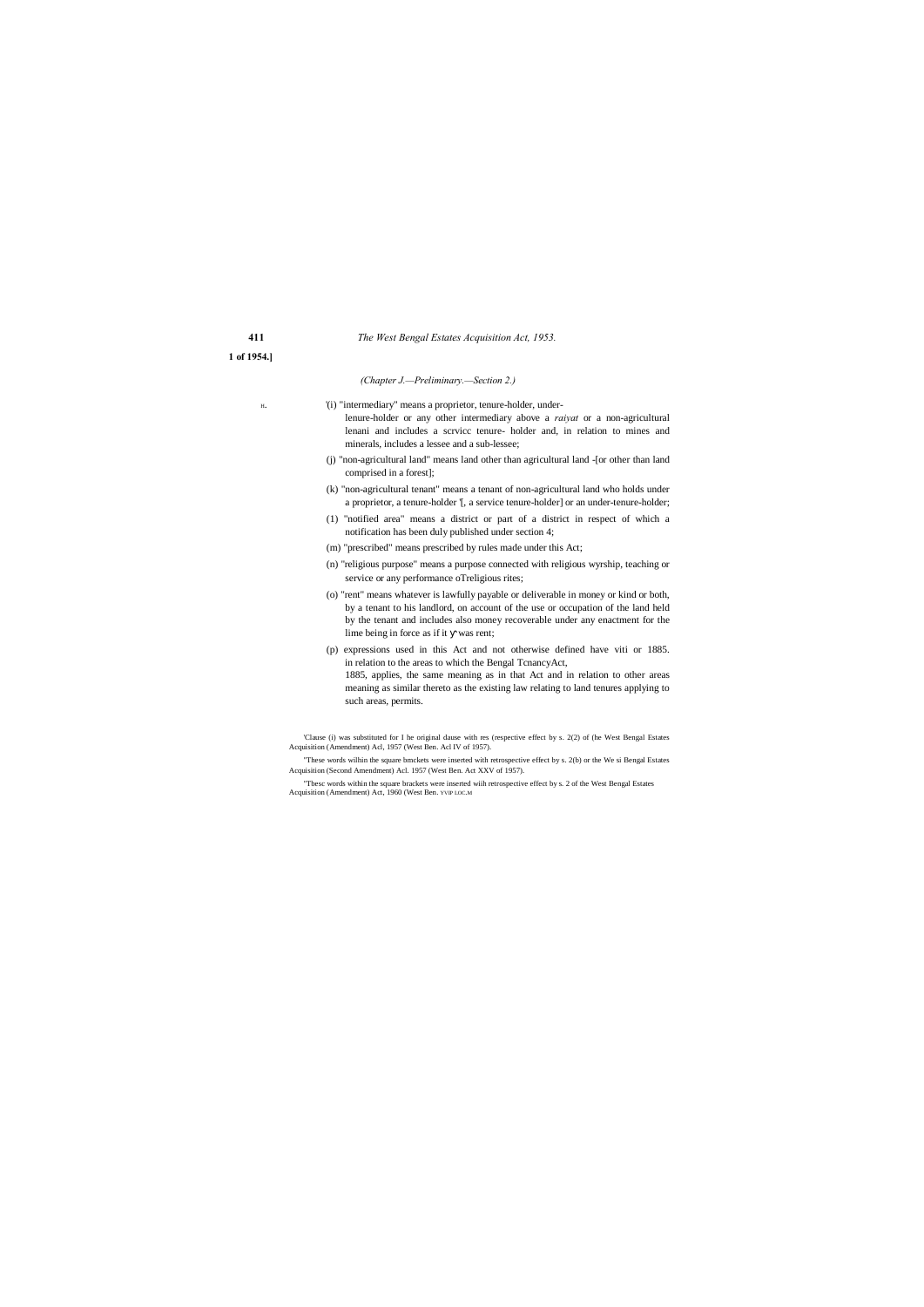1 of 1954.]

*(Chapter J.—Preliminary.—Section 2.)*

H. '(i) "intermediary" means a proprietor, tenure-holder, under-lenure-holder or any other intermediary above a *raiyat* or a non-agricultural lenani and includes a scrvicc tenure- holder and, in relation to mines and minerals, includes a lessee and a sub-lessee;

(j) "non-agricultural land" means land other than agricultural land -[or other than land comprised in a forest];

(k) "non-agricultural tenant" means a tenant of non-agricultural land who holds under a proprietor, a tenure-holder '[, a service tenure-holder] or an under-tenure-holder;

(1) "notified area" means a district or part of a district in respect of which a notification has been duly published under section 4;

(m) "prescribed" means prescribed by rules made under this Act;

(n) "religious purpose" means a purpose connected with religious wyrship, teaching or service or any performance oTreligious rites;

(o) "rent" means whatever is lawfully payable or deliverable in money or kind or both, by a tenant to his landlord, on account of the use or occupation of the land held by the tenant and includes also money recoverable under any enactment for the lime being in force as if it was rent;

(p) expressions used in this Act and not otherwise defined have viti or 1885. in relation to the areas to which the Bengal TcnancyAct, 1885, applies, the same meaning as in that Act and in relation to other areas meaning as similar thereto as the existing law relating to land tenures applying to such areas, permits.

'Clause (i) was substituted for I he original dause with res (respective effect by s. 2(2) of (he West Bengal Estates Acquisition (Amendment) Acl, 1957 (West Ben. Acl IV of 1957).

'These words wilhin the square bmckets were inserted with retrospective effect by s. 2(b) or the We si Bengal Estates Acquisition (Second Amendment) Acl. 1957 (West Ben. Act XXV of 1957).

'Tbesc words within the sqaure brackets were inserted wiih retrospective effect by s. 2 of the West Bengal Estates Acquisition (Amendment) Act, 1960 (West Ben. YVIP LOC.M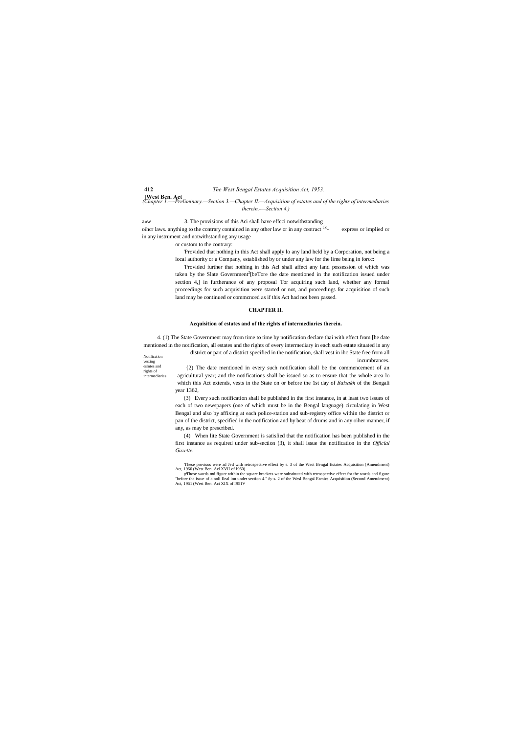(Chapter I.—-Preliminary.—Section 3.—Chapter II.—Acquisition of estates and of the rights of intermediaries therein.-—Section 4.)

a«w

3. The provisions of this Aci shall have effcci notwithstanding oihcr laws. anything to the contrary contained in any other law or in any contract clc- express or implied or in any instrument and notwithstanding any usage or custom to the contrary:

'Provided that nothing in this Act shall apply lo any land held by a Corporation, not being a local authority or a Company, established by or under any law for the lime being in forcc:

'Provided further that nothing in this Acl shall affect any land possession of which was taken by the Slate Government[2][beTore the date mentioned in the notification issued under section 4,] in furtherance of any proposal Tor acquiring such land, whether any formal proceedings for such acquisition were started or not, and proceedings for acquisition of such land may be continued or commcnced as if this Act had not been passed.

## CHAPTER II.

### Acquisition of estates and of the rights of intermediaries therein.

Notification vesting eslntes and rights of intermediaries

4. (1) The State Government may from time to time by notification declare thai with effect from [he date mentioned in the notification, all estates and the rights of every intermediary in each such estate situated in any district or part of a district specified in the notification, shall vest in ihc State free from all incumbrances.

{2) The date mentioned in every such notification shall be the commencement of an agricultural year; and the notifications shall be issued so as to ensure that the whole area lo which this Act extends, vests in the State on or before the 1st day of *Baisakh* of the Bengali year 1362,

(3) Every such notification shall be published in the first instance, in at least two issues of each of two newspapers (one of which must be in the Bengal language) circulating in West Bengal and also by affixing at each police-station and sub-registry office within the district or pan of the district, specified in the notification and by beat of drums and in any oiher manner, if any, as may be prescribed.

(4) When lite State Government is satisfied that the notification has been published in the first instance as required under sub-section (3), it shall issue the notification in the *Official Gazette.*

'These provisos were ad Jed with retrospective effect by s. 3 of the West Bengal Estates Acquisition (Amendment) Act, 1960 (West Ben. Acl XVII of I960).

yThose words md figure within the square brackets were substituted with retrospective effect for the words and figure "before the issue of a noli Ileal ion under section 4." *by* s. 2 of the Wesl Bengal Esmics Acquisition (Second Amendment) Act, 1961 (West Ben. Aci XIX of I951V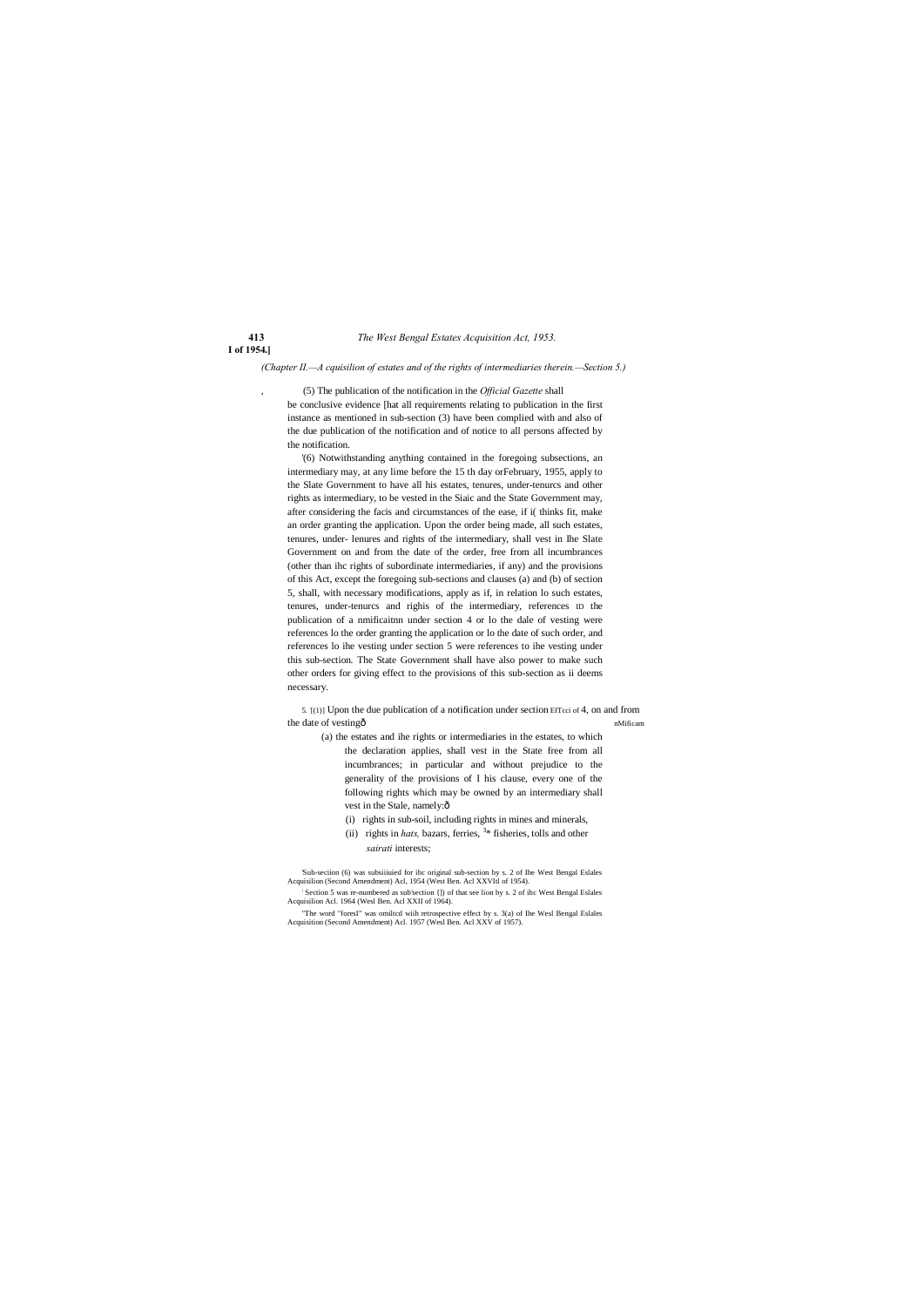(*Chapter II.—A cquisilion of estates and of the rights of intermediaries therein.—Section 5.*)

(5) The publication of the notification in the *Official Gazette* shall be conclusive evidence [hat all requirements relating to publication in the first instance as mentioned in sub-section (3) have been complied with and also of the due publication of the notification and of notice to all persons affected by the notification.

[1](6) Notwithstanding anything contained in the foregoing subsections, an intermediary may, at any lime before the 15 th day orFebruary, 1955, apply to the Slate Government to have all his estates, tenures, under-tenurcs and other rights as intermediary, to be vested in the Siaic and the State Government may, after considering the facis and circumstances of the ease, if i( thinks fit, make an order granting the application. Upon the order being made, all such estates, tenures, under- lenures and rights of the intermediary, shall vest in Ihe Slate Government on and from the date of the order, free from all incumbrances (other than ihc rights of subordinate intermediaries, if any) and the provisions of this Act, except the foregoing sub-sections and clauses (a) and (b) of section 5, shall, with necessary modifications, apply as if, in relation lo such estates, tenures, under-tenurcs and righis of the intermediary, references ID the publication of a nmificaitnn under section 4 or lo the dale of vesting were references lo the order granting the application or lo the date of such order, and references lo ihe vesting under section 5 were references to ihe vesting under this sub-section. The State Government shall have also power to make such other orders for giving effect to the provisions of this sub-section as ii deems necessary.

5. [2][(1)] Upon the due publication of a notification under section EfTcci of 4, on and from the date of vestingô nMificam

(a) the estates and ihe rights or intermediaries in the estates, to which the declaration applies, shall vest in the State free from all incumbrances; in particular and without prejudice to the generality of the provisions of I his clause, every one of the following rights which may be owned by an intermediary shall vest in the Stale, namely:ô

(i) rights in sub-soil, including rights in mines and minerals,

(ii) rights in *hats,* bazars, ferries, [3]* fisheries, tolls and other *sairati* interests;

---

[1]Sub-seciion (6) was subsiiiuied for ihc original sub-section by s. 2 of Ihe West Bengal Eslales Acquisilion (Second Amendment) Acl, 1954 (West Ben. Acl XXVItl of 1954).

[2] Section 5 was re-numbered as sub'section {]) of that see lion by s. 2 of ihc West Bengal Eslales Acquisilion Acl. 1964 (Wesl Ben. Acl XXII of 1964).

[3]The word "foresl" was omiltcd wiih retrospective effect by s. 3(a) of Ihe Wesl Bengal Eslales Acquisition (Second Amendment) Acl. 1957 (Wesl Ben. Acl XXV of 1957).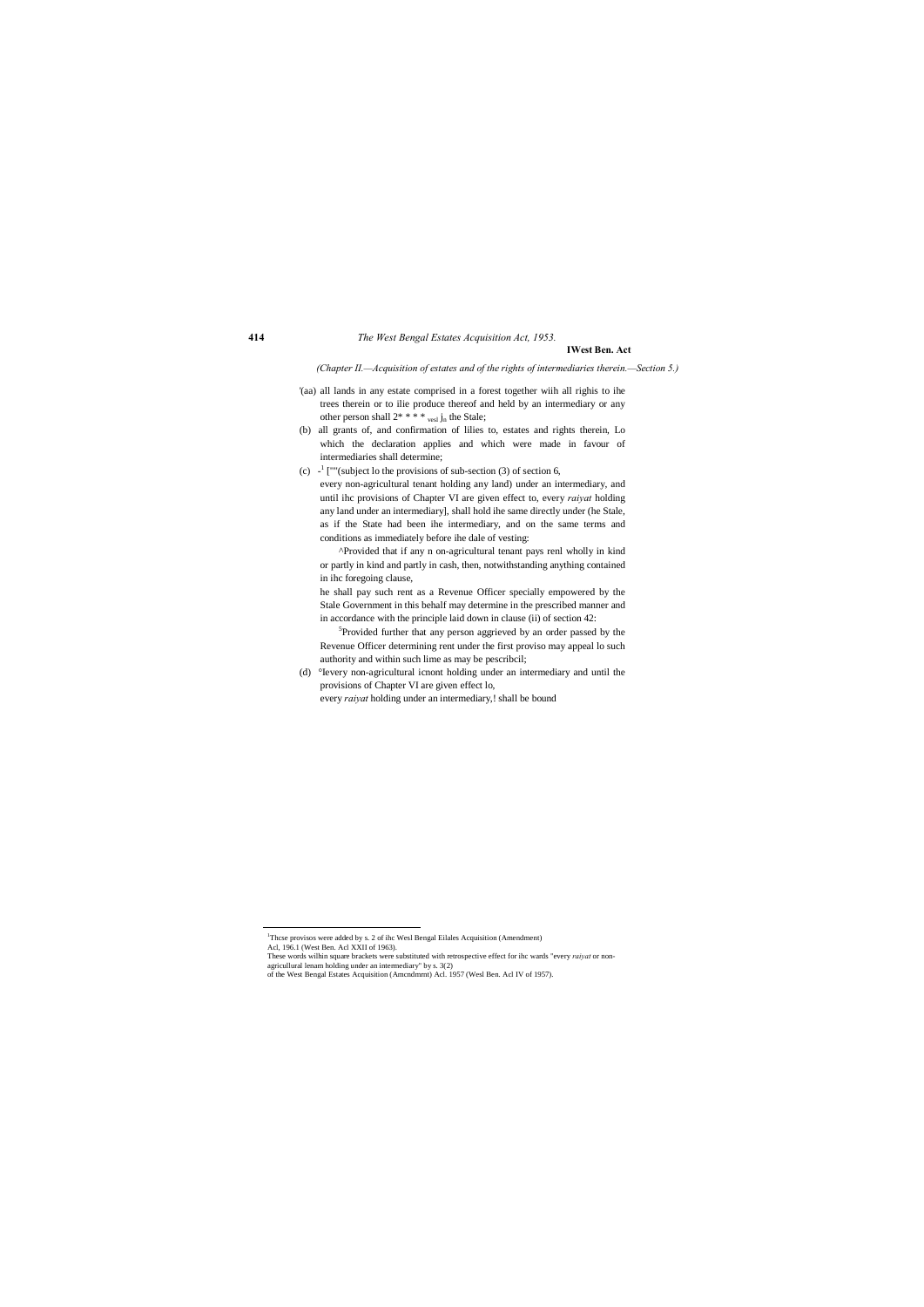*(Chapter II.—Acquisition of estates and of the rights of intermediaries therein.—Section 5.)*

'(aa) all lands in any estate comprised in a forest together wiih all righis to ihe trees therein or to ilie produce thereof and held by an intermediary or any other person shall 2* * * * vesl jn the Stale;

(b) all grants of, and confirmation of lilies to, estates and rights therein, Lo which the declaration applies and which were made in favour of intermediaries shall determine;

(c) -[1] [""(subject lo the provisions of sub-section (3) of section 6, every non-agricultural tenant holding any land) under an intermediary, and until ihc provisions of Chapter VI are given effect to, every *raiyat* holding any land under an intermediary], shall hold ihe same directly under (he Stale, as if the State had been ihe intermediary, and on the same terms and conditions as immediately before ihe dale of vesting:

^Provided that if any n on-agricultural tenant pays renl wholly in kind or partly in kind and partly in cash, then, notwithstanding anything contained in ihc foregoing clause,

he shall pay such rent as a Revenue Officer specially empowered by the Stale Government in this behalf may determine in the prescribed manner and in accordance with the principle laid down in clause (ii) of section 42:

[5]Provided further that any person aggrieved by an order passed by the Revenue Officer determining rent under the first proviso may appeal lo such authority and within such lime as may be pescribcil;

(d) °levery non-agricultural icnont holding under an intermediary and until the provisions of Chapter VI are given effect lo,

every *raiyat* holding under an intermediary,! shall be bound

---

[1]Thcse provisos were added by s. 2 of ihc Wesl Bengal Eilales Acquisition (Amendment) Acl, 196.1 (West Ben. Acl XXII of 1963).

These words wilhin square brackets were substituted with retrospective effect for ihc wards "every *raiyat* or non-agricullural lenam holding under an intermediary" by s. 3(2) of the West Bengal Estates Acquisition (Amcndmrnt) Acl. 1957 (Wesl Ben. Acl IV of 1957).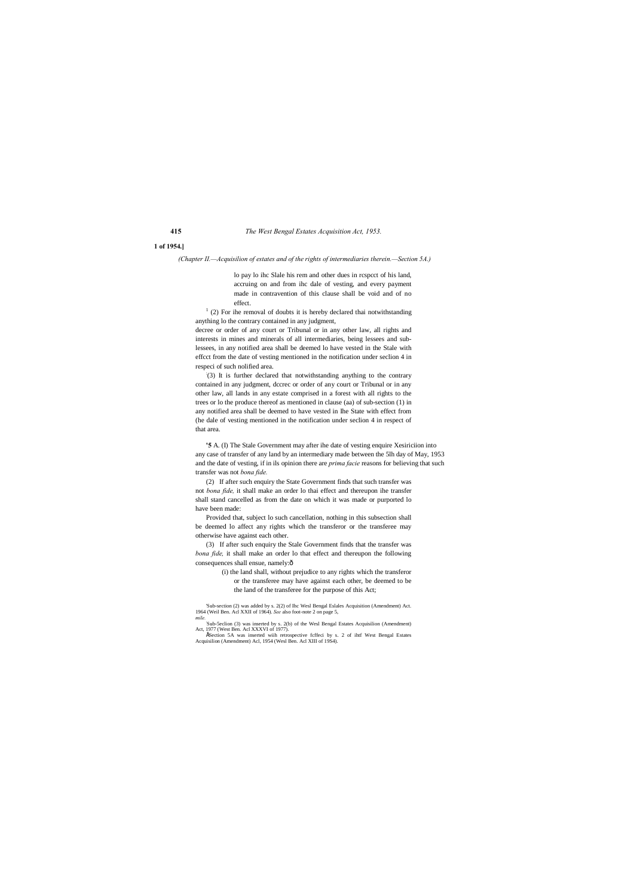1 of 1954.]

*(Chapter II.—Acquisilion of estates and of the rights of intermediaries therein.—Section 5A.)*

lo pay lo ihc Slale his rem and other dues in rcspcct of his land, accruing on and from ihc dale of vesting, and every payment made in contravention of this clause shall be void and of no effect.

[1] (2) For ihe removal of doubts it is hereby declared thai notwithstanding anything lo the contrary contained in any judgment, decree or order of any court or Tribunal or in any other law, all rights and interests in mines and minerals of all intermediaries, being lessees and sub-lessees, in any notified area shall be deemed lo have vested in the Stale with effcct from the date of vesting mentioned in the notification under seclion 4 in respeci of such nolified area.

[:](3) It is further declared that notwithstanding anything to the contrary contained in any judgment, dccrec or order of any court or Tribunal or in any other law, all lands in any estate comprised in a forest with all rights to the trees or lo the produce thereof as mentioned in clause (aa) of sub-section (1) in any notified area shall be deemed to have vested in Ihe State with effect from (he dale of vesting mentioned in the notification under seclion 4 in respect of that area.

**'5** A. (I) The Stale Government may after ihe date of vesting enquire Xesiriciion into any case of transfer of any land by an intermediary made between the 5lh day of May, 1953 and the date of vesting, if in ils opinion there are *prima facie* reasons for believing that such transfer was not *bona fide.*

(2) If after such enquiry the State Government finds that such transfer was not *bona fide,* it shall make an order lo thai effect and thereupon ihe transfer shall stand cancelled as from the date on which it was made or purported lo have been made:

Provided that, subject lo such cancellation, nothing in this subsection shall be deemed lo affect any rights which the transferor or the transferee may otherwise have against each other.

(3) If after such enquiry the Stale Government finds that the transfer was *bona fide,* it shall make an order lo that effect and thereupon the following consequences shall ensue, namely:ô

(i) the land shall, without prejudice to any rights which the transferor or the transferee may have against each other, be deemed to be the land of the transferee for the purpose of this Act;

'Sub-section (2) was added by s. 2(2) of Ihc Wesl Bengal Eslales Acquisition (Amendment) Act. 1964 (Weil Ben. Acl XXII of 1964). *See* also foot-note 2 on page 5, *mile.*

:Sub-Seclion (3) was inserted by s. 2(b) of the Wesl Bengal Estates Acquisilion (Amendment) Act, 1977 (West Ben. Acl XXXVI of 1977).

ÅSection 5A was inserted wiih retrospective fcffeci by s. 2 of ihtf West Bengal Estates Acquisilion (Amendment) Acl, 1954 (Wesl Ben. Acl XIII of 19S4).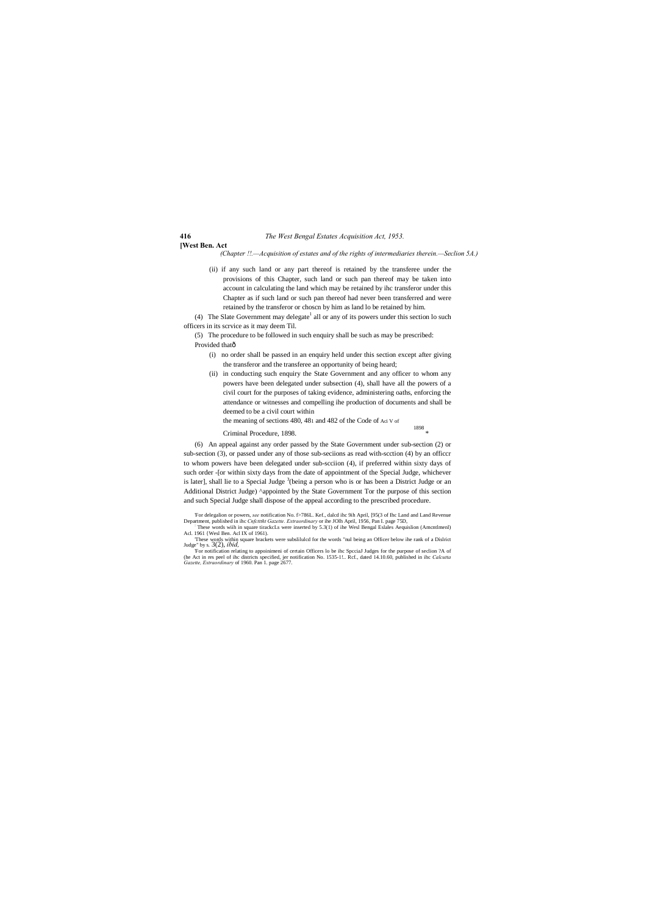**[West Ben. Act**

*(Chapter !!.—Acquisition of estates and of the rights of intermediaries therein.—Seclion 5A.)*

(ii) if any such land or any part thereof is retained by the transferee under the provisions of this Chapter, such land or such pan thereof may be taken into account in calculating the land which may be retained by ihc transferor under this Chapter as if such land or such pan thereof had never been transferred and were retained by the transferor or choscn by him as land lo be retained by him.

(4) The Slate Government may delegate[1] all or any of its powers under this section lo such officers in its scrvice as it may deem Til.

(5) The procedure to be followed in such enquiry shall be such as may be prescribed:

Provided thatð

(i) no order shall be passed in an enquiry held under this section except after giving the transferor and the transferee an opportunity of being heard;

(ii) in conducting such enquiry the State Government and any officer to whom any powers have been delegated under subsection (4), shall have all the powers of a civil court for the purposes of taking evidence, administering oaths, enforcing the attendance or witnesses and compelling ihe production of documents and shall be deemed to be a civil court within the meaning of sections 480, 481 and 482 of the Code of Criminal Procedure, 1898. Aci V of 1898 *

(6) An appeal against any order passed by the State Government under sub-section (2) or sub-section (3), or passed under any of those sub-seciions as read with-scction (4) by an officcr to whom powers have been delegated under sub-scciion (4), if preferred within sixty days of such order -[or within sixty days from the date of appointment of the Special Judge, whichever is later], shall lie to a Special Judge [3](being a person who is or has been a District Judge or an Additional District Judge) ^appointed by the State Government Tor the purpose of this section and such Special Judge shall dispose of the appeal according to the prescribed procedure.

'For delegalion or powers, *see* notification No. f>786L. Kef., dalcd ihc 9ih April, [95(3 of Ihc Land and Land Revenue Department, published in ihc *Cnfctttht Gazette. Extraordinary* or ihe JOlh April, 1956, Pan I. page 75D,

: These words wiih in square tirackcLs were inserted by 5.3(1) of ihe Wesl Bengal Eslales Aequislion (Amcntlmenl) Acl. 1961 {Wesl Ben. Acl IX of 1961).

'These words within square brackets were subslilulcd for the words "nul being an Officer below ihe rank of a Dislrict Judge" by s. 3(2), *ibid,*

'For notification relating to appoinimeni of certain Officers lo be ihc SpcciaJ Judges for the purpose of seclion ?A of (he Act in res peel of ihc districts specified, jer notification No. 1535-1!.. Rcf., dated 14.10.60, published in ihc *Calcutta Gazette, Extraordinary* of 1960. Pan 1. page 2677.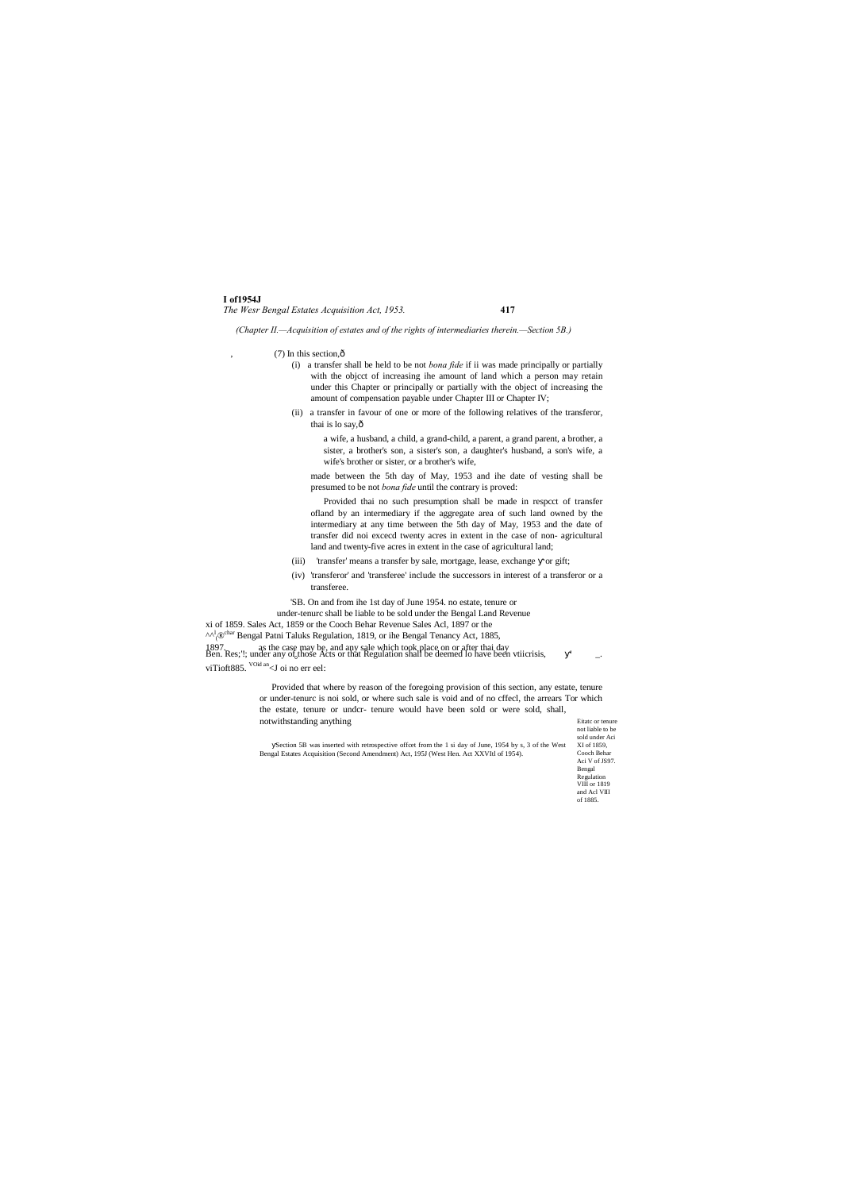*(Chapter II.—Acquisition of estates and of the rights of intermediaries therein.—Section 5B.)*

(7) In this section,—

(i) a transfer shall be held to be not *bona fide* if ii was made principally or partially with the objcct of increasing ihe amount of land which a person may retain under this Chapter or principally or partially with the object of increasing the amount of compensation payable under Chapter III or Chapter IV;

(ii) a transfer in favour of one or more of the following relatives of the transferor, thai is lo say,—

a wife, a husband, a child, a grand-child, a parent, a grand parent, a brother, a sister, a brother's son, a sister's son, a daughter's husband, a son's wife, a wife's brother or sister, or a brother's wife,

made between the 5th day of May, 1953 and ihe date of vesting shall be presumed to be not *bona fide* until the contrary is proved:

Provided thai no such presumption shall be made in respcct of transfer ofland by an intermediary if the aggregate area of such land owned by the intermediary at any time between the 5th day of May, 1953 and the date of transfer did noi excecd twenty acres in extent in the case of non- agricultural land and twenty-five acres in extent in the case of agricultural land;

(iii) 'transfer' means a transfer by sale, mortgage, lease, exchange or gift;

(iv) 'transferor' and 'transferee' include the successors in interest of a transferor or a transferee.

'5B. On and from ihe 1st day of June 1954. no estate, tenure or under-tenurc shall be liable to be sold under the Bengal Land Revenue Sales Acl, 1859 or the Cooch Behar Revenue Sales Acl, 1897 or the Bengal Patni Taluks Regulation, 1819, or ihe Bengal Tenancy Act, 1885, as the case may be, and any sale which took place on or after thai day under any of those Acts or that Regulation shall be deemed lo have been void and of no effect:

Provided that where by reason of the foregoing provision of this section, any estate, tenure or under-tenurc is noi sold, or where such sale is void and of no cffecl, the arrears Tor which the estate, tenure or undcr- tenure would have been sold or were sold, shall, notwithstanding anything

Eitatc or tenure not liable to be sold under Aci XI of 1859, Cooch Behar Aci V of JS97. Bengal Regulation VIII or 1819 and Acl VIII of 1885.

Section 5B was inserted with retrospective offcet from the 1 si day of June, 1954 by s, 3 of the West Bengal Estates Acquisition (Second Amendment) Act, 195J (West Hen. Act XXVItl of 1954).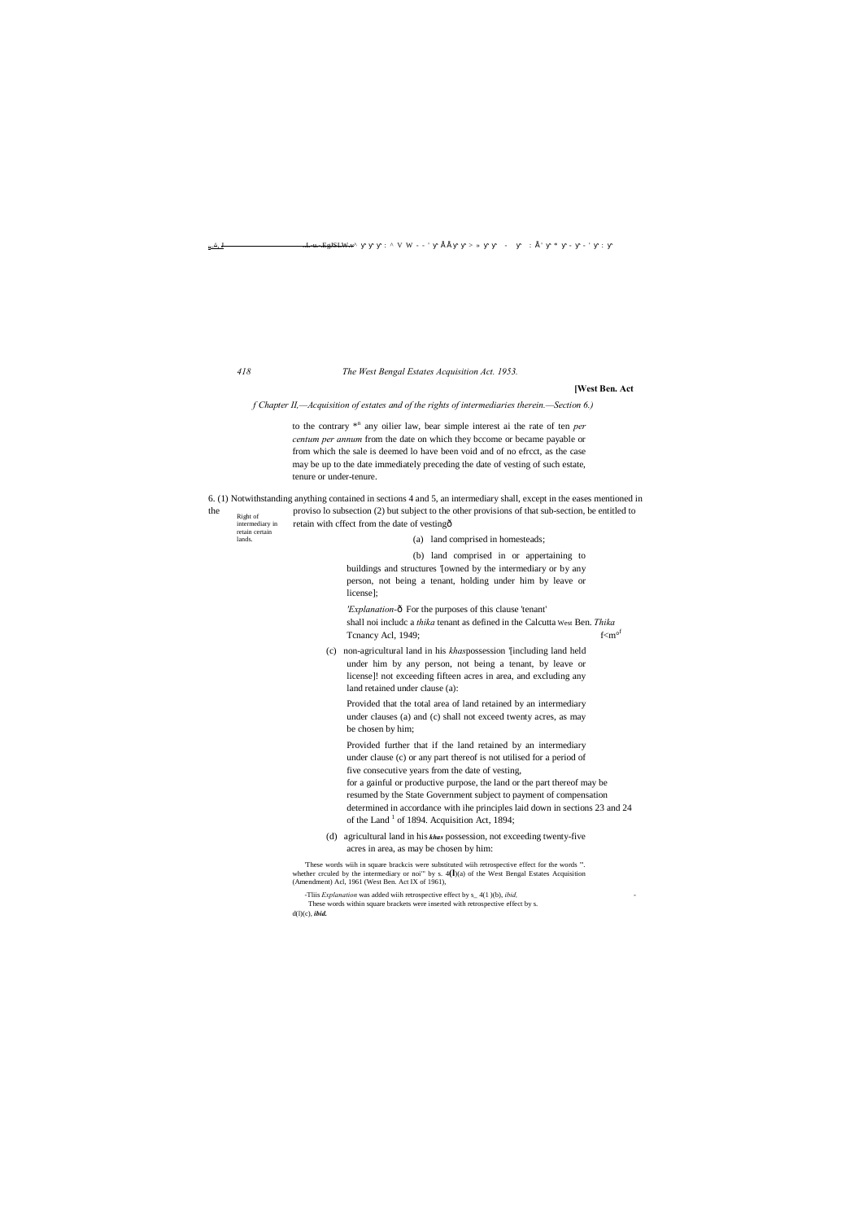*f Chapter II,—Acquisition of estates and of the rights of intermediaries therein.—Section 6.)*

to the contrary *" any oilier law, bear simple interest ai the rate of ten *per centum per annum* from the date on which they bccome or became payable or from which the sale is deemed lo have been void and of no efrcct, as the case may be up to the date immediately preceding the date of vesting of such estate, tenure or under-tenure.

Right of intermediary in retain certain lands.

6. (1) Notwithstanding anything contained in sections 4 and 5, an intermediary shall, except in the eases mentioned in the proviso lo subsection (2) but subject to the other provisions of that sub-section, be entitled to retain with cffect from the date of vesting—

(a) land comprised in homesteads;

(b) land comprised in or appertaining to buildings and structures '[owned by the intermediary or by any person, not being a tenant, holding under him by leave or license];

*'Explanation*— For the purposes of this clause 'tenant' shall noi includc a *thika* tenant as defined in the Calcutta West Ben. *Thika* Tcnancy Acl, 1949;

(c) non-agricultural land in his *khas* possession '[including land held under him by any person, not being a tenant, by leave or license]! not exceeding fifteen acres in area, and excluding any land retained under clause (a):

Provided that the total area of land retained by an intermediary under clauses (a) and (c) shall not exceed twenty acres, as may be chosen by him;

Provided further that if the land retained by an intermediary under clause (c) or any part thereof is not utilised for a period of five consecutive years from the date of vesting, for a gainful or productive purpose, the land or the part thereof may be resumed by the State Government subject to payment of compensation determined in accordance with ihe principles laid down in sections 23 and 24 of the Land [1] of 1894. Acquisition Act, 1894;

(d) agricultural land in his ***khas*** possession, not exceeding twenty-five acres in area, as may be chosen by him:

'These words wiih in square brackcis were substituted wiih retrospective effect for the words ". whether crculed by the intermediary or noi'" by s. 4(l)(a) of the West Bengal Estates Acquisition (Amendment) Acl, 1961 (West Ben. Act IX of 1961),

-Tliis *Explanation* was added wiih retrospective effect by s_ 4(1 )(b), *ibid,*

These words within square brackets were inserted with retrospective effect by s. d(l)(c), ***ibid.***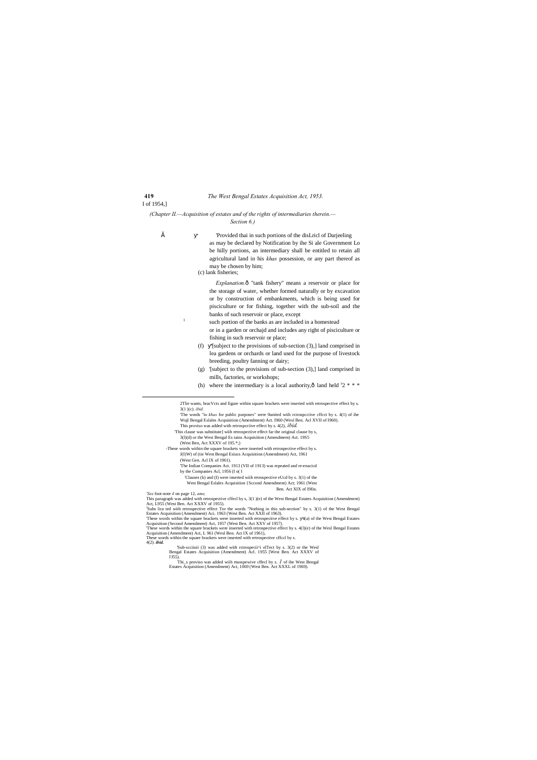I of 1954,]

*(Chapter II.—Acquisition of estates and of the rights of intermediaries therein.— Section 6.)*

'Provided thai in such portions of the disLricl of Darjeeling as may be declared by Notification by ihe Si ale Government Lo be hilly portions, an intermediary shall be entitled to retain all agricultural land in his *khas* possession, or any part thereof as may be chosen by him;

(c) lank fisheries;

*Explanation.*— "tank fishery" means a reservoir or place for the storage of water, whether formed naturally or by excavation or by construction of embankments, which is being used for pisciculture or for fishing, together with the sub-soil and the banks of such reservoir or place, except

such portion of the banks as are included in a homestead or in a garden or orchajd and includes any right of pisciculture or fishing in such reservoir or place;

(f) [subject to the provisions of sub-section (3),] land comprised in lea gardens or orchards or land used for the purpose of livestock breeding, poultry fanning or dairy;

(g) '[subject to the provisions of sub-section (3),] land comprised in mills, factories, or workshops;

(h) where the intermediary is a local authority,— land held [5]2 * * *

---

2Tlie wants, bracVcts and figure within square brackets were inserted with retrospective effect by s. 3(1 )(c). *ibid.*

'The words "io *khas* for public purposes" were 0united wiih rcirospcciive cffcct by s. 4(1) of ihe Wujl Bengal Eslales Acquisition (Amendment) Act. I960 (Wesl Ben. Acl XVII of I960).

This proviso was added with reirospcciive effect by s. 4(2), *ibid.*

'This clause was substitute] wiih retrospective effect far the original clause by s, 3(l)(d) or the West Bengal Es tains Acquisition (Amendmem) Act. 19S5 (West Ben, Act XXXV of 195.*;)

-These words within the square brackets were inserted with retrospective effect by s. J(l)W) of (tie West Bengal Esiucs Acquisition (Amendment) Act, 1961 (West Gen. Acl IX of 1961).

'The Indian Companies Act. 1913 (VII of 1913) was repealed and re-enacicd by the Companies Acl, 1956 (I o( I

'Clauses (k) and (I) were inserted wiih retrospective eUcd by s. 3(1) of the West Bengal Eslales Acquisition {Sccond Amendment) Act; 1961 (West Ben. Act XIX of I9fin.

*'See* foot-note *4* on page 12, *ame,*

This paragraph was added with retrospective cffecl by s, 3(1 )(e) of the West Bengal Estates Acquisition (Amendment) Act, L955 (West Ben. Act XXXV of 1955).

[J]Subs lira ted with retrospective effect Tor the words "Nothing in this sub-section" by s. 3(1) of the West Bengal Estates Acquisition (Amendment) Aci. 1963 (West Ben. Act XXII of 1963).

'These words within the square brackets were inserted with retrospective effect by s. 4(a) of the West Bengal Estates Acquisition (Second Amendment) Act, 1957 (West Ben. Act XXV of 1957).

'These words within the square brackets were inserted with retrospective effect by s. 4(l)(e) of the Wesl Bengal Estates Acquisition (Amendment) Act, L 961 (Wesl Ben. Act IX of 1961),

These words within the square brackets were inserted with retrospective cffccl by s. 4(2). ***ibid.***

'Sub-scciioii (3) was added with rctrospecii^i elTect by s. 3(2) or the Wesl Bengal Estates Acquisition (Amendment) Acl. 1955 [West Ben. Act XXXV of l'J55).

'Thi_s proviso was added wiih rtuospewive cffecl by s. *I* of ihe West Bengal Estates Acquisition (Amendment) Act, 1069 (West Ben. Act XXXL of 1969).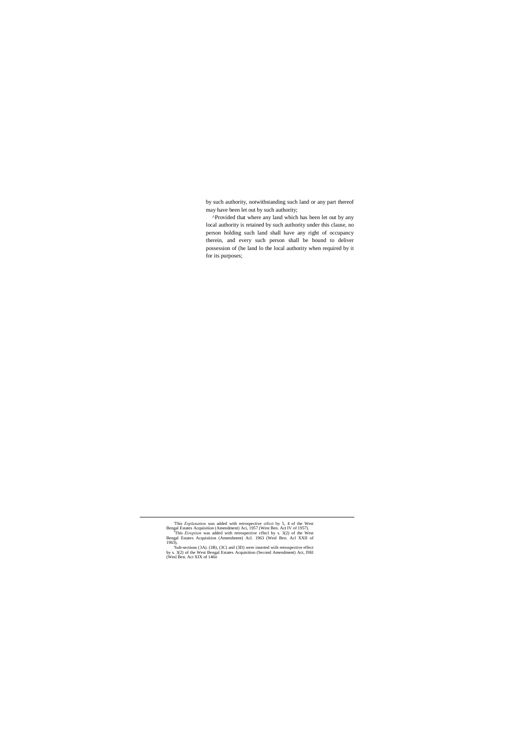by such authority, notwithstanding such land or any part thereof may have been let out by such authority;

^Provided that where any land which has been let out by any local authority is retained by such authority under this clause, no person holding such land shall have any right of occupancy therein, and every such person shall be bound to deliver possession of (he land lo the local authority when required by it for its purposes;

---

'This *Explanation* was added with retrospective crfcct by 5, 4 of the West Bengal Estates Acquisition (Amendment) Aci, 1957 (West Ben. Act IV of 1957).

[2]This *Eirepiion* was added with retrospective cffecl by s. 3(2) of the West Bengal Estates Acquisition (Amendment) Acl. 1963 (Wesl Ben. Acl XXII of 1963),

'Sub-sections (3A). (3B), (3C) anil (3D) were inserted wiih retrospective effect by s. 3(2) of the West Bengal Estates Acquisition (Second Amendment) Act, I9fil (Wesl Ben. Act XIX of 146it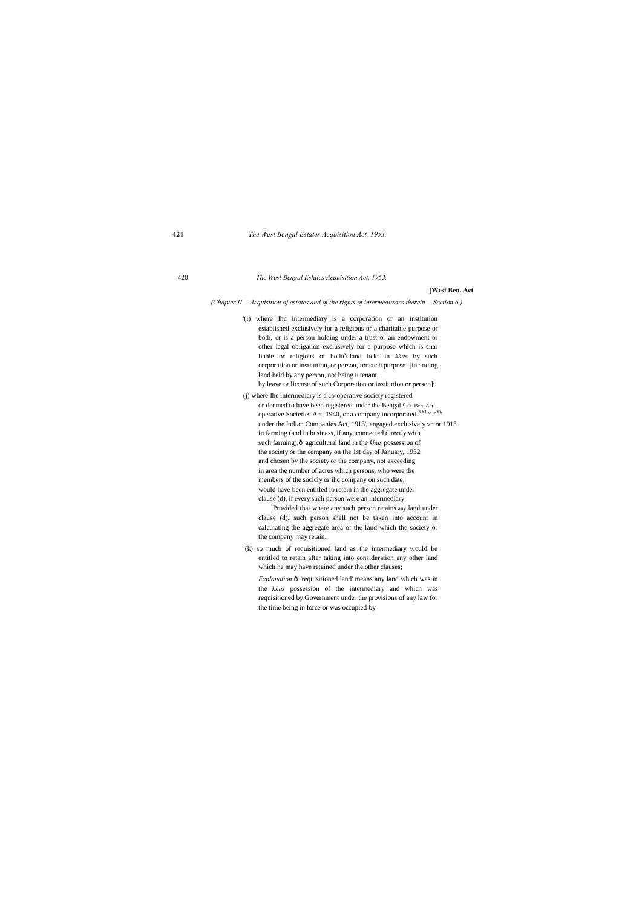(Chapter II.—Acquisition of estates and of the rights of intermediaries therein.—Section 6.)

'(i) where Ihc intermediary is a corporation or an institution established exclusively for a religious or a charitable purpose or both, or is a person holding under a trust or an endowment or other legal obligation exclusively for a purpose which is char liable or religious of bolhô land hckf in *khas* by such corporation or institution, or person, for such purpose -[including land held by any person, not being u tenant, by leave or liccnse of such Corporation or institution or person];

(j) where Ihe intermediary is a co-operative society registered or deemed to have been registered under the Bengal Co- Ben. Aci operative Societies Act, 1940, or a company incorporated XXI o -/\ under the Indian Companies Act, 1913', engaged exclusively vn or 1913. in farming (and in business, if any, connected directly with such farming),ô agricultural land in the *khas* possession of the society or the company on the 1st day of January, 1952, and chosen by the society or the company, not exceeding in area the number of acres which persons, who were the members of the socicly or ihc company on such date, would have been entitled io retain in the aggregate under clause (d), if every such person were an intermediary:

Provided thai where any such person retains any land under clause (d), such person shall not be taken into account in calculating the aggregate area of the land which the society or the company may retain.

J(k) so much of requisitioned land as the intermediary would be entitled to retain after taking into consideration any other land which he may have retained under the other clauses;

*Explanation.*ô 'requisitioned land' means any land which was in the *khas* possession of the intermediary and which was requisitioned by Government under the provisions of any law for the time being in force or was occupied by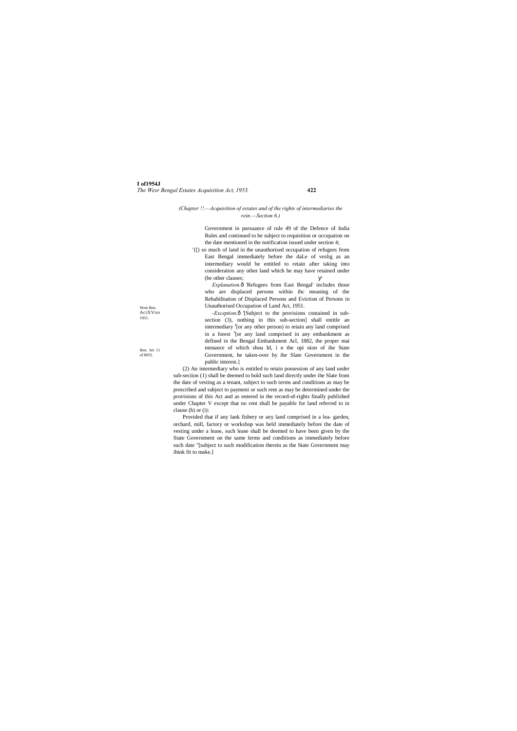*(Chapter !!.—Acquisition of estates and of the rights of intermediaries the rein.—Section 6.)*

Government in pursuance of rule 49 of the Defence of India Rules and continued to be subject to requisition or occupation on the date mentioned in the notification issued under section 4;

'{[) so much of land in the unauthorised occupation of refugees from East Bengal immediately before the daLe of veslig as an intermediary would be entitled to retain after taking into consideration any other land which he may have retained under (be other clauses;

*Explanation.*ô 'Refugees from East Bengal' includes those who are displaced persons within ihc meaning of the Rehabilitation of Displaced Persons and Eviction of Persons in Unauthorised Occupation of Land Act, 1951.

West Ben. ActXVtor 1951.

-*Exception.*ô '[Subject to the provisions contained in sub-section (3), nothing in this sub-section] shall entitle an intermediary [J][or any other person) to retain any land comprised in a forest [s][or any land comprised in any embankment as defined in the Bengal Embankment Acl, 1882, ihe proper mai ntenance of which shou ld, i n the opi nion of ihe State Government, he taken-over by ihe Slate Government in the public interest.]

Ben. Art 11 of l8f!2.

(2) An intermediary who is entitled to retain possession of any land under sub-seciion (1) shall be deemed to hold such land directly under ihe Slate from the date of vesting as a tenant, subject to such terms and conditions as may be prescribed and subject to paymeni or such rent as may be determined under the provisions of this Act and as entered in the record-of-rights finally published under Chapter V except that no rent shall be payable for land referred to in clause (h) or (i):

Provided that if any lank fishery or any land comprised in a lea- garden, orchard, mill, factory or workshop was held immediately before the date of vesting under a lease, such lease shall be deemed to have been given by the State Government on the same lerms and conditions as immediately before such date "[subject to such modification therein as the State Government may ihink fit to make.]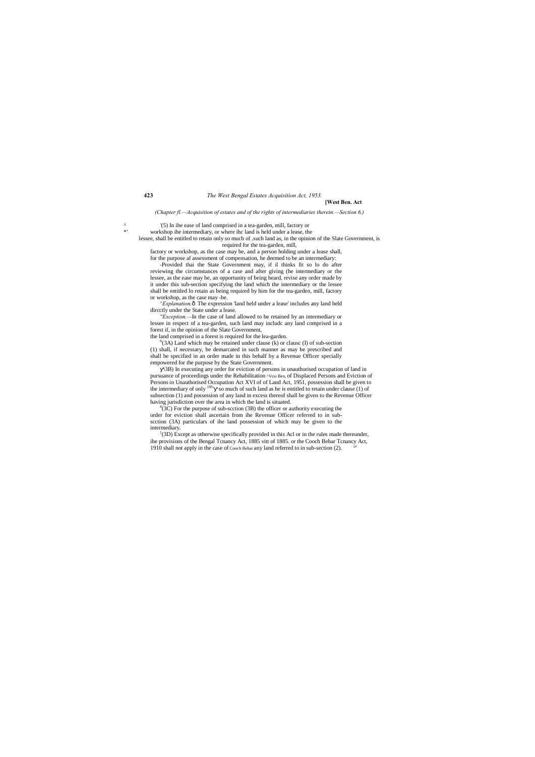(Chapter fl.—Acquisition of estates and of the rights of intermediaries therein.—Section 6.)

'(5) In ihe ease of land comprised in a tea-garden, mill, factory or workshop ihe intermediary, or where ihc land is held under a lease, the lessee, shall be entitled to retain only so much of .such land as, in the opinion of the Slate Government, is required for the tea-garden, mill, factory or workshop, as the case may be, and a person holding under a lease shall, for the purpose af assessment of compensation, he deemed to be an intermediary:

-Provided thai the State Government may, if il thinks fit so lo do after reviewing the circumstances of a case and after giving (he intermediary or the lessee, as the ease may be, an opportunity of being heard, revise any order made by it under this sub-section specifying the land which the intermediary or the lessee shall be entitled lo retain as being required by him for the tea-garden, mill, factory or workshop, as the case may -be.

^*Explanation.*— The expression 'land held under a lease' includes any land held dircctly under the State under a lease.

*"Exception.*—In the case of land allowed to be retained by an intermediary or lessee in respect of a tea-garden, such land may includc any land comprised in a forest if, in the opinion of the Slate Government, the land comprised in a forest is required for the lea-garden.

[S](3A) Land which may be retained under clause (k) or clausc (I) of sub-section (1) shall, if necessary, be demarcated in such manner as may be prescribed and shall be specified in an order made in this behalf by a Revenue Officer specially empowered for the purpose by the State Government.

^3B) In executing any order for eviction of persons in unauthorised occupation of land in pursuance of proceedings under the Rehabilitation ^Vcsi Ben, of Displaced Persons and Eviction of Persons in Unauthorised Occupation Act XVI of of Land Act, 1951, possession shall be given to the intermediary of only [195] so much of such land as he is entitled to retain under clause (1) of subsection (1) and possession of any land in excess thereof shall be given to the Revenue Officer having jurisdiction over the area in which the land is situated.

[4](3C) For the purpose of sub-scction (3B) the officer or authority executing the order for eviction shall ascertain from ihe Revenue Officer referred to in sub-scction (3A) particulars of ihe land possession of which may be given to the intermediary.

[1](3D) Except as otherwise specifically provided in this Acl or in the rules made thereunder, ihe provisions of the Bengal Tcnancy Act, 1885 vitt of 1885. or the Cooch Behar Tcnancy Act, 1910 shall not apply in the case of Cooch Behar any land referred to in sub-section (2).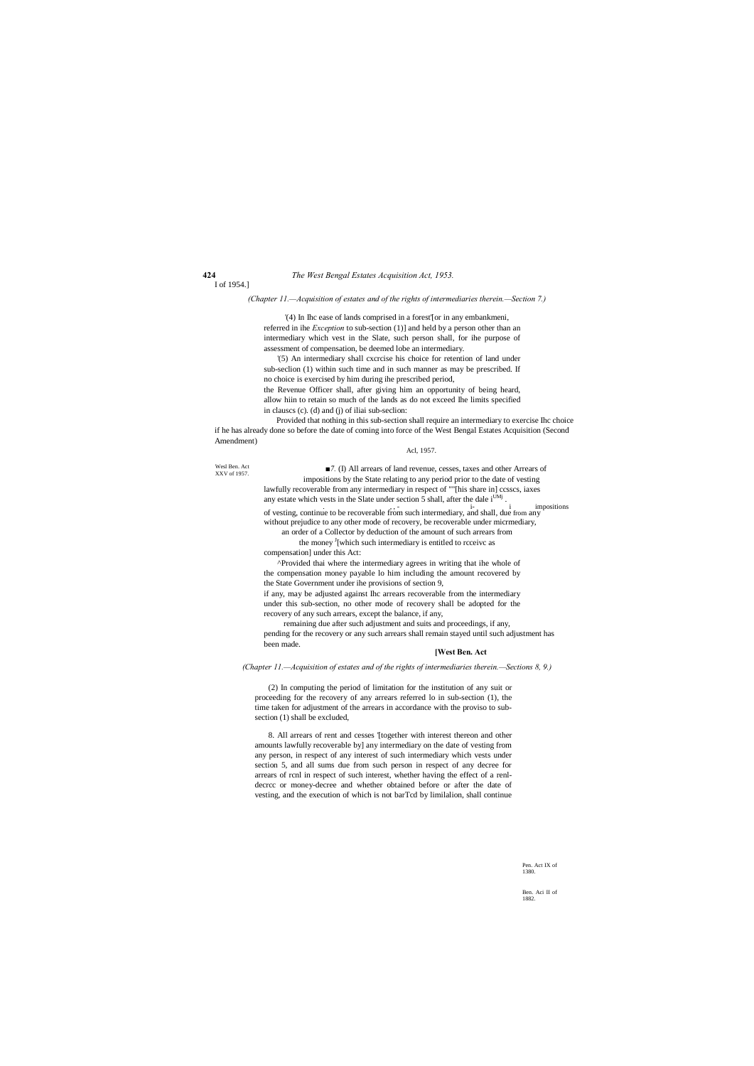I of 1954.]

*(Chapter 11.—Acquisition of estates and of the rights of intermediaries therein.—Section 7.)*

'(4) In Ihc ease of lands comprised in a forest'[or in any embankmeni, referred in ihe *Exception* to sub-section (1)] and held by a person other than an intermediary which vest in the Slate, such person shall, for ihe purpose of assessment of compensation, be deemed lobe an intermediary.

'(5) An intermediary shall cxcrcise his choice for retention of land under sub-seclion (1) within such time and in such manner as may be prescribed. If no choice is exercised by him during ihe prescribed period,

the Revenue Officer shall, after giving him an opportunity of being heard, allow hiin to retain so much of the lands as do not exceed Ihe limits specified in clauscs (c). (d) and (j) of iliai sub-seclion:

Provided that nothing in this sub-section shall require an intermediary to exercise Ihc choice if he has already done so before the date of coming into force of the West Bengal Estates Acquisition (Second Amendment)

Acl, 1957.

Wesl Ben. Act XXV of 1957.

■7. (I) All arrears of land revenue, cesses, taxes and other Arrears of impositions by the State relating to any period prior to the date of vesting lawfully recoverable from any intermediary in respect of ""[his share in] ccsscs, iaxes any estate which vests in the Slate under section 5 shall, after the dale i[UM] . impositions of vesting, continue to be recoverable from such intermediary, and shall, due from any without prejudice to any other mode of recovery, be recoverable under micrmediary, an order of a Collector by deduction of the amount of such arrears from the money [which such intermediary is entitled to rcceivc as compensation] under this Act:

^Provided thai where the intermediary agrees in writing that ihe whole of the compensation money payable lo him including the amount recovered by the State Government under ihe provisions of section 9,

if any, may be adjusted against Ihc arrears recoverable from the intermediary under this sub-section, no other mode of recovery shall be adopted for the recovery of any such arrears, except the balance, if any,

remaining due after such adjustment and suits and proceedings, if any, pending for the recovery or any such arrears shall remain stayed until such adjustment has been made.

**[West Ben. Act**

*(Chapter 11.—Acquisition of estates and of the rights of intermediaries therein.—Sections 8, 9.)*

(2) In computing the period of limitation for the institution of any suit or proceeding for the recovery of any arrears referred lo in sub-section (1), the time taken for adjustment of the arrears in accordance with the proviso to sub-section (1) shall be excluded,

8. All arrears of rent and cesses '[together with interest thereon and other amounts lawfully recoverable by] any intermediary on the date of vesting from any person, in respect of any interest of such intermediary which vests under section 5, and all sums due from such person in respect of any decree for arrears of rcnl in respect of such interest, whether having the effect of a renl-decrcc or money-decree and whether obtained before or after the date of vesting, and the execution of which is not barTcd by limilalion, shall continue

Pen. Act IX of 1380.

Ben. Aci II of 1882.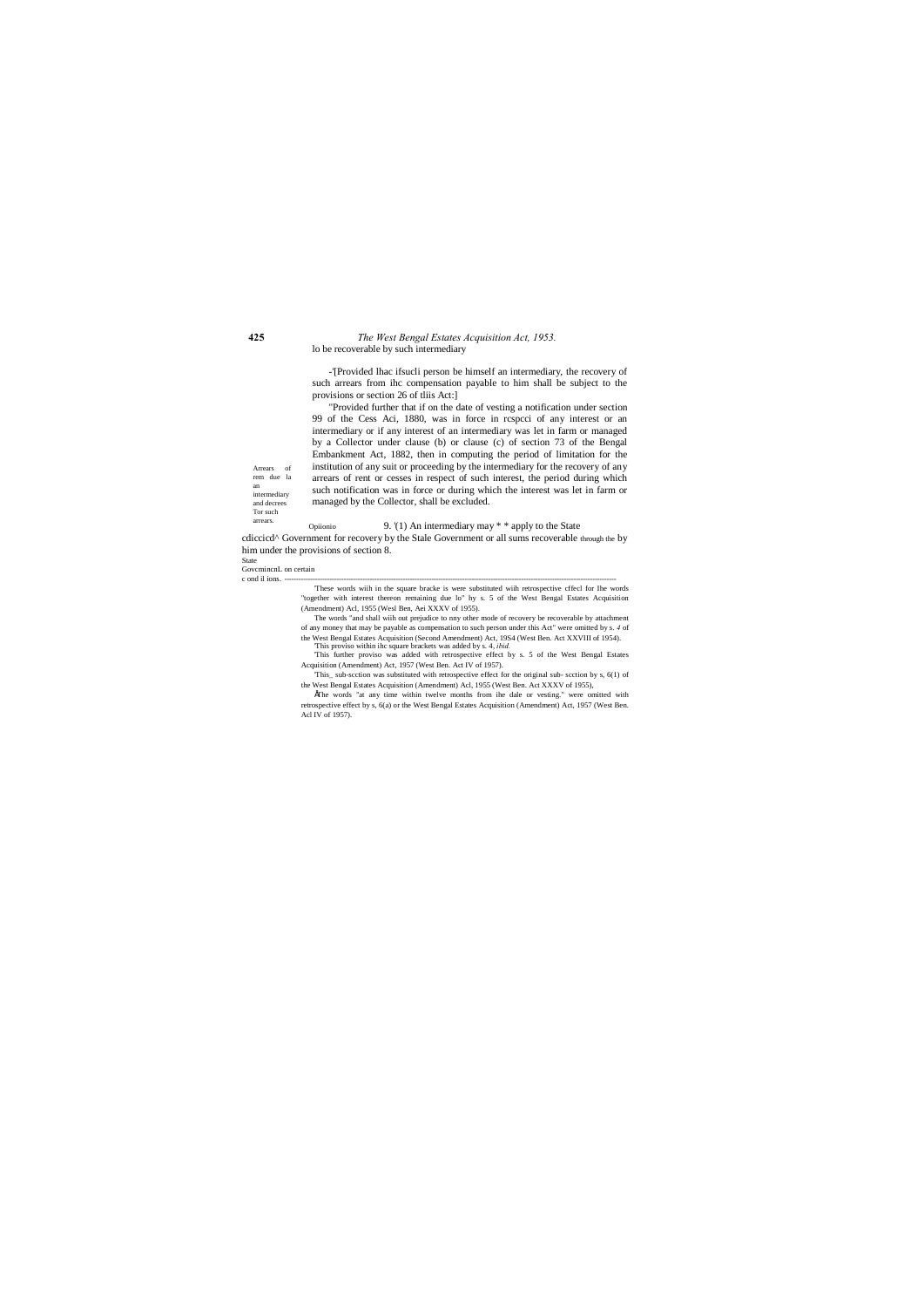lo be recoverable by such intermediary

-'[Provided lhac ifsucli person be himself an intermediary, the recovery of such arrears from ihc compensation payable to him shall be subject to the provisions or section 26 of tliis Act:]

"Provided further that if on the date of vesting a notification under section 99 of the Cess Aci, 1880, was in force in rcspcci of any interest or an intermediary or if any interest of an intermediary was let in farm or managed by a Collector under clause (b) or clause (c) of section 73 of the Bengal Embankment Act, 1882, then in computing the period of limitation for the institution of any suit or proceeding by the intermediary for the recovery of any arrears of rent or cesses in respect of such interest, the period during which such notification was in force or during which the interest was let in farm or managed by the Collector, shall be excluded.

Arrears of rem due la an intermediary and decrees Tor such arrears.

Opiionio cdiccicd^ State GovcmincnL on certain c ond il ions.

9. '(1) An intermediary may * * apply to the State Government for recovery by the Stale Government or all sums recoverable through the by him under the provisions of section 8.

---

'These words wiih in the square bracke is were substituted wiih retrospective cffecl for Ihe words "together with interest thereon remaining due lo" hy s. 5 of the West Bengal Estates Acquisition (Amendment) Acl, 1955 (Wesl Ben, Aei XXXV of 1955).

The words "and shall wiih out prejudice to nny other mode of recovery be recoverable by attachment of any money that may be payable as compensation to such person under this Act" were omitted by s. *4* of the West Bengal Estates Acquisition (Second Amendment) Act, 19S4 (West Ben. Act XXVIII of 1954).

'This proviso within ihc square brackets was added by s. 4, *ibid.*

'This further proviso was added with retrospective effect by s. 5 of the West Bengal Estates Acquisition (Amendment) Act, 1957 (West Ben. Act IV of 1957).

'This_ sub-scction was substituted with retrospective effect for the original sub- scction by s, 6(1) of the West Bengal Estates Acquisition (Amendment) Acl, 1955 (West Ben. Act XXXV of 1955),

Àlhe words "at any time within twelve months from ihe dale or vesting." were omitted with retrospective effect by s, 6(a) or the West Bengal Estates Acquisition (Amendment) Act, 1957 (West Ben. Acl IV of 1957).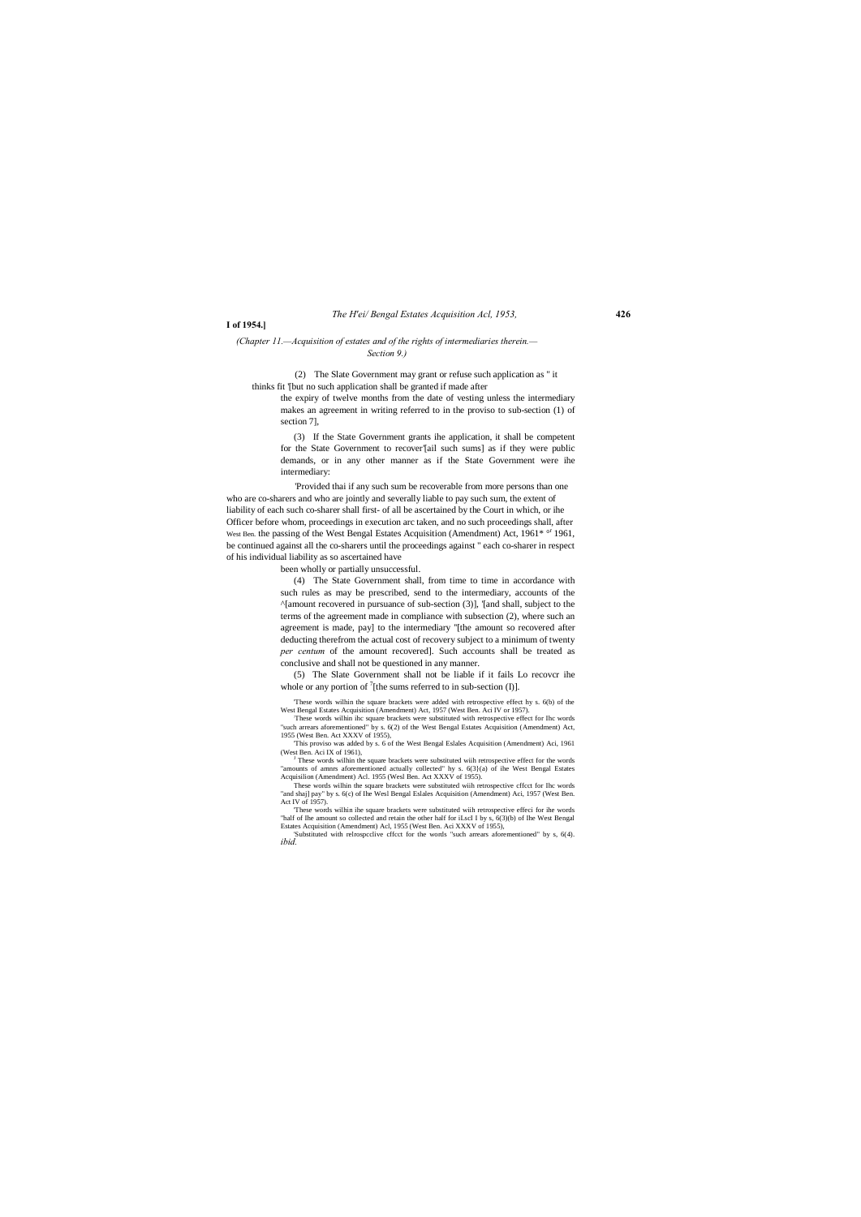**I of 1954.]**

*(Chapter 11.—Acquisition of estates and of the rights of intermediaries therein.— Section 9.)*

(2) The Slate Government may grant or refuse such application as " it thinks fit '[but no such application shall be granted if made after the expiry of twelve months from the date of vesting unless the intermediary makes an agreement in writing referred to in the proviso to sub-section (1) of section 7],

(3) If the State Government grants ihe application, it shall be competent for the State Government to recover'[ail such sums] as if they were public demands, or in any other manner as if the State Government were ihe intermediary:

'Provided thai if any such sum be recoverable from more persons than one who are co-sharers and who are jointly and severally liable to pay such sum, the extent of liability of each such co-sharer shall first- of all be ascertained by the Court in which, or ihe Officer before whom, proceedings in execution arc taken, and no such proceedings shall, after West Ben. the passing of the West Bengal Estates Acquisition (Amendment) Act, 1961* of 1961, be continued against all the co-sharers until the proceedings against " each co-sharer in respect of his individual liability as so ascertained have been wholly or partially unsuccessful.

(4) The State Government shall, from time to time in accordance with such rules as may be prescribed, send to the intermediary, accounts of the ^[amount recovered in pursuance of sub-section (3)], '[and shall, subject to the terms of the agreement made in compliance with subsection (2), where such an agreement is made, pay] to the intermediary "[the amount so recovered after deducting therefrom the actual cost of recovery subject to a minimum of twenty *per centum* of the amount recovered]. Such accounts shall be treated as conclusive and shall not be questioned in any manner.

(5) The Slate Government shall not be liable if it fails Lo recovcr ihe whole or any portion of [7][the sums referred to in sub-section (I)].

'These words wilhin the square brackets were added with retrospective effect hy s. 6(b) of the West Bengal Estates Acquisition (Amendment) Act, 1957 (West Ben. Aci IV or 1957).

These words wilhin ihc square brackets were substituted with retrospective effect for Ihc words "such arrears aforementioned" by s. 6(2) of the West Bengal Estates Acquisition (Amendment) Act, 1955 (West Ben. Act XXXV of 1955),

'This proviso was added by s. 6 of the West Bengal Eslales Acquisition (Amendment) Aci, 1961 (West Ben. Aci IX of 1961),

[J] These words wilhin the square brackets were substituted wiih retrospective effect for the words "amounts of amnrs aforementioned actually collected" hy s. 6(3}(a) of ihe West Bengal Estates Acquisilion (Amendment) Acl. 1955 (Wesl Ben. Act XXXV of 1955).

These words wilhin the square brackets were substituted wiih retrospective cffcct for Ihc words "and shaj] pay" by s. 6(c) of Ihe Wesl Bengal Eslales Acquisition (Amendment) Aci, 1957 (West Ben. Act IV of 1957).

'These words wilhin ihe square brackets were substituted wiih retrospective effeci for ihe words "half of Ihe amount so collected and retain the other half for iLscI I by s, 6(3)(b) of Ihe West Bengal Estates Acquisition (Amendment) Acl, 1955 (West Ben. Aci XXXV of 1955),

'Substituted with relrospcclive cffcct for the words "such arrears aforementioned" by s, 6(4). *ibid.*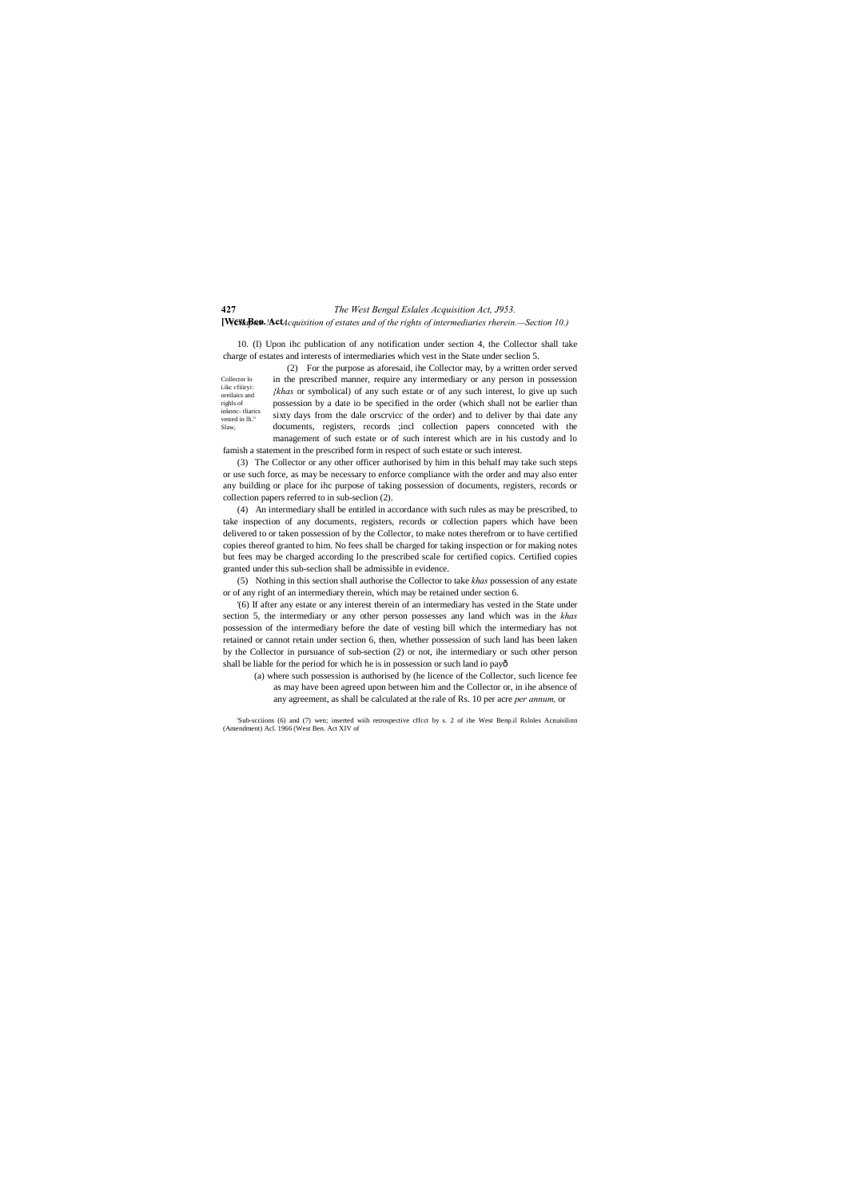(*Chapter* III.—*Acquisition of estates and of the rights of intermediaries rherein.—Section 10.*)

10. (I) Upon ihc publication of any notification under section 4, the Collector shall take charge of estates and interests of intermediaries which vest in the State under seclion 5.

Collector lo i.ikc cfiiiryi: oreilaics and righls of inkmnc- tliarics vested in lh." Slaw,

(2) For the purpose as aforesaid, ihe Collector may, by a written order served in the prescribed manner, require any intermediary or any person in possession {*khas* or symbolical) of any such estate or of any such interest, lo give up such possession by a date io be specified in the order (which shall not be earlier than sixty days from the dale orscrvicc of the order) and to deliver by thai date any documents, registers, records ;incl collection papers connceted with the management of such estate or of such interest which are in his custody and lo famish a statement in the prescribed form in respect of such estate or such interest.

(3) The Collector or any other officer authorised by him in this behalf may take such steps or use such force, as may be necessary to enforce compliance with the order and may also enter any building or place for ihc purpose of taking possession of documents, registers, records or collection papers referred to in sub-seclion (2).

(4) An intermediary shall be entitled in accordance with such rules as may be prescribed, to take inspection of any documents, registers, records or collection papers which have been delivered to or taken possession of by the Collector, to make notes therefrom or to have certified copies thereof granted to him. No fees shall be charged for taking inspection or for making notes but fees may be charged according lo the prescribed scale for certified copics. Certified copies granted under this sub-seclion shall be admissible in evidence.

(5) Nothing in this section shall authorise the Collector to take *khas* possession of any estate or of any right of an intermediary therein, which may be retained under section 6.

'(6) If after any estate or any interest therein of an intermediary has vested in the State under section 5, the intermediary or any other person possesses any land which was in the *khas* possession of the intermediary before the date of vesting bill which the intermediary has not retained or cannot retain under section 6, then, whether possession of such land has been laken by the Collector in pursuance of sub-section (2) or not, ihe intermediary or such other person shall be liable for the period for which he is in possession or such land io payô

(a) where such possession is authorised by (he licence of the Collector, such licence fee as may have been agreed upon between him and the Collector or, in ihe absence of any agreement, as shall be calculated at the rale of Rs. 10 per acre *per annum,* or

'Sub-scciions (6) and (7) wen; inserted wiih retrospective cffcct by s. 2 of ihe West Benp.il Rslnles Acnuisilinn (Amendment) Acl. 1966 (West Ben. Act XIV of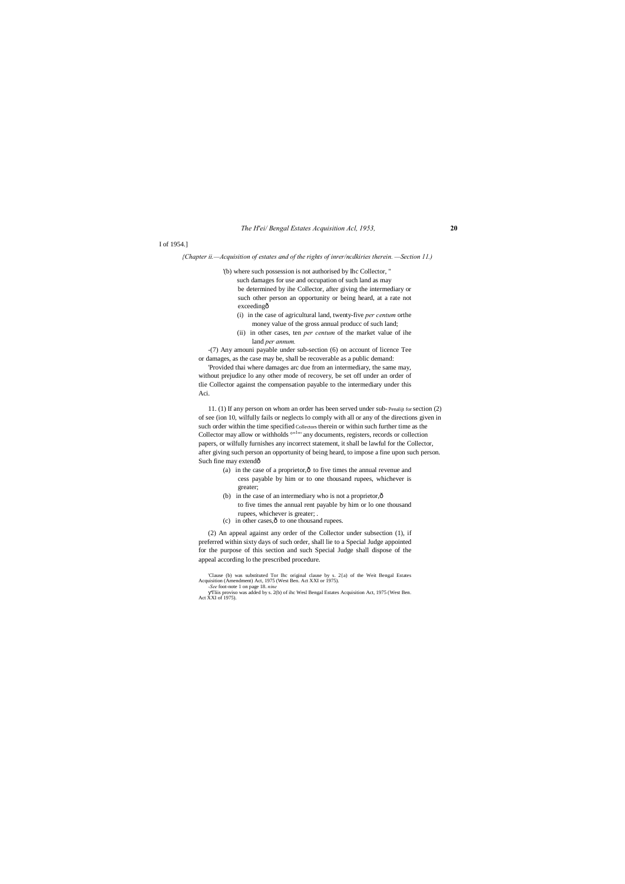I of 1954.]

*{Chapter ii.—Acquisition of estates and of the rights of inrer/ncdkiries therein. —Section 11.)*

'(b) where such possession is not authorised by lhc Collector, " such damages for use and occupation of such land as may be determined by ihe Collector, after giving the intermediary or such other person an opportunity or being heard, at a rate not exceedingô

(i) in the case of agricultural land, twenty-five *per centum* orthe money value of the gross annual producc of such land;

(ii) in other cases, ten *per centum* of the market value of ihe land *per annum.*

-(7) Any amouni payable under sub-section (6) on account of licence Tee or damages, as the case may be, shall be recoverable as a public demand:

'Provided thai where damages arc due from an intermediary, the same may, without prejudice lo any other mode of recovery, be set off under an order of tlie Collector against the compensation payable to the intermediary under this Aci.

Penalijt for Collectors °"[1]"'

11. (1) If any person on whom an order has been served under sub-section (2) of see (ion 10, wilfully fails or neglects lo comply with all or any of the directions given in such order within the time specified therein or within such further time as the Collector may allow or withholds any documents, registers, records or collection papers, or wilfully furnishes any incorrect statement, it shall be lawful for the Collector, after giving such person an opportunity of being heard, to impose a fine upon such person. Such fine may extendô

(a) in the case of a proprietor,ô to five times the annual revenue and cess payable by him or to one thousand rupees, whichever is greater;

(b) in the case of an intermediary who is not a proprietor,ô to five times the annual rent payable by him or lo one thousand rupees, whichever is greater; .

(c) in other cases,ô to one thousand rupees.

(2) An appeal against any order of the Collector under subsection (1), if preferred within sixty days of such order, shall lie to a Special Judge appointed for the purpose of this section and such Special Judge shall dispose of the appeal according lo the prescribed procedure.

'Clause (b) was substituted Tor lhc original clause by s. 2{a) of the Weit Bengal Estates Acquisition (Amendment) Act, 1975 (West Ben. Act XXI or 1975).

-*See* foot-note 1 on page 18. *nine*

ÿTiiis proviso was added by s. 2(b) of ihc Wesl Bengal Estates Acquisition Act, 1975 (West Ben. Act XXI of 1975).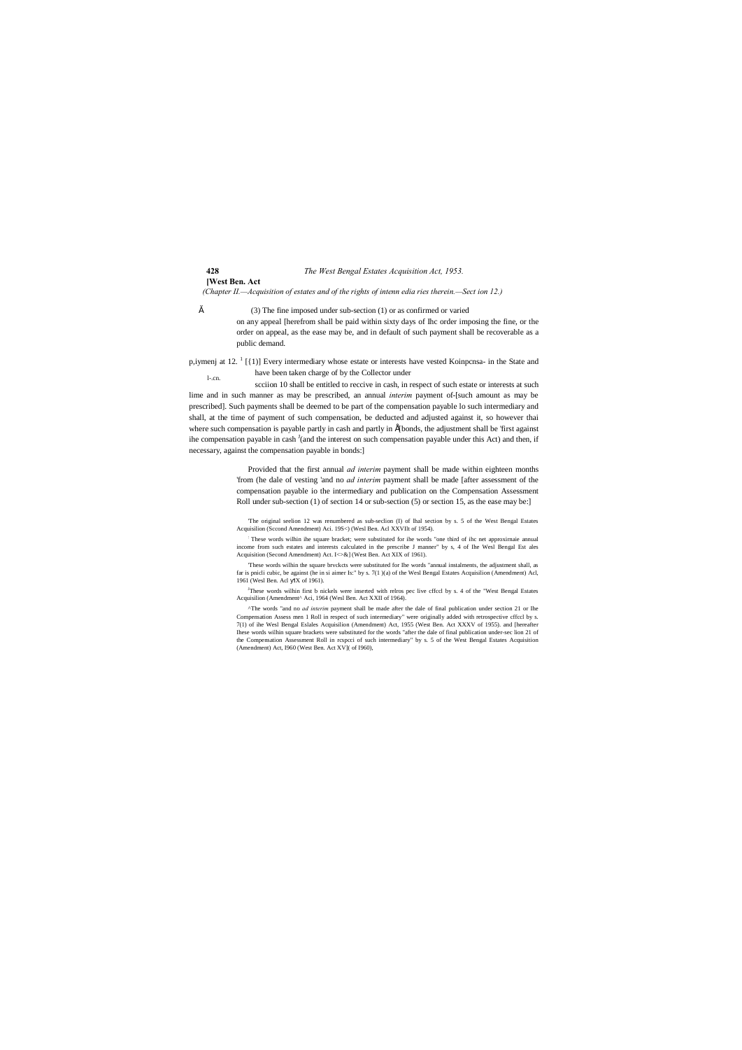**[West Ben. Act**

*(Chapter II.—Acquisition of estates and of the rights of intenn edia ries therein.—Sect ion 12.)*

(3) The fine imposed under sub-section (1) or as confirmed or varied on any appeal [herefrom shall be paid within sixty days of Ihc order imposing the fine, or the order on appeal, as the ease may be, and in default of such payment shall be recoverable as a public demand.

p,iymenj at 12. [1] [(1)] Every intermediary whose estate or interests have vested Koinpcnsa- in the State and have been taken charge of by the Collector under l-.cn. scciion 10 shall be entitled to reccive in cash, in respect of such estate or interests at such lime and in such manner as may be prescribed, an annual *interim* payment of-[such amount as may be prescribed]. Such payments shall be deemed to be part of the compensation payable lo such intermediary and shall, at the time of payment of such compensation, be deducted and adjusted against it, so however thai where such compensation is payable partly in cash and partly in [bonds, the adjustment shall be 'first against ihe compensation payable in cash [3](and the interest on such compensation payable under this Act) and then, if necessary, against the compensation payable in bonds:]

Provided that the first annual *ad interim* payment shall be made within eighteen months 'from (he dale of vesting 'and no *ad interim* payment shall be made [after assessment of the compensation payable io the intermediary and publication on the Compensation Assessment Roll under sub-section (1) of section 14 or sub-section (5) or section 15, as the ease may be:]

'The original seelion 12 was renumbered as sub-seclion (I) of lhal section by s. 5 of the West Bengal Estates Acquisilion (Sccond Amendment) Aci. 19S<) (Wesl Ben. Acl XXVIlt of 1954).

[:] These words wilhin ihe square bracket; were substituted for ihe words "one third of ihc net approximaie annual income from such estates and interests calculated in the prescribe J manner" by s, 4 of Ihe Wesl Bengal Est ales Acquisition (Second Amendment) Act. I<>&] (West Ben. Act XIX of 1961).

'These words wilhin the square brvckcts were substituted for Ihe words "annual instalments, the adjustment shall, as far is pnicli cubic, be against (he in si aimer Is:" by s. 7(1 )(a) of the Wesl Bengal Estates Acquisilion (Amendment) Acl, 1961 (Wesl Ben. Acl yIX of 1961).

[3]These words wilhin first b nickels were inserted with relros pec live cffccl by s. 4 of the "West Bengal Estates Acquisilion (Amendment^ Aci, 1964 (Wesl Ben. Act XXII of 1964).

^The words "and no *ad interim* payment shall be made after the dale of final publication under section 21 or Ihe Compensation Assess men 1 Roll in respect of such intermediary" were originally added with retrospective cffccl by s. 7(1) of ihe Wesl Bengal Eslales Acquisilion (Amendment) Act, 1955 (West Ben. Act XXXV of 1955). and [hereafter Ihese words wilhin square brackets were substituted for the words "after the dale of final publication under-sec lion 21 of the Compensation Assessment Roll in rcspcci of such intermediary" by s. 5 of the West Bengal Estates Acquisition (Amendment) Act, I960 (West Ben. Act XV]( of I960),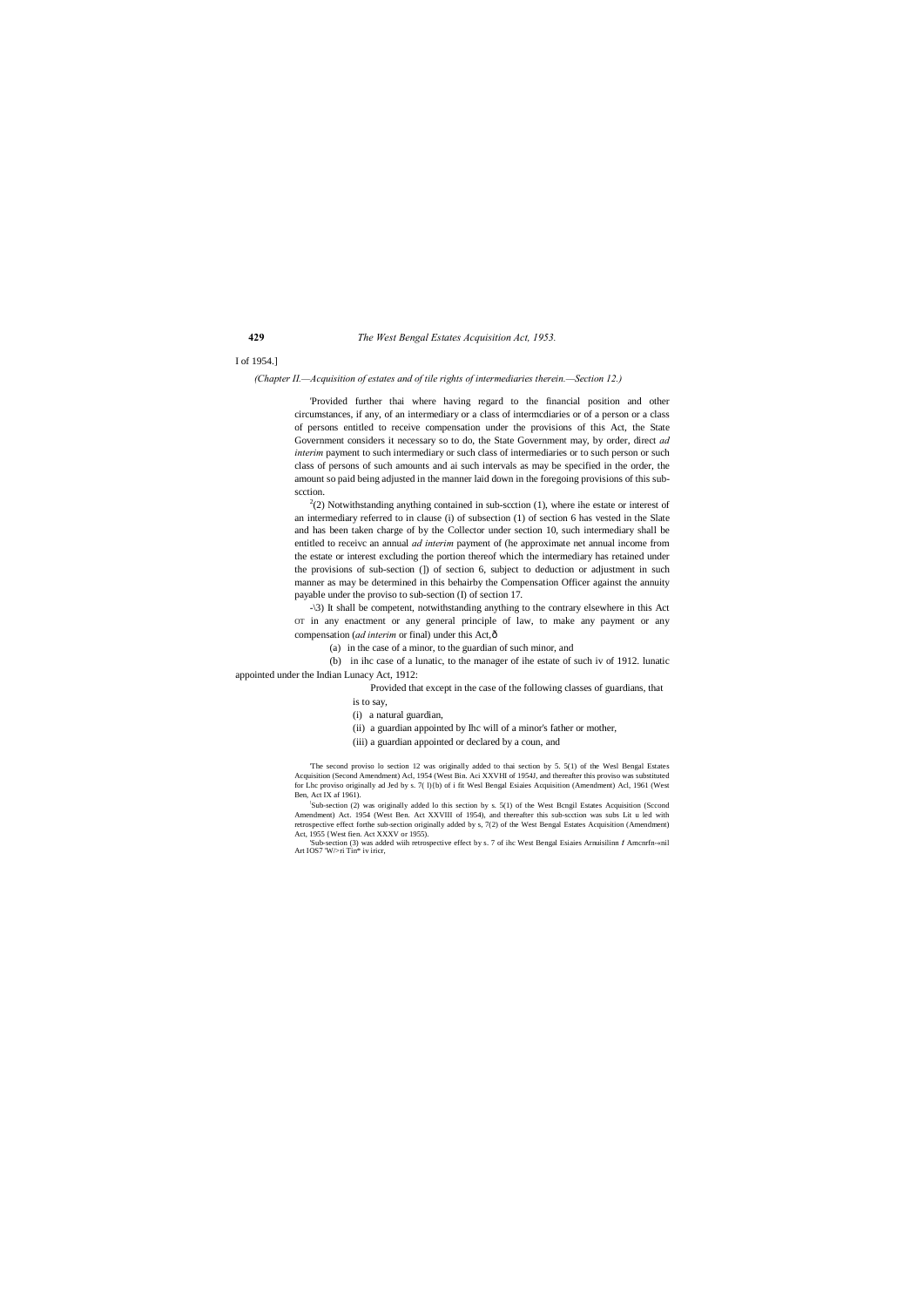I of 1954.]

*(Chapter II.—Acquisition of estates and of tile rights of intermediaries therein.—Section 12.)*

'Provided further thai where having regard to the financial position and other circumstances, if any, of an intermediary or a class of intermcdiaries or of a person or a class of persons entitled to receive compensation under the provisions of this Act, the State Government considers it necessary so to do, the State Government may, by order, direct *ad interim* payment to such intermediary or such class of intermediaries or to such person or such class of persons of such amounts and ai such intervals as may be specified in the order, the amount so paid being adjusted in the manner laid down in the foregoing provisions of this sub-scction.

[2](2) Notwithstanding anything contained in sub-scction (1), where ihe estate or interest of an intermediary referred to in clause (i) of subsection (1) of section 6 has vested in the Slate and has been taken charge of by the Collector under section 10, such intermediary shall be entitled to receivc an annual *ad interim* payment of (he approximate net annual income from the estate or interest excluding the portion thereof which the intermediary has retained under the provisions of sub-section (]) of section 6, subject to deduction or adjustment in such manner as may be determined in this behairby the Compensation Officer against the annuity payable under the proviso to sub-section (I) of section 17.

-\3) It shall be competent, notwithstanding anything to the contrary elsewhere in this Act OT in any enactment or any general principle of law, to make any payment or any compensation (*ad interim* or final) under this Act,ô

(a) in the case of a minor, to the guardian of such minor, and

(b) in ihc case of a lunatic, to the manager of ihe estate of such iv of 1912. lunatic appointed under the Indian Lunacy Act, 1912:

Provided that except in the case of the following classes of guardians, that is to say,

(i) a natural guardian,

(ii) a guardian appointed by Ihc will of a minor's father or mother,

(iii) a guardian appointed or declared by a coun, and

'The second proviso lo section 12 was originally added to thai section by 5. 5(1) of the Wesl Bengal Estates Acquisition (Second Amendment) Acl, 1954 (West Bin. Aci XXVHI of 1954J, and thereafter this proviso was substituted for Lhc proviso originally ad Jed by s. 7( l)(b) of i fit Wesl Bengal Esiaies Acquisition (Amendment) Acl, 1961 (West Ben, Act IX af 1961).

[!]Sub-section (2) was originally added lo this section by s. 5(1) of the West Bcngil Estates Acquisition (Sccond Amendment) Act. 1954 (West Ben. Act XXVIII of 1954), and thereafter this sub-scction was subs Lit u led with retrospective effect forthe sub-section originally added by s, 7(2) of the West Bengal Estates Acquisition (Amendment) Act, 1955 {West fien. Act XXXV or 1955).

'Sub-section (3) was added wiih retrospective effect by s. 7 of ihc West Bengal Esiaies Arnuisilinn *I* Amcnrfn-«nil Art IOS7 'W/>ri Tin\* iv iricr,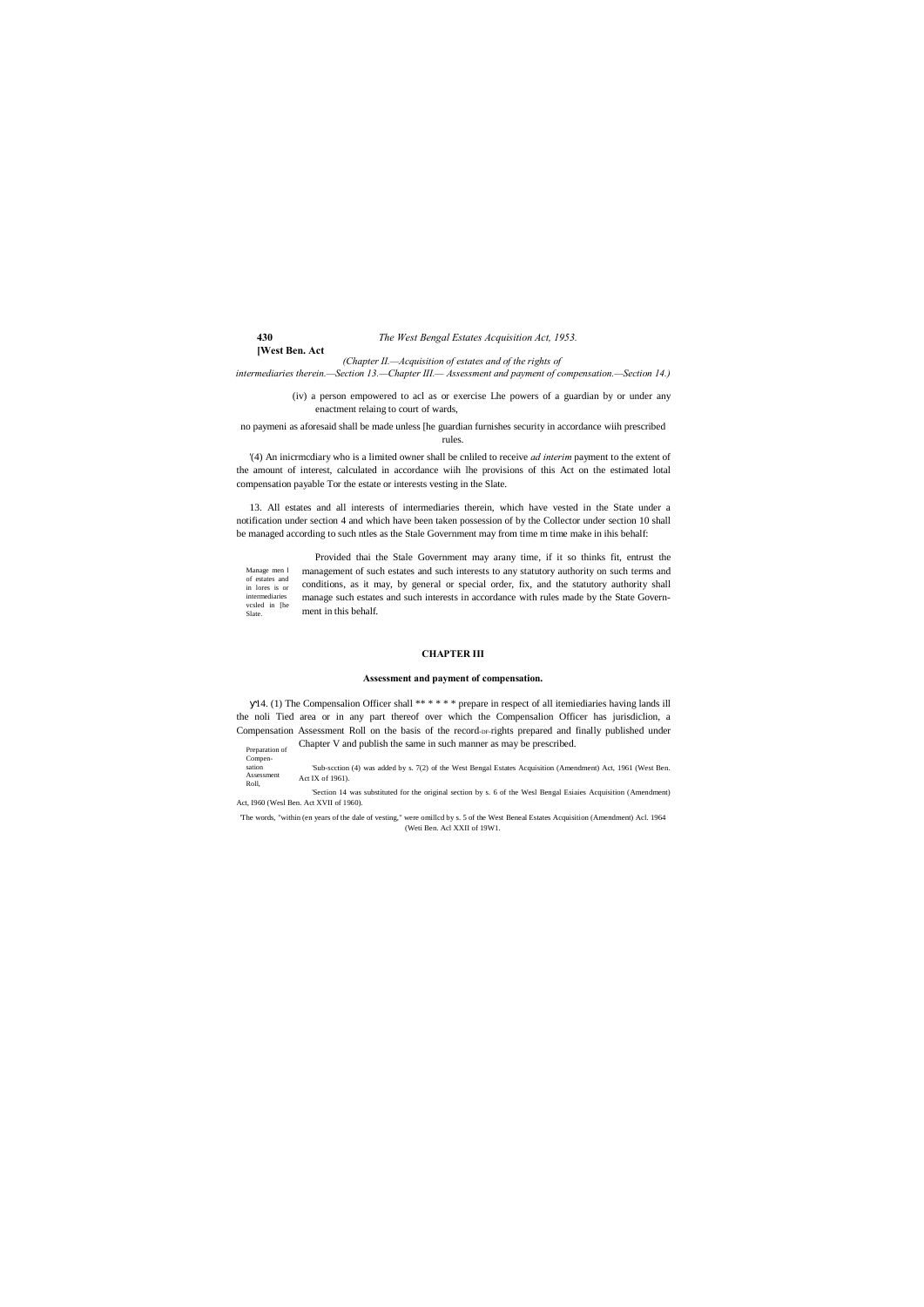(*Chapter II.—Acquisition of estates and of the rights of intermediaries therein.—Section 13.—Chapter III.— Assessment and payment of compensation.—Section 14.*)

(iv) a person empowered to acl as or exercise Lhe powers of a guardian by or under any enactment relaing to court of wards,

no paymeni as aforesaid shall be made unless [he guardian furnishes security in accordance wiih prescribed rules.

'(4) An inicrmcdiary who is a limited owner shall be cnliled to receive *ad interim* payment to the extent of the amount of interest, calculated in accordance wiih lhe provisions of this Act on the estimated lotal compensation payable Tor the estate or interests vesting in the Slate.

Manage men l of estates and in lores is or intermediaries vcsled in [he Slate.

13. All estates and all interests of intermediaries therein, which have vested in the State under a notification under section 4 and which have been taken possession of by the Collector under section 10 shall be managed according to such ntles as the Stale Government may from time m time make in ihis behalf:

Provided thai the Stale Government may arany time, if it so thinks fit, entrust the management of such estates and such interests to any statutory authority on such terms and conditions, as it may, by general or special order, fix, and the statutory authority shall manage such estates and such interests in accordance with rules made by the State Government in this behalf.

## CHAPTER III

### Assessment and payment of compensation.

Preparation of Compensation Assessment Roll,

У14. (1) The Compensalion Officer shall ** * * * prepare in respect of all itemiediaries having lands ill the noli Tied area or in any part thereof over which the Compensalion Officer has jurisdiclion, a Compensation Assessment Roll on the basis of the record-of-rights prepared and finally published under Chapter V and publish the same in such manner as may be prescribed.

'Sub-scction (4) was added by s. 7(2) of the West Bengal Estates Acquisition (Amendment) Act, 1961 (West Ben. Act IX of 1961).

'Section 14 was substituted for the original section by s. 6 of the Wesl Bengal Esiaies Acquisition (Amendment) Act, I960 (Wesl Ben. Act XVII of 1960).

'The words, "within (en years of the dale of vesting," were omillcd by s. 5 of the West Beneal Estates Acquisition (Amendment) Acl. 1964 (Weti Ben. Acl XXII of 19W1.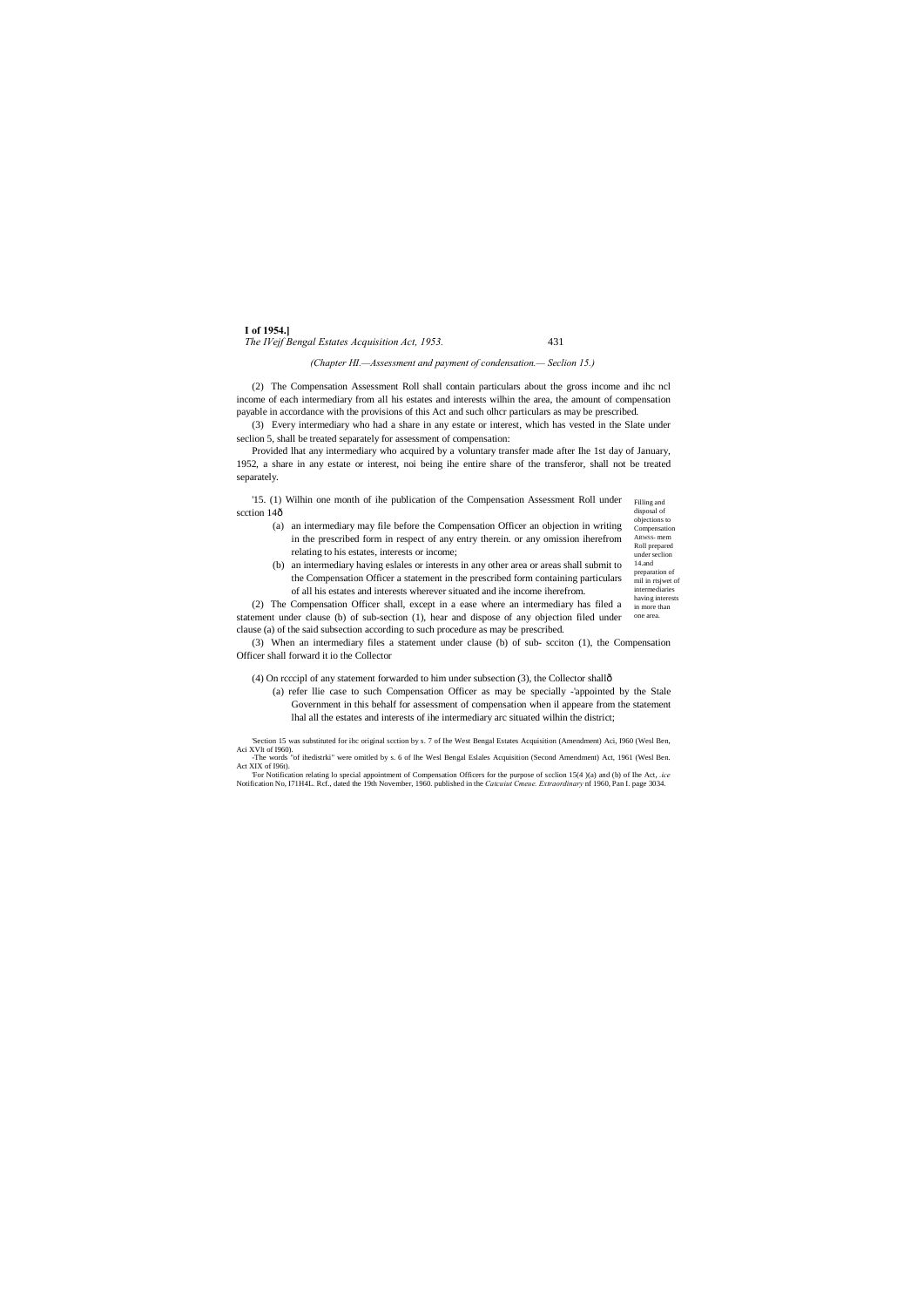*(Chapter III.—Assessment and payment of condensation.— Seclion 15.)*

(2) The Compensation Assessment Roll shall contain particulars about the gross income and ihc ncl income of each intermediary from all his estates and interests wilhin the area, the amount of compensation payable in accordance with the provisions of this Act and such olhcr particulars as may be prescribed.

(3) Every intermediary who had a share in any estate or interest, which has vested in the Slate under seclion 5, shall be treated separately for assessment of compensation:

Provided lhat any intermediary who acquired by a voluntary transfer made after lhe 1st day of January, 1952, a share in any estate or interest, noi being ihe entire share of the transferor, shall not be treated separately.

Filling and disposal of objections to Compensation Atwss- mem Roll prepared under seclion 14.and preparation of mil in rtsjwet of intermediaries having interests in more than one area.

'15. (1) Wilhin one month of ihe publication of the Compensation Assessment Roll under scction 14ô

(a) an intermediary may file before the Compensation Officer an objection in writing in the prescribed form in respect of any entry therein. or any omission iherefrom relating to his estates, interests or income;

(b) an intermediary having eslales or interests in any other area or areas shall submit to the Compensation Officer a statement in the prescribed form containing particulars of all his estates and interests wherever situated and ihe income iherefrom.

(2) The Compensation Officer shall, except in a ease where an intermediary has filed a statement under clause (b) of sub-section (1), hear and dispose of any objection filed under clause (a) of the said subsection according to such procedure as may be prescribed.

(3) When an intermediary files a statement under clause (b) of sub- scciton (1), the Compensation Officer shall forward it io the Collector

(4) On rcccipl of any statement forwarded to him under subsection (3), the Collector shallô

(a) refer llie case to such Compensation Officer as may be specially -'appointed by the Stale Government in this behalf for assessment of compensation when il appeare from the statement lhal all the estates and interests of ihe intermediary arc situated wilhin the district;

'Section 15 was substituted for ihc original scction by s. 7 of Ihe West Bengal Estates Acquisition (Amendment) Aci, I960 (Wesl Ben, Aci XVlt of I960).

-The words "of ihedistrki" were omitled by s. 6 of Ihe Wesl Bengal Eslales Acquisition (Second Amendment) Act, 1961 (Wesl Ben. Act XIX of I96t).

'For Notification relating lo special appointment of Compensation Officers for the purpose of scclion 15(4 )(a) and (b) of lhe Act, *.ice* Notification No, I71H4L. Rcf., dated the 19th November, 1960. published in the *Catcuiut Cmeue. Extraordinary* nf 1960, Pan I. page 3034.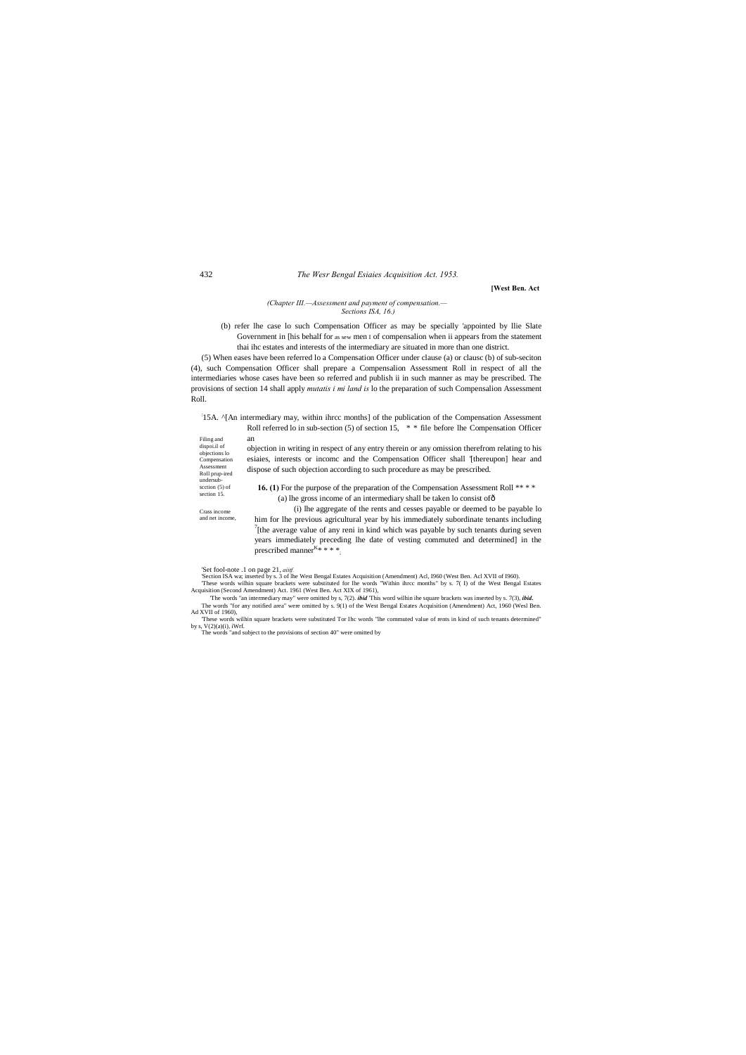*(Chapter III.—Assessment and payment of compensation.— Sections ISA, 16.)*

(b) refer lhe case lo such Compensation Officer as may be specially 'appointed by llie Slate Government in [his behalf for as sew men I of compensalion when ii appears from the statement thai ihc estates and interests of the intermediary are situated in more than one district.

(5) When eases have been referred lo a Compensation Officer under clause (a) or clausc (b) of sub-seciton (4), such Compensation Officer shall prepare a Compensalion Assessment Roll in respect of all the intermediaries whose cases have been so referred and publish ii in such manner as may be prescribed. The provisions of section 14 shall apply *mutatis i mi land is* lo the preparation of such Compensalion Assessment Roll.

Filing and dispoi.il of objections lo Compensation Assessment Roll prup-ired undersub-scction (5) of section 15.

[:]15A. ^[An intermediary may, within ihrcc months] of the publication of the Compensation Assessment Roll referred lo in sub-section (5) of section 15, * * file before lhe Compensation Officer an objection in writing in respect of any entry therein or any omission therefrom relating to his esiaies, interests or incomc and the Compensation Officer shall '[thereupon] hear and dispose of such objection according to such procedure as may be prescribed.

Crass income and net income,

**16. (1)** For the purpose of the preparation of the Compensation Assessment Roll ** * *

(a) lhe gross income of an intermediary shall be taken lo consist ofô

(i) lhe aggregate of the rents and cesses payable or deemed to be payable lo him for lhe previous agricultural year by his immediately subordinate tenants including [7][the average value of any reni in kind which was payable by such tenants during seven years immediately preceding lhe date of vesting commuted and determined] in the prescribed manner[K]* * * *;

'Set fool-note .1 on page 21, *aiitf.*

'Section ISA wa; inserted by s. 3 of lhe West Bengal Estates Acquisition (Amendment) Acl, I960 (West Ben. Acl XVII of I960).

'These words wilhin square brackets were substituted for lhe words "Within ihrcc months" by s. 7( I) of the West Bengal Estates Acquisition (Second Amendment) Act. 1961 (West Ben. Act XIX of 1961),

'The words "an intermediary may" were omitted by s, 7(2). ***ibid*** 'This word wilhin ihe square brackets was inserted by s. 7(3), ***ibid.***

The words "for any notified area" were omitted by s. 9(1) of the West Bengal Estates Acquisition (Amendment) Act, 1960 (Wesl Ben. Ad XVII of 1960),

'These words wilhin square brackets were substituted Tor Ihc words "lhe commuted value of rents in kind of such tenants determined" by s, V(2)(a)(i), iWrf.

The words "and subject to the provisions of section 40" were omitted by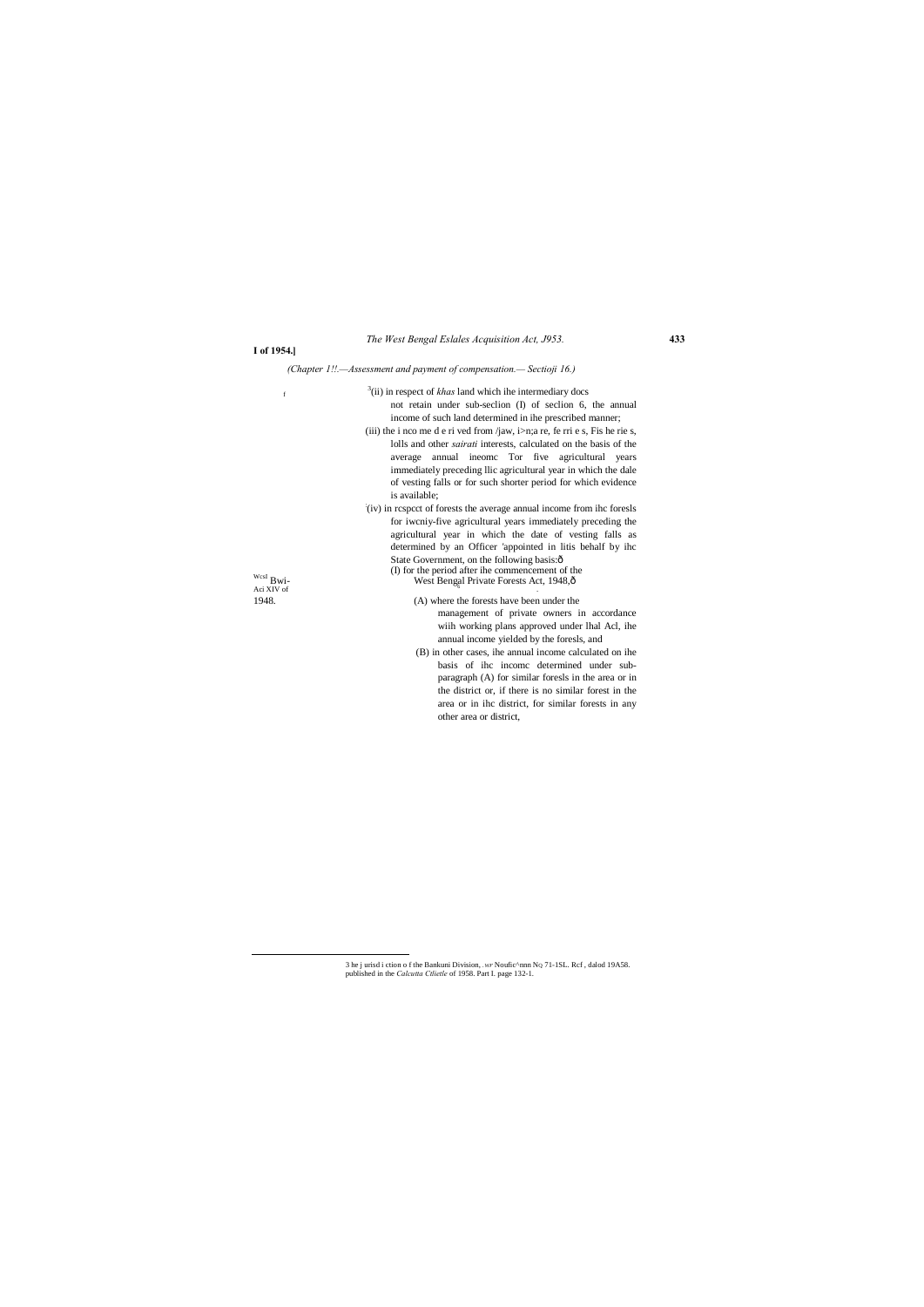*(Chapter 1!!.—Assessment and payment of compensation.— Sectioji 16.)*

[3](ii) in respect of *khas* land which ihe intermediary docs not retain under sub-seclion (I) of seclion 6, the annual income of such land determined in ihe prescribed manner;

(iii) the i nco me d e ri ved from /jaw, i>n;a re, fe rri e s, Fis he rie s, lolls and other *sairati* interests, calculated on the basis of the average annual ineomc Tor five agricultural years immediately preceding llic agricultural year in which the dale of vesting falls or for such shorter period for which evidence is available;

(iv) in rcspcct of forests the average annual income from ihc foresls for iwcniy-five agricultural years immediately preceding the agricultural year in which the date of vesting falls as determined by an Officer 'appointed in litis behalf by ihc State Government, on the following basis:ô

(I) for the period after ihe commencement of the West Bengal Private Forests Act, 1948,ô

Wcsl Bwi- Aci XIV of 1948.

(A) where the forests have been under the management of private owners in accordance wiih working plans approved under lhal Acl, ihe annual income yielded by the foresls, and

(B) in other cases, ihe annual income calculated on ihe basis of ihc incomc determined under sub-paragraph (A) for similar foresls in the area or in the district or, if there is no similar forest in the area or in ihc district, for similar forests in any other area or district,

---

3 he j urisd i ction o f the Bankuni Division, . *wr* Noufic^nnn NQ 71-1SL. Rcf , dalod 19A58. published in the *Calcutta Ctlietle* of 1958. Part I. page 132-1.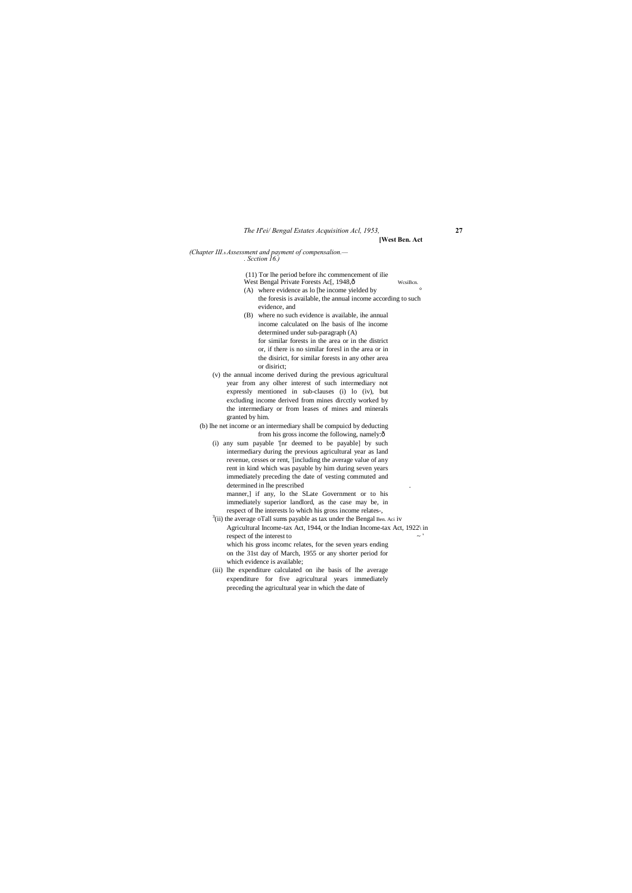*(Chapter III.*s *Assessment and payment of compensalion.— . Scction 16.)*

(11) Tor lhe period before ihc commencement of ilie West Bengal Private Forests Ac[, 1948,ô WcsiBcn.

(A) where evidence as lo [he income yielded by the foresis is available, the annual income according to such evidence, and

(B) where no such evidence is available, ihe annual income calculated on lhe basis of lhe income determined under sub-paragraph (A) for similar forests in the area or in the district or, if there is no similar foresl in the area or in the disirict, for similar forests in any other area or disirict;

(v) the annual income derived during the previous agricultural year from any olher interest of such intermediary not expressly mentioned in sub-clauses (i) lo (iv), but excluding income derived from mines dircctly worked by the intermediary or from leases of mines and minerals granted by him.

(b) lhe net income or an intermediary shall be compuicd by deducting from his gross income the following, namely:ô

(i) any sum payable '[nr deemed to be payable] by such intermediary during the previous agricultural year as land revenue, cesses or rent, '[including the average value of any rent in kind which was payable by him during seven years immediately preceding the date of vesting commuted and determined in lhe prescribed manner,] if any, lo the SLate Government or to his immediately superior landlord, as the case may be, in respect of lhe interests lo which his gross income relates-,

[3](ii) the average oTall sums payable as tax under the Bengal Ben. Aci iv Agricultural Income-tax Act, 1944, or the Indian Income-tax Act, 1922\ in respect of the interest to which his gross incomc relates, for the seven years ending on the 31st day of March, 1955 or any shorter period for which evidence is available;

(iii) lhe expenditure calculated on ihe basis of lhe average expenditure for five agricultural years immediately preceding the agricultural year in which the date of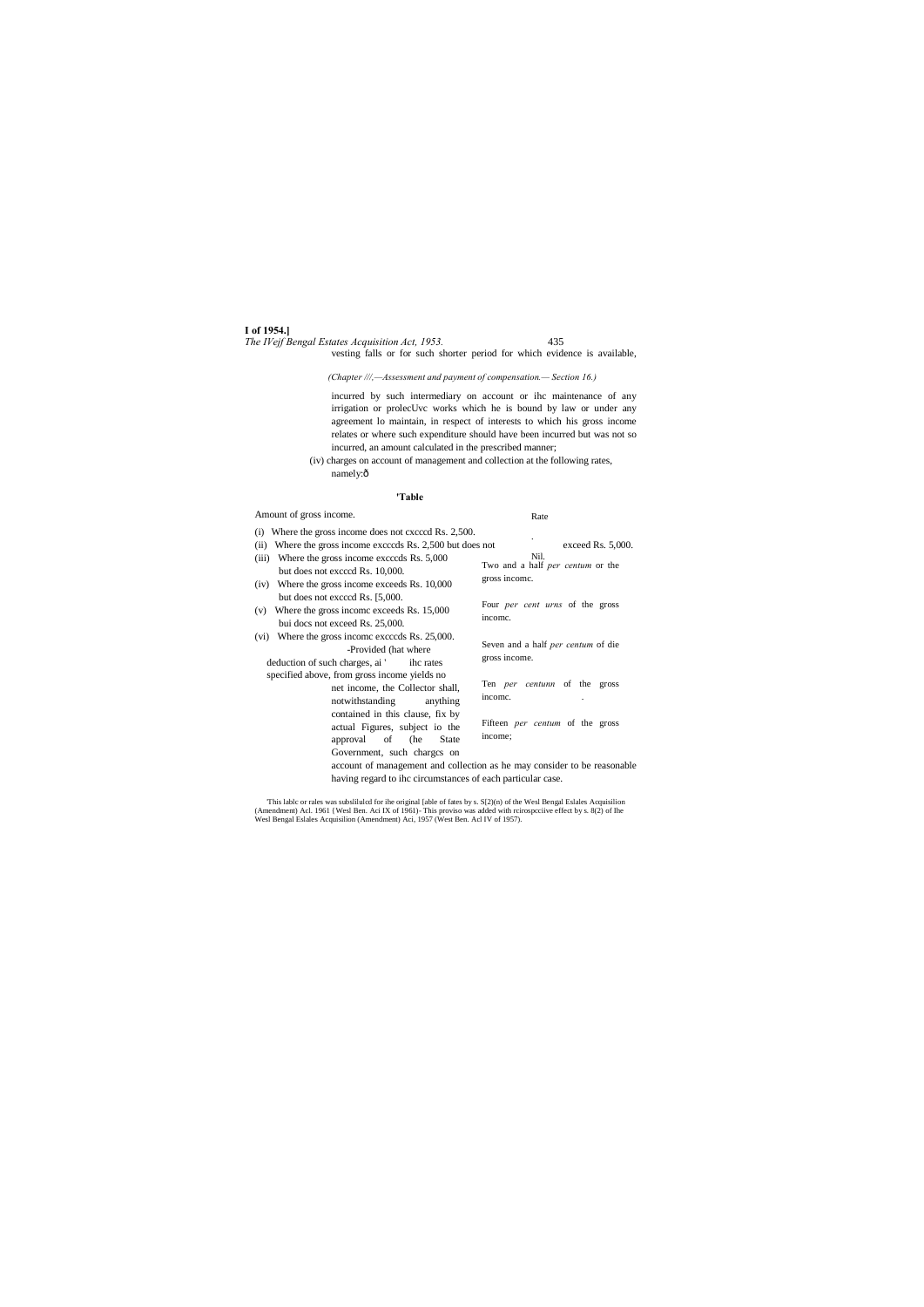vesting falls or for such shorter period for which evidence is available,

*(Chapter ///,—Assessment and payment of compensation.— Section 16.)*

incurred by such intermediary on account or ihc maintenance of any irrigation or prolecUvc works which he is bound by law or under any agreement lo maintain, in respect of interests to which his gross income relates or where such expenditure should have been incurred but was not so incurred, an amount calculated in the prescribed manner;

(iv) charges on account of management and collection at the following rates, namely:ð

**'Table**

| Amount of gross income. | Rate |
|---|---|
| (i) Where the gross income does not cxcccd Rs. 2,500. | . |
| (ii) Where the gross income excccds Rs. 2,500 but does not exceed Rs. 5,000. | Nil. |
| (iii) Where the gross income excccds Rs. 5,000 but does not exccd Rs. 10,000. | Two and a half *per centum* or the gross incomc. |
| (iv) Where the gross income exceeds Rs. 10,000 but does not exccd Rs. [5,000. | Four *per cent urns* of the gross incomc. |
| (v) Where the gross incomc exceeds Rs. 15,000 bui docs not exceed Rs. 25,000. | Seven and a half *per centum* of die gross income. |
| (vi) Where the gross incomc exccds Rs. 25,000. | Ten *per centunn* of the gross incomc. |
| | Fifteen *per centum* of the gross income; |

-Provided (hat where deduction of such charges, ai ' ihc rates specified above, from gross income yields no net income, the Collector shall, notwithstanding anything contained in this clause, fix by actual Figures, subject io the approval of (he State Government, such chargcs on account of management and collection as he may consider to be reasonable having regard to ihc circumstances of each particular case.

'This lablc or rales was subslilulcd for ihe original [able of fates by s. S[2)(n) of the Wesl Bengal Eslales Acquisilion (Amendment) Acl. 1961 {Wesl Ben. Aci IX of 1961)- This proviso was added with rcirospcciive effect by s. 8(2) of Ihe Wesl Bengal Eslales Acquisilion (Amendment) Aci, 1957 (West Ben. Acl IV of 1957).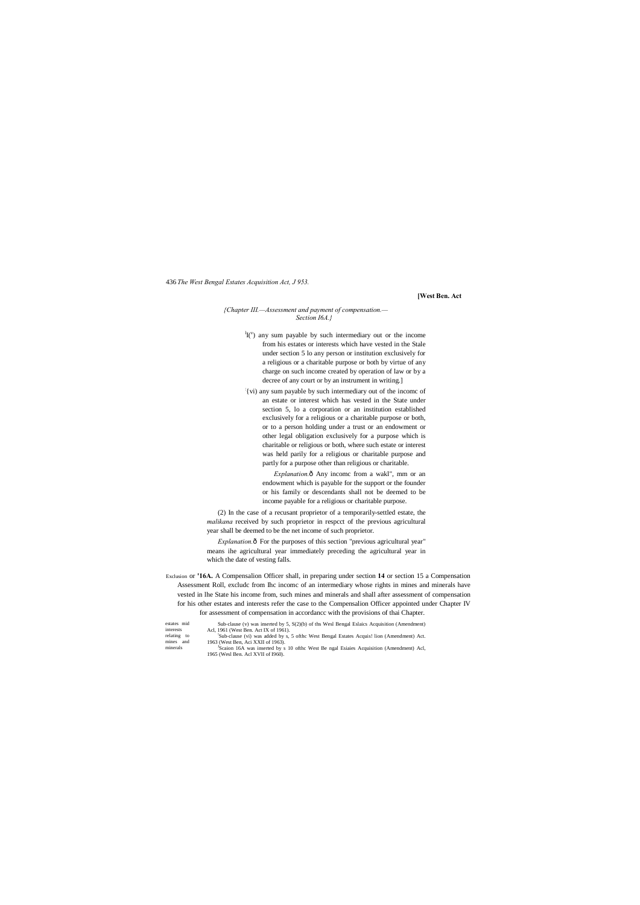{Chapter III.—Assessment and payment of compensation.—Section I6A.}

[1](v) any sum payable by such intermediary out or the income from his estates or interests which have vested in the Stale under section 5 lo any person or institution exclusively for a religious or a charitable purpose or both by virtue of any charge on such income created by operation of law or by a decree of any court or by an instrument in writing.]

[2](vi) any sum payable by such intermediary out of the incomc of an estate or interest which has vested in the State under section 5, lo a corporation or an institution established exclusively for a religious or a charitable purpose or both, or to a person holding under a trust or an endowment or other legal obligation exclusively for a purpose which is charitable or religious or both, where such estate or interest was held parily for a religious or charitable purpose and partly for a purpose other than religious or charitable.

*Explanation.*ô Any incomc from a wakl", mm or an endowment which is payable for the support or the founder or his family or descendants shall not be deemed to be income payable for a religious or charitable purpose.

(2) In the case of a recusant proprietor of a temporarily-settled estate, the *malikana* received by such proprietor in respcct of the previous agricultural year shall be deemed to be the net income of such proprietor.

*Explanation.*ô For the purposes of this section "previous agricultural year" means ihe agricultural year immediately preceding the agricultural year in which the date of vesting falls.

Exclusion or estates mid interests relating to mines and minerals

[3]**16A.** A Compensalion Officer shall, in preparing under section **14** or section 15 a Compensation Assessment Roll, excludc from Ihc incomc of an intermediary whose rights in mines and minerals have vested in lhe State his income from, such mines and minerals and shall after assessment of compensation for his other estates and interests refer the case to the Compensalion Officer appointed under Chapter IV for assessment of compensation in accordancc with the provisions of thai Chapter.

[1]Sub-clause (v) was inserted by 5, S(2)(b) of ths Wesl Bengal Eslaics Acquisition (Amendment) Acl, 1961 (West Ben. Act IX of 1961).

[2]Sub-clause (vi) was added by s, 5 ofthc West Bengal Estates Acquis! lion (Amendment) Act. 1963 (West Ben, Aci XXII of 1963).

[3]Scaion 16A was inserted by s 10 ofthc West Be ngal Esiaies Acquisition (Amendment) Acl, 1965 (Wesl Ben. Acl XVII of I960).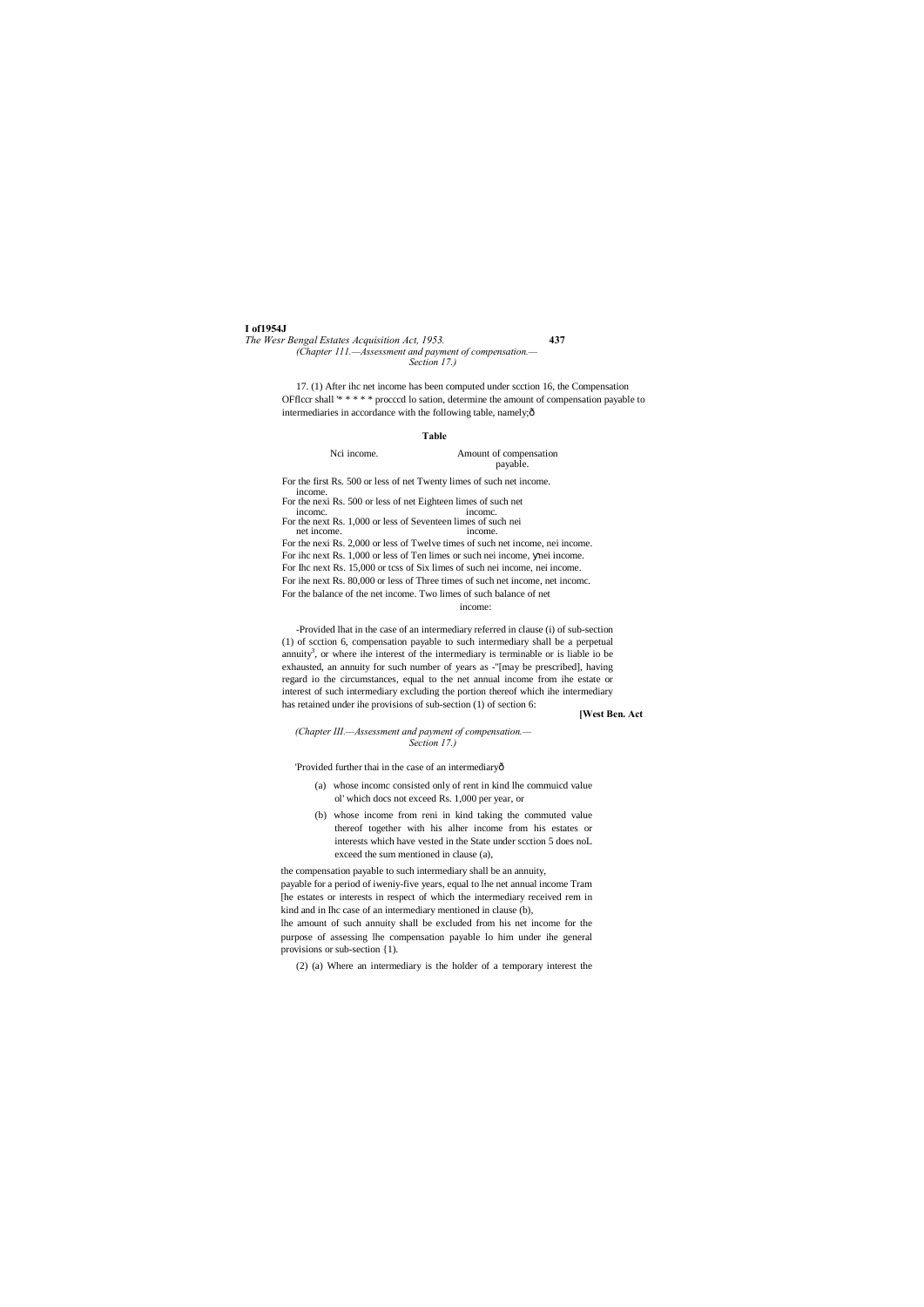(Chapter III.—Assessment and payment of compensation.—Section 17.)

17. (1) After ihc net income has been computed under scction 16, the Compensation OFflccr shall '* * * * * procccd lo sation, determine the amount of compensation payable to intermediaries in accordance with the following table, namely;—

**Table**

| Nci income. | Amount of compensation payable. |
|---|---|
| For the first Rs. 500 or less of net income. | Twenty limes of such net income. |
| For the nexi Rs. 500 or less of net incomc. | Eighteen limes of such net incomc. |
| For the next Rs. 1,000 or less of net income. | Seventeen limes of such nei income. |
| For the nexi Rs. 2,000 or less of net income. | Twelve times of such nei income. |
| For ihc next Rs. 1,000 or less of nei income. | Ten limes or such nei income. |
| For Ihc next Rs. 15,000 or tcss of nei income. | Six limes of such nei income. |
| For ihe next Rs. 80,000 or less of net incomc. | Three times of such net income. |
| For the balance of the net income. | Two limes of such balance of net income: |

-Provided lhat in the case of an intermediary referred in clause (i) of sub-section (1) of scction 6, compensation payable to such intermediary shall be a perpetual annuity[3], or where ihe interest of the intermediary is terminable or is liable io be exhausted, an annuity for such number of years as -"[may be prescribed], having regard io the circumstances, equal to the net annual income from ihe estate or interest of such intermediary excluding the portion thereof which ihe intermediary has retained under ihe provisions of sub-section (1) of section 6:

'Provided further thai in the case of an intermediary—

(a) whose incomc consisted only of rent in kind lhe commuicd value ol' which docs not exceed Rs. 1,000 per year, or

(b) whose income from reni in kind taking the commuted value thereof together with his alher income from his estates or interests which have vested in the State under scction 5 does noL exceed the sum mentioned in clause (a),

the compensation payable to such intermediary shall be an annuity, payable for a period of iweniy-five years, equal to lhe net annual income Tram [he estates or interests in respect of which the intermediary received rem in kind and in Ihc case of an intermediary mentioned in clause (b), lhe amount of such annuity shall be excluded from his net income for the purpose of assessing lhe compensation payable lo him under ihe general provisions or sub-section {1).

(2) (a) Where an intermediary is the holder of a temporary interest the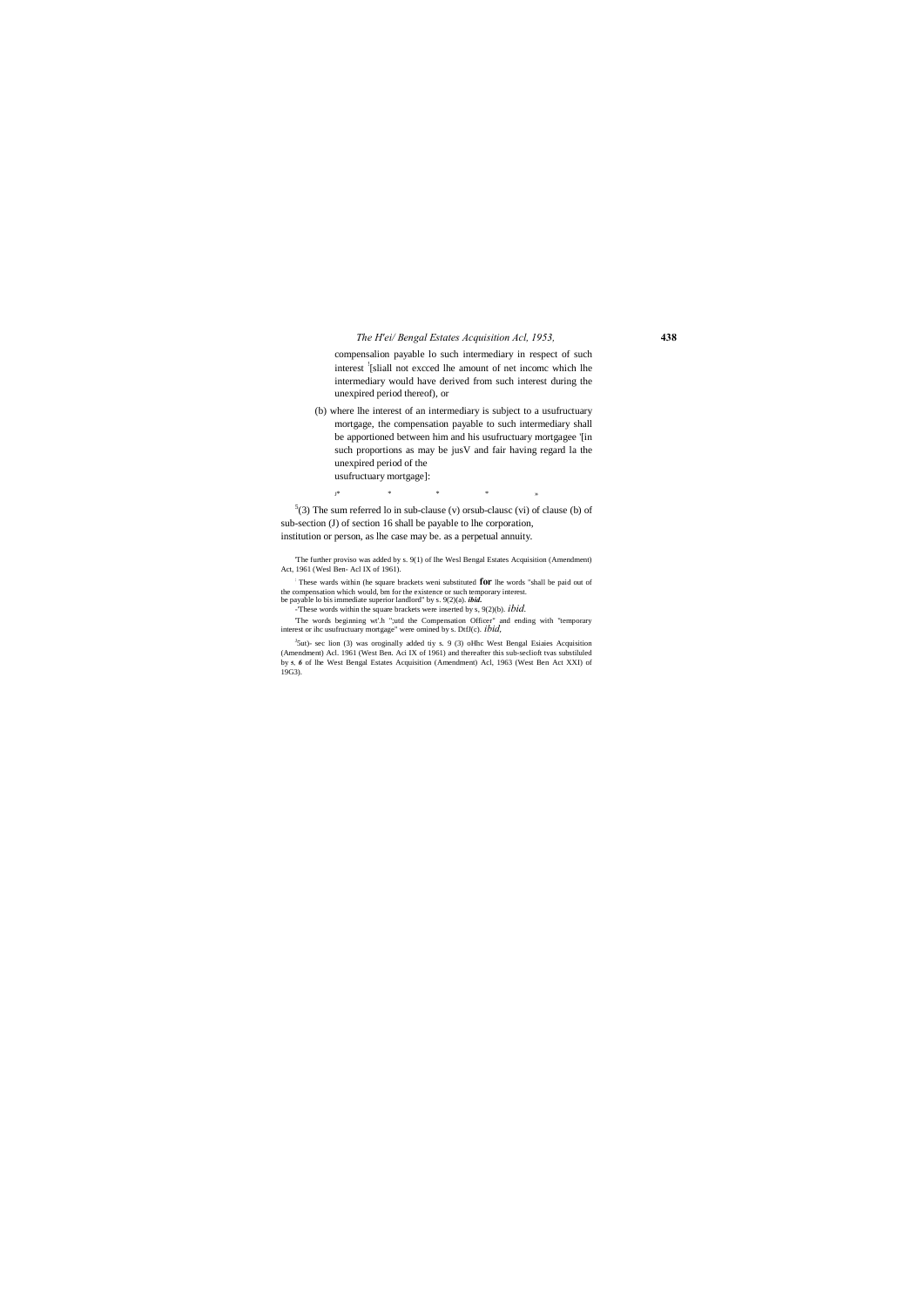compensalion payable lo such intermediary in respect of such interest [1][sliall not excced lhe amount of net incomc which lhe intermediary would have derived from such interest during the unexpired period thereof), or

(b) where lhe interest of an intermediary is subject to a usufructuary mortgage, the compensation payable to such intermediary shall be apportioned between him and his usufructuary mortgagee '[in such proportions as may be jusV and fair having regard la the unexpired period of the usufructuary mortgage]:

[4]* * * * *

[5](3) The sum referred lo in sub-clause (v) orsub-clausc (vi) of clause (b) of sub-section (J) of section 16 shall be payable to lhe corporation, institution or person, as lhe case may be. as a perpetual annuity.

---

'The further proviso was added by s. 9(1) of lhe Wesl Bengal Estates Acquisition (Amendment) Act, 1961 (Wesl Ben- Acl IX of 1961).

[2] These wards within (he square brackets weni substituted **for** lhe words "shall be paid out of the compensation which would, bm for the existence or such temporary interest. be payable lo bis immediate superior landlord" by s. 9(2)(a). ***ibid.***

-'These words within the square brackets were inserted by s, 9(2)(b). *ibid.*

'The words beginning wt'.h ";utd the Compensation Officer" and ending with "temporary interest or ihc usufructuary mortgage" were omined by s. DtJ(c). *ibid,*

[5]5ut)- sec lion (3) was oroginally added tiy s. 9 (3) oHhc West Bengal Esiaies Acquisition (Amendment) Acl. 1961 (West Ben. Aci IX of 1961) and thereafter this sub-seclioft tvas substiluled by s. *6* of lhe West Bengal Estates Acquisition (Amendment) Acl, 1963 (West Ben Act XXI) of 19G3).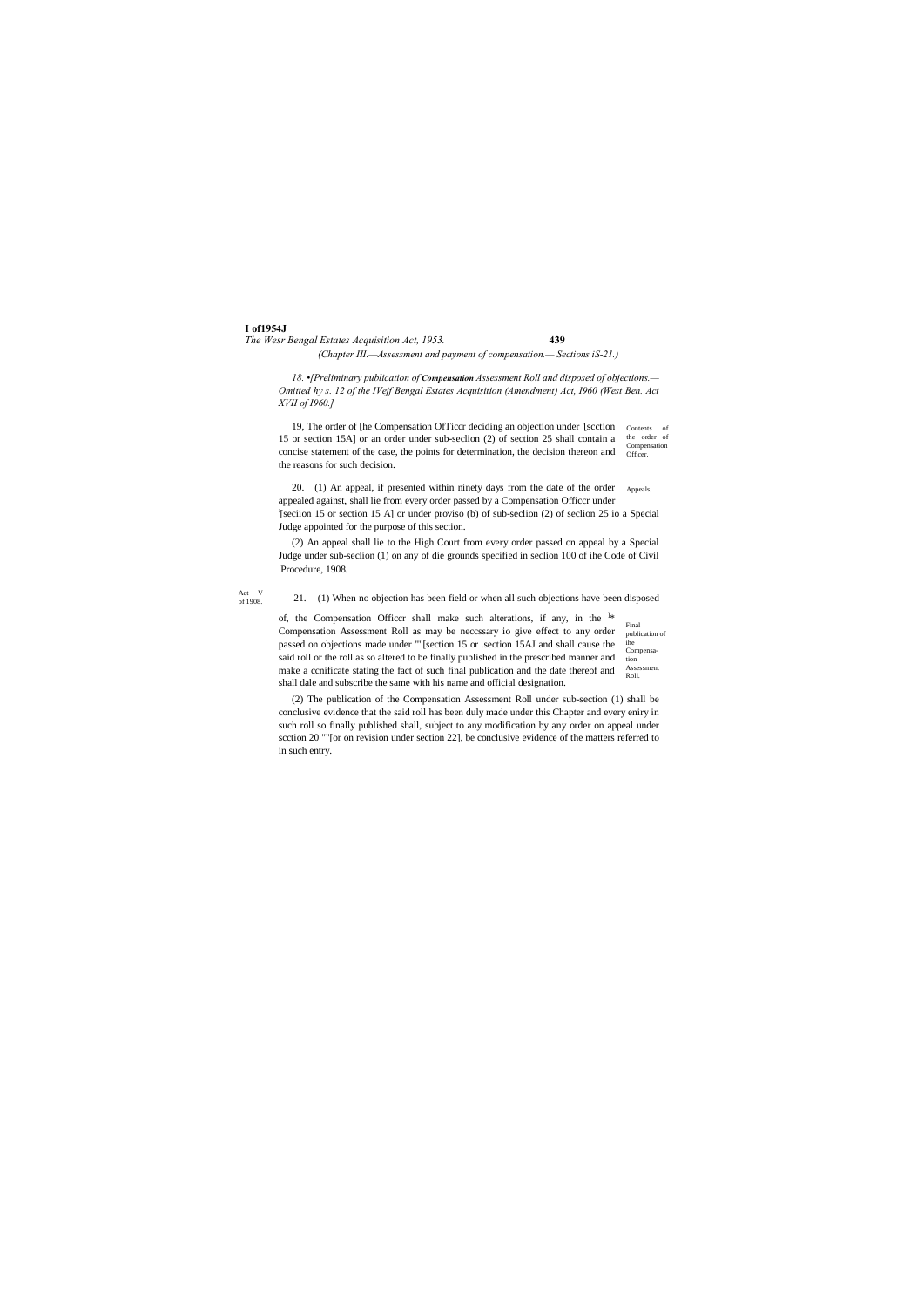*(Chapter III.—Assessment and payment of compensation.— Sections iS-21.)*

*18. •[Preliminary publication of **Compensation** Assessment Roll and disposed of objections.—Omitted hy s. 12 of the IVejf Bengal Estates Acquisition (Amendment) Act, I960 (West Ben. Act XVII of I960.]*

19, The order of [he Compensation OfTiccr deciding an objection under '[scction 15 or section 15A] or an order under sub-seclion (2) of section 25 shall contain a concise statement of the case, the points for determination, the decision thereon and the reasons for such decision.

Contents of the order of Compensation Officer.

20. (1) An appeal, if presented within ninety days from the date of the order appealed against, shall lie from every order passed by a Compensation Officcr under :[seciion 15 or section 15 A] or under proviso (b) of sub-seclion (2) of seclion 25 io a Special Judge appointed for the purpose of this section.

Appeals.

(2) An appeal shall lie to the High Court from every order passed on appeal by a Special Judge under sub-seclion (1) on any of die grounds specified in seclion 100 of ihe Code of Civil Procedure, 1908.

Act V of 1908.

21. (1) When no objection has been field or when all such objections have been disposed of, the Compensation Officcr shall make such alterations, if any, in the [1]* Compensation Assessment Roll as may be neccssary io give effect to any order passed on objections made under ""[section 15 or .section 15AJ and shall cause the said roll or the roll as so altered to be finally published in the prescribed manner and make a ccnificate stating the fact of such final publication and the date thereof and shall dale and subscribe the same with his name and official designation.

Final publication of ihe Compensation Assessment Roll.

(2) The publication of the Compensation Assessment Roll under sub-section (1) shall be conclusive evidence that the said roll has been duly made under this Chapter and every eniry in such roll so finally published shall, subject to any modification by any order on appeal under scction 20 ""[or on revision under section 22], be conclusive evidence of the matters referred to in such entry.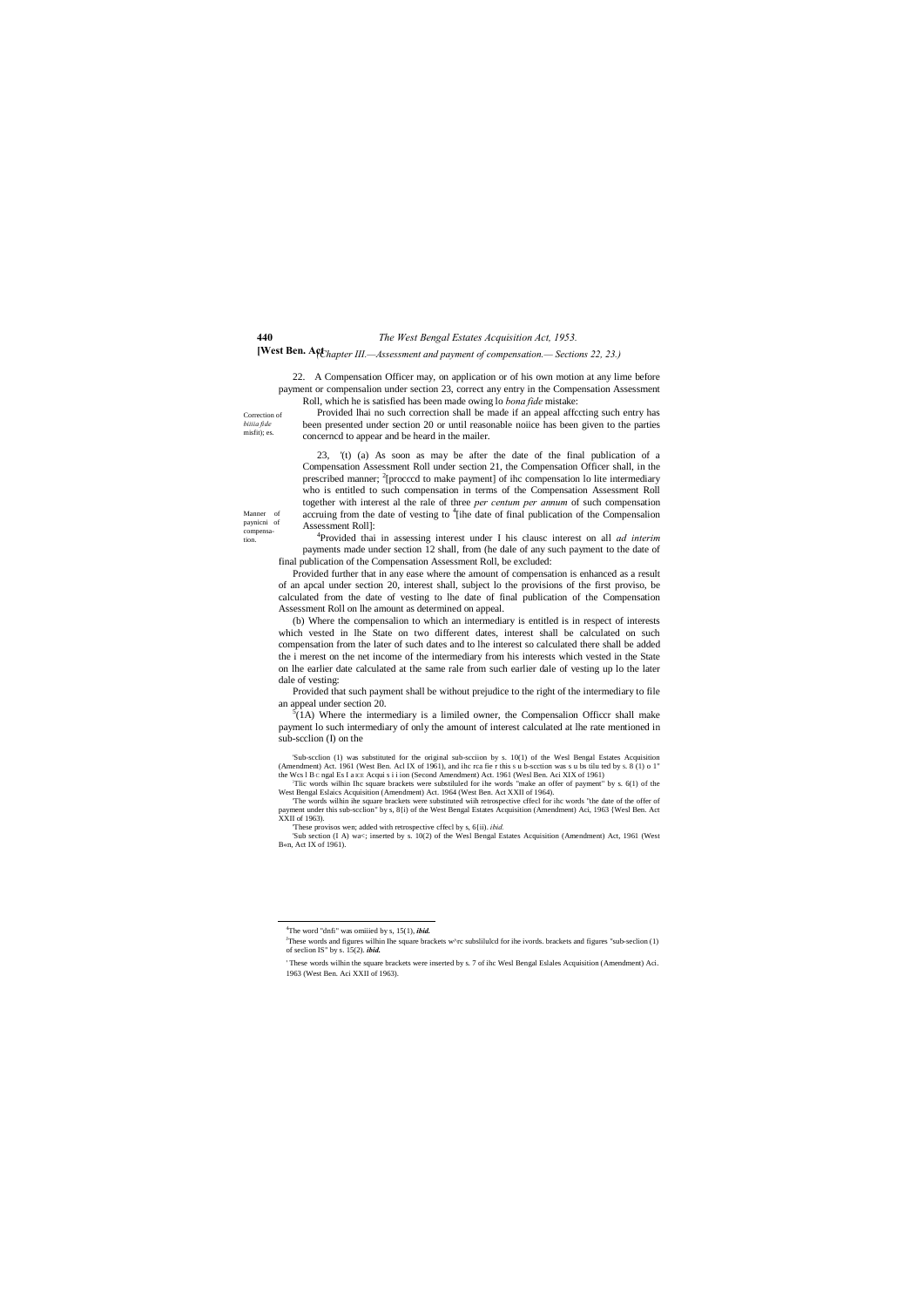[Chapter III.—Assessment and payment of compensation.— Sections 22, 23.)

Correction of *biiiia fide* misfit); es.

22. A Compensation Officer may, on application or of his own motion at any lime before payment or compensalion under section 23, correct any entry in the Compensation Assessment Roll, which he is satisfied has been made owing lo *bona fide* mistake:

Provided lhai no such correction shall be made if an appeal affccting such entry has been presented under section 20 or until reasonable noiice has been given to the parties concerncd to appear and be heard in the mailer.

Manner of paynicni of compensa-tion.

23, [1](t) (a) As soon as may be after the date of the final publication of a Compensation Assessment Roll under section 21, the Compensation Officer shall, in the prescribed manner; [2][procccd to make payment] of ihc compensation lo lite intermediary who is entitled to such compensation in terms of the Compensation Assessment Roll together with interest al the rale of three *per centum per annum* of such compensation accruing from the date of vesting to [4][ihe date of final publication of the Compensalion Assessment Roll]:

[4]Provided thai in assessing interest under I his clausc interest on all *ad interim* payments made under section 12 shall, from (he dale of any such payment to the date of final publication of the Compensation Assessment Roll, be excluded:

Provided further that in any ease where the amount of compensation is enhanced as a result of an apcal under section 20, interest shall, subject lo the provisions of the first proviso, be calculated from the date of vesting to lhe date of final publication of the Compensation Assessment Roll on lhe amount as determined on appeal.

(b) Where the compensalion to which an intermediary is entitled is in respect of interests which vested in lhe State on two different dates, interest shall be calculated on such compensation from the later of such dates and to lhe interest so calculated there shall be added the i merest on the net income of the intermediary from his interests which vested in the State on lhe earlier date calculated at the same rale from such earlier dale of vesting up lo the later dale of vesting:

Provided that such payment shall be without prejudice to the right of the intermediary to file an appeal under section 20.

[5](1A) Where the intermediary is a limiled owner, the Compensalion Officcr shall make payment lo such intermediary of only the amount of interest calculated at lhe rate mentioned in sub-scclion (I) on the

[1]Sub-scclion (1) was substituted for the original sub-scciion by s. 10(1) of the Wesl Bengal Estates Acquisition (Amendment) Act. 1961 (West Ben. Acl IX of 1961), and ihc rca fie r this s u b-scction was s u bs tilu ted by s. 8 (1) o 1" the Wcs l B c ngal Es I a EE Acqui s i i ion (Second Amendment) Act. 1961 (Wesl Ben. Aci XIX of 1961)

[2]Tlic words wilhin Ihc square brackets were substiluled for ihe words "make an offer of payment" by s. 6(1) of the West Bengal Eslaics Acquisition (Amendment) Act. 1964 (West Ben. Act XXII of 1964).

[3]The words wilhin ihe square brackets were substituted wiih retrospective cffecl for ihc words "the date of the offer of payment under this sub-scclion" by s, 8{i) of the West Bengal Estates Acquisition (Amendment) Aci, 1963 {Wesl Ben. Act XXII of 1963).

[4]These provisos wen; added with retrospective cffecl by s, 6{ii). *ibid.*

[5]Sub section (I A) wa<; inserted by s. 10(2) of the Wesl Bengal Estates Acquisition (Amendment) Act, 1961 (West B«n, Act IX of 1961).

[4]The word "dnfi" was omiiied by s, 15(1), ***ibid.***

[5]These words and figures wilhin lhe square brackets w^rc subslilulcd for ihe ivords. brackets and figures "sub-seclion (1) of seclion IS" by s. 15(2). ***ibid.***

[1] These words wilhin the square brackets were inserted by s. 7 of ihc Wesl Bengal Eslales Acquisition (Amendment) Aci. 1963 (West Ben. Aci XXII of 1963).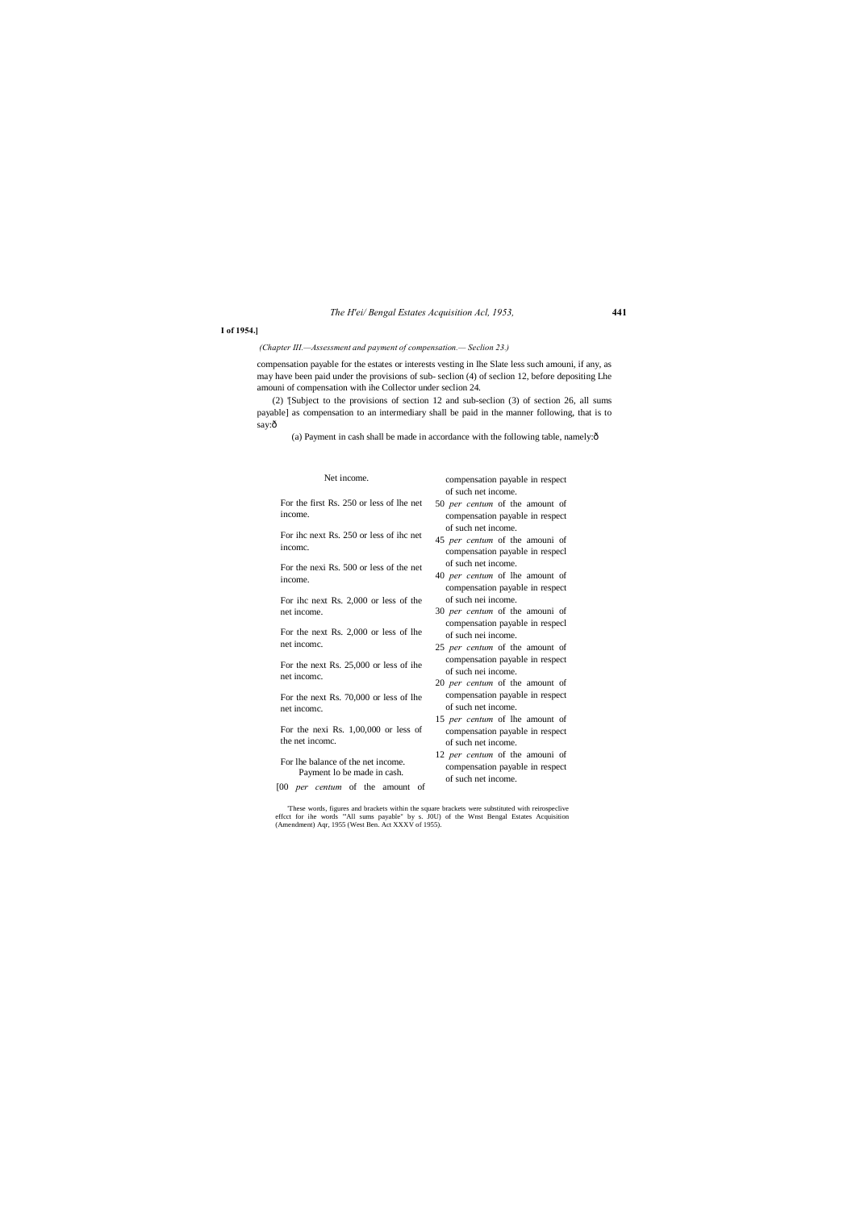**I of 1954.]**

compensation payable for the estates or interests vesting in Ihe Slate less such amouni, if any, as may have been paid under the provisions of sub- seclion (4) of seclion 12, before depositing Lhe amouni of compensation with ihe Collector under seclion 24.

(2) '[Subject to the provisions of section 12 and sub-seclion (3) of section 26, all sums payable] as compensation to an intermediary shall be paid in the manner following, that is to say:ð

(a) Payment in cash shall be made in accordance with the following table, namely:ð

| Net income. | Payment lo be made in cash. |
|---|---|
| For the first Rs. 250 or less of lhe net income. | [00 *per centum* of the amount of compensation payable in respect of such net income. |
| For ihc next Rs. 250 or less of ihc net incomc. | 50 *per centum* of the amount of compensation payable in respect of such net income. |
| For the nexi Rs. 500 or less of the net income. | 45 *per centum* of the amouni of compensation payable in respecl of such net income. |
| For ihc next Rs. 2,000 or less of the net income. | 40 *per centum* of lhe amount of compensation payable in respect of such nei income. |
| For the next Rs. 2,000 or less of lhe net incomc. | 30 *per centum* of the amouni of compensation payable in respecl of such nei income. |
| For the next Rs. 25,000 or less of ihe net incomc. | 25 *per centum* of the amount of compensation payable in respect of such nei income. |
| For the next Rs. 70,000 or less of lhe net incomc. | 20 *per centum* of the amount of compensation payable in respect of such net income. |
| For the nexi Rs. 1,00,000 or less of the net incomc. | 15 *per centum* of lhe amount of compensation payable in respect of such net income. |
| For lhe balance of the net income. | 12 *per centum* of the amouni of compensation payable in respect of such net income. |

'These words, figures and brackets within the square brackets were substituted with reirospeclive effcct for ihe words '"All sums payable" by s. J0U) of the Wnst Bengal Estates Acquisition (Amendment) Aqr, 1955 (West Ben. Act XXXV of 1955).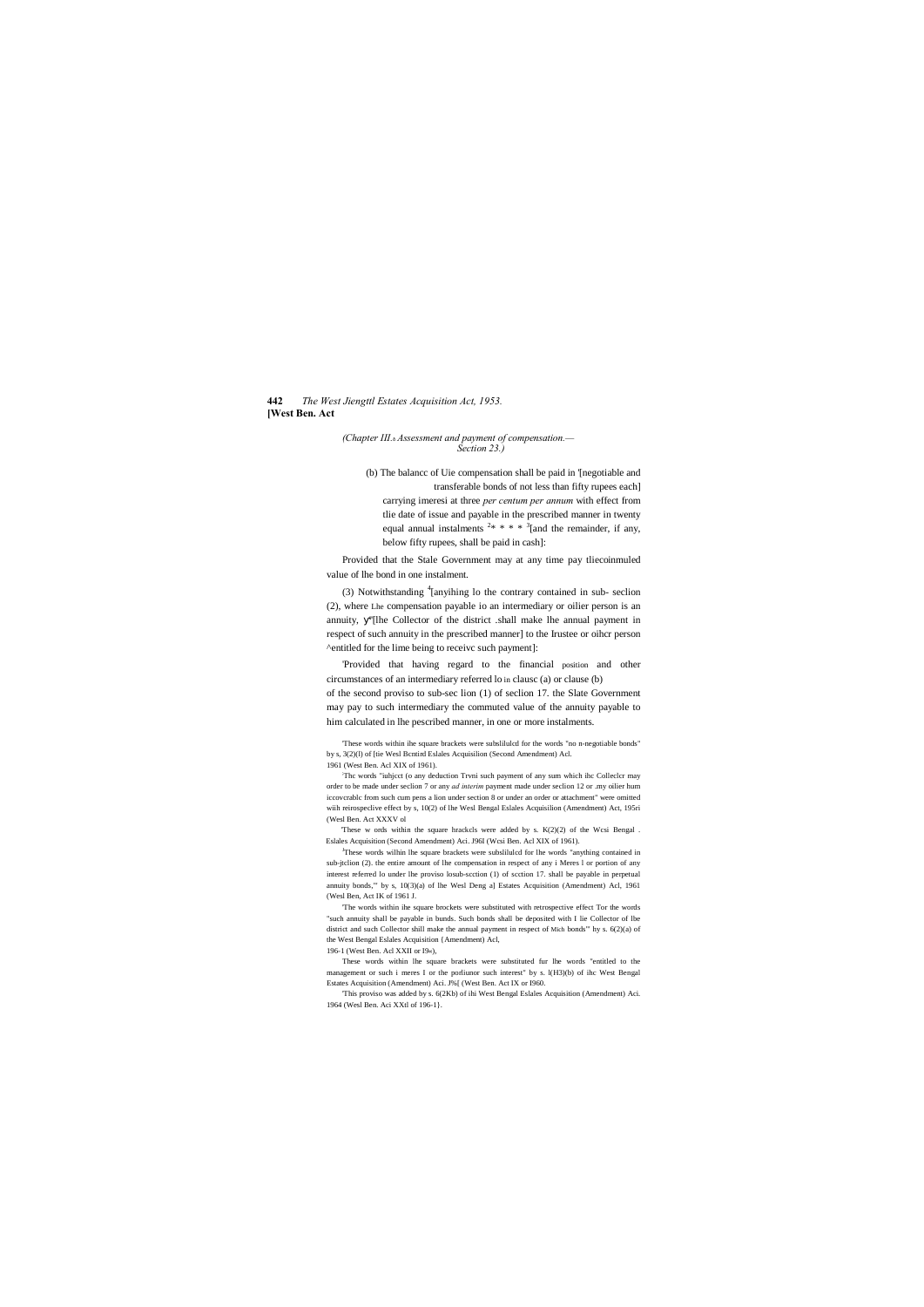*(Chapter III.—Assessment and payment of compensation.—Section 23.)*

(b) The balancc of Uie compensation shall be paid in [1][negotiable and transferable bonds of not less than fifty rupees each] carrying imeresi at three *per centum per annum* with effect from tlie date of issue and payable in the prescribed manner in twenty equal annual instalments [2]* * * * [3][and the remainder, if any, below fifty rupees, shall be paid in cash]:

Provided that the Stale Government may at any time pay tliecoinmuled value of lhe bond in one instalment.

(3) Notwithstanding [4][anyihing lo the contrary contained in sub- seclion (2), where Lhe compensation payable io an intermediary or oilier person is an annuity, [5][lhe Collector of the district .shall make lhe annual payment in respect of such annuity in the prescribed manner] to the Irustee or oihcr person [6]entitled for the lime being to receivc such payment]:

[7]Provided that having regard to the financial position and other circumstances of an intermediary referred lo in clausc (a) or clause (b) of the second proviso to sub-sec lion (1) of seclion 17. the Slate Government may pay to such intermediary the commuted value of the annuity payable to him calculated in lhe pescribed manner, in one or more instalments.

---

[1]These words within ihe square brackets were subslilulcd for the words "no n-negotiable bonds" by s, 3(2)(l) of [tie Wesl Bcntird Eslales Acquisilion (Second Amendment) Acl. 1961 (West Ben. Acl XIX of 1961).

[2]Thc words "iuhjcct (o any deduction Trvni such payment of any sum which ihc Colleclcr may order to be made under seclion 7 or any *ad interim* payment made under seclion 12 or .my oilier hum iccovcrablc from such cum pens a lion under section 8 or under an order or attachment" were omitted wiih reirospeclive effect by s, 10(2) of lhe Wesl Bengal Eslales Acquisilion (Amendment) Act, 195ri (Wesl Ben. Act XXXV ol

[3]These w ords within the square hrackcls were added by s. K(2)(2) of the Wcsi Bengal . Eslales Acquisition (Second Amendment) Aci. J96l (Wcsi Ben. Acl XIX of 1961).

[4]These words wilhin lhe square brackets were subslilulcd for lhe words "anything contained in sub-jtclion (2). the entire amount of lhe compensation in respect of any i Meres l or portion of any interest referred lo under lhe proviso losub-scction (1) of scction 17. shall be payable in perpetual annuity bonds,'" by s, 10(3)(a) of lhe Wesl Deng a] Estates Acquisition (Amendment) Acl, 1961 (Wesl Ben, Act IK of 1961 J.

[5]The words within ihe square brockets were substituted with retrospective effect Tor the words "such annuity shall be payable in bunds. Such bonds shall be deposited with I lie Collector of lbe district and such Collector shill make the annual payment in respect of Mich bonds'" hy s. 6(2)(a) of the West Bengal Eslales Acquisition {Amendment) Acl, 196-1 (West Ben. Acl XXII or 19»),

[6]These words within lhe square brackets were substituted fur lhe words "entitled to the management or such i meres I or the porliunor such interest" by s. l(H3)(b) of ihc West Bengal Estates Acquisition (Amendment) Aci. J%[ (West Ben. Act IX or I960.

[7]This proviso was added by s. 6(2Kb) of ihi West Bengal Eslales Acquisition (Amendment) Aci. 1964 (Wesl Ben. Aci XXtl of 196-1}.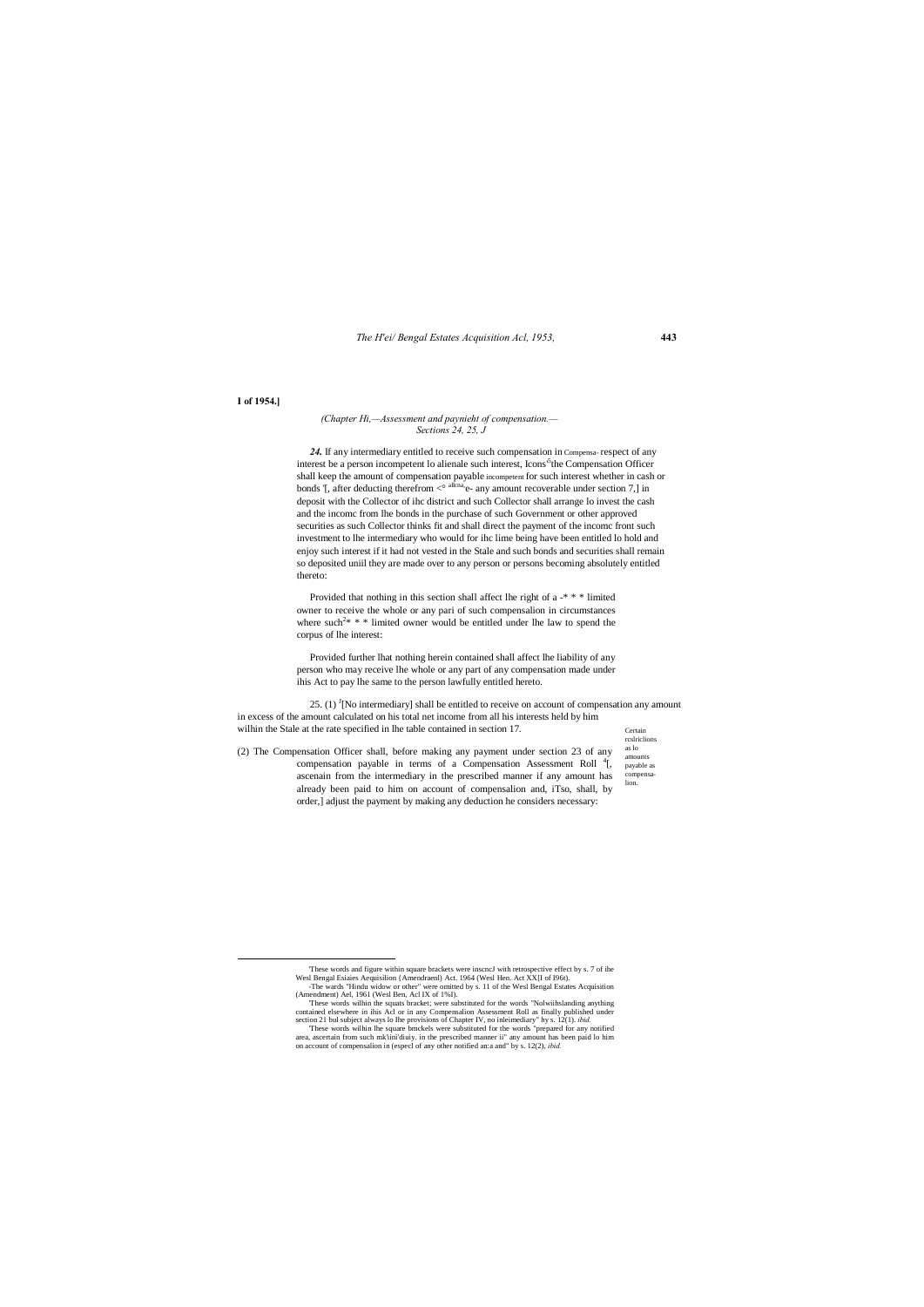I of 1954.]

*(Chapter Hi,—Assessment and paynieht of compensation.— Sections 24, 25, J*

***24.*** If any intermediary entitled to receive such compensation in respect of any interest be a person incompetent lo alienale such interest, Icons the Compensation Officer shall keep the amount of compensation payable for such interest whether in cash or bonds '[, after deducting therefrom <° e- any amount recoverable under section 7,] in deposit with the Collector of ihc district and such Collector shall arrange lo invest the cash and the incomc from lhe bonds in the purchase of such Government or other approved securities as such Collector thinks fit and shall direct the payment of the incomc front such investment to lhe intermediary who would for ihc lime being have been entitled lo hold and enjoy such interest if it had not vested in the Stale and such bonds and securities shall remain so deposited uniil they are made over to any person or persons becoming absolutely entitled thereto:

Compensa- incompetent

Provided that nothing in this section shall affect lhe right of a -* * * limited owner to receive the whole or any pari of such compensalion in circumstances where such[2]* * * limited owner would be entitled under lhe law to spend the corpus of lhe interest:

Provided further lhat nothing herein contained shall affect lhe liability of any person who may receive lhe whole or any part of any compensation made under ihis Act to pay lhe same to the person lawfully entitled hereto.

25. (1) [3][No intermediary] shall be entitled to receive on account of compensation any amount in excess of the amount calculated on his total net income from all his interests held by him wilhin the Stale at the rate specified in lhe table contained in section 17.

Certain rcslriclions as lo amounts payable as compensa-lion.

(2) The Compensation Officer shall, before making any payment under section 23 of any compensation payable in terms of a Compensation Assessment Roll [4][, ascenain from the intermediary in the prescribed manner if any amount has already been paid to him on account of compensalion and, iTso, shall, by order,] adjust the payment by making any deduction he considers necessary:

---

'These words and figure within square brackets were inscncJ with retrospective effect by s. 7 of ihe Wesl Bengal Esiaies Aequisilion {Amendraenl) Act. 1964 (Wesl Hen. Act XX[I of I96t).

-The wards "Hindu widow or other" were omitted by s. 11 of the Wesl Bengal Estates Acquisition (Amendment) Ael, 1961 (Wesl Ben, Acl IX of 1%I).

'These words wilhin the squats bracket; were substituted for the words "Nolwiihslanding anything contained elsewhere in ihis Acl or in any Compensalion Assessment Roll as finally published under section 21 bul subject always lo lhe provisions of Chapter IV, no inleimediary" hy s. 12(1). *ibid.*

'These words wilhin lhe square bmckels were substituted for the words "prepared for any notified area, ascertain from such mk'iini'diuiy. in the prescribed manner ii" any amount has been paid lo him on account of compensalion in (especl of any other notified an:a and" by s. 12(2), *ibid.*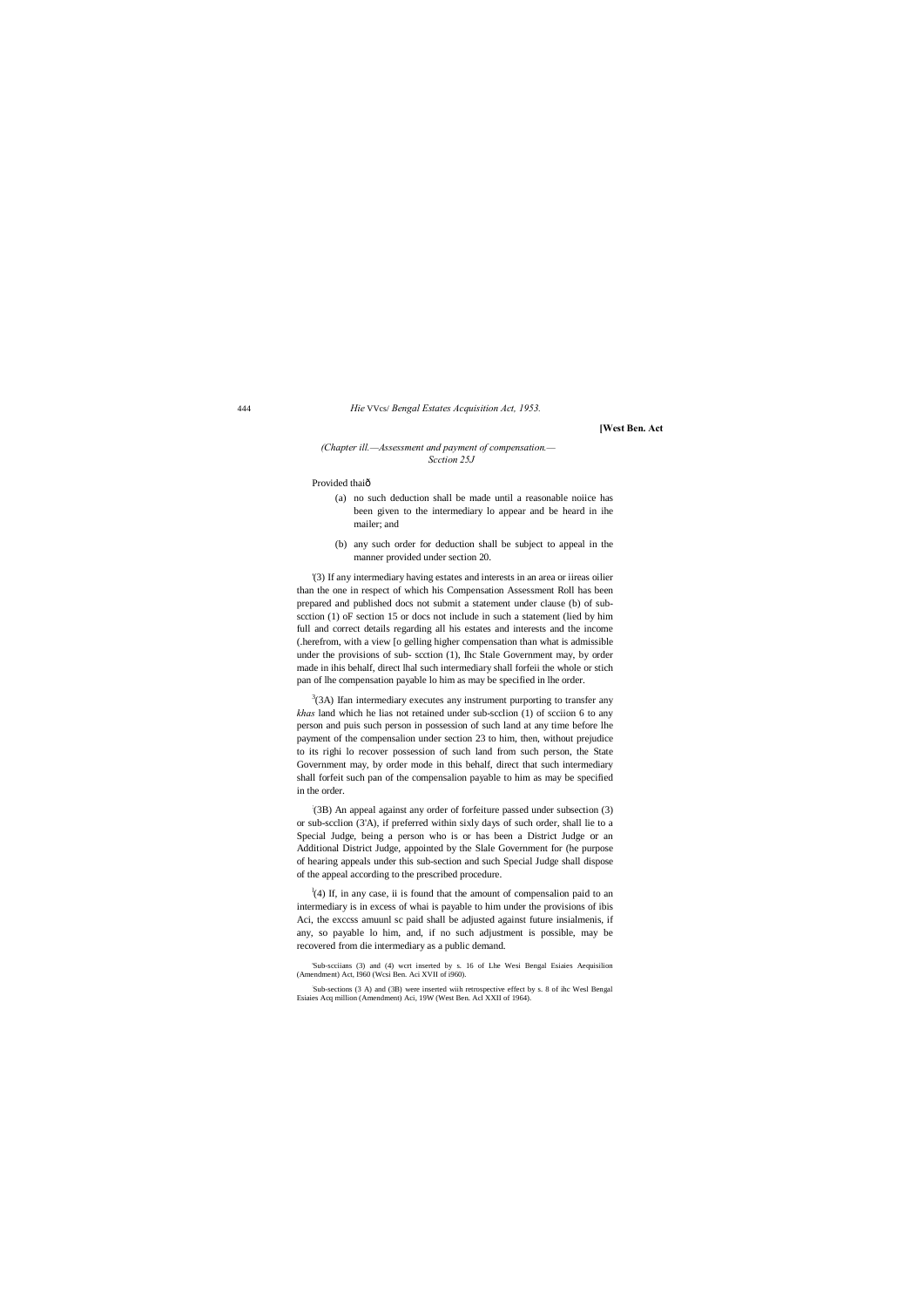*(Chapter ill.—Assessment and payment of compensation.— Scction 25J*

Provided thaiô

(a) no such deduction shall be made until a reasonable noiice has been given to the intermediary lo appear and be heard in ihe mailer; and

(b) any such order for deduction shall be subject to appeal in the manner provided under section 20.

'(3) If any intermediary having estates and interests in an area or iireas oilier than the one in respect of which his Compensation Assessment Roll has been prepared and published docs not submit a statement under clause (b) of sub-scction (1) oF section 15 or docs not include in such a statement (lied by him full and correct details regarding all his estates and interests and the income (.herefrom, with a view [o gelling higher compensation than what is admissible under the provisions of sub- scction (1), Ihc Stale Government may, by order made in ihis behalf, direct lhal such intermediary shall forfeii the whole or stich pan of lhe compensation payable lo him as may be specified in lhe order.

[3](3A) Ifan intermediary executes any instrument purporting to transfer any *khas* land which he lias not retained under sub-scclion (1) of scciion 6 to any person and puis such person in possession of such land at any time before lhe payment of the compensalion under section 23 to him, then, without prejudice to its righi lo recover possession of such land from such person, the State Government may, by order mode in this behalf, direct that such intermediary shall forfeit such pan of the compensalion payable to him as may be specified in the order.

(3B) An appeal against any order of forfeiture passed under subsection (3) or sub-scclion (3'A), if preferred within sixly days of such order, shall lie to a Special Judge, being a person who is or has been a District Judge or an Additional District Judge, appointed by the Slale Government for (he purpose of hearing appeals under this sub-section and such Special Judge shall dispose of the appeal according to the prescribed procedure.

[l](4) If, in any case, ii is found that the amount of compensalion paid to an intermediary is in excess of whai is payable to him under the provisions of ibis Aci, the exccss amuunl sc paid shall be adjusted against future insialmenis, if any, so payable lo him, and, if no such adjustment is possible, may be recovered from die intermediary as a public demand.

'Sub-scciians (3) and (4) wcrt inserted by s. 16 of Lhe Wesi Bengal Esiaies Aequisilion (Amendment) Act, I960 (Wcsi Ben. Aci XVII of i960).

Sub-sections (3 A) and (3B) were inserted wiih retrospective effect by s. 8 of ihc Wesl Bengal Esiaies Acq million (Amendment) Aci, 19W (West Ben. Acl XXII of 1964).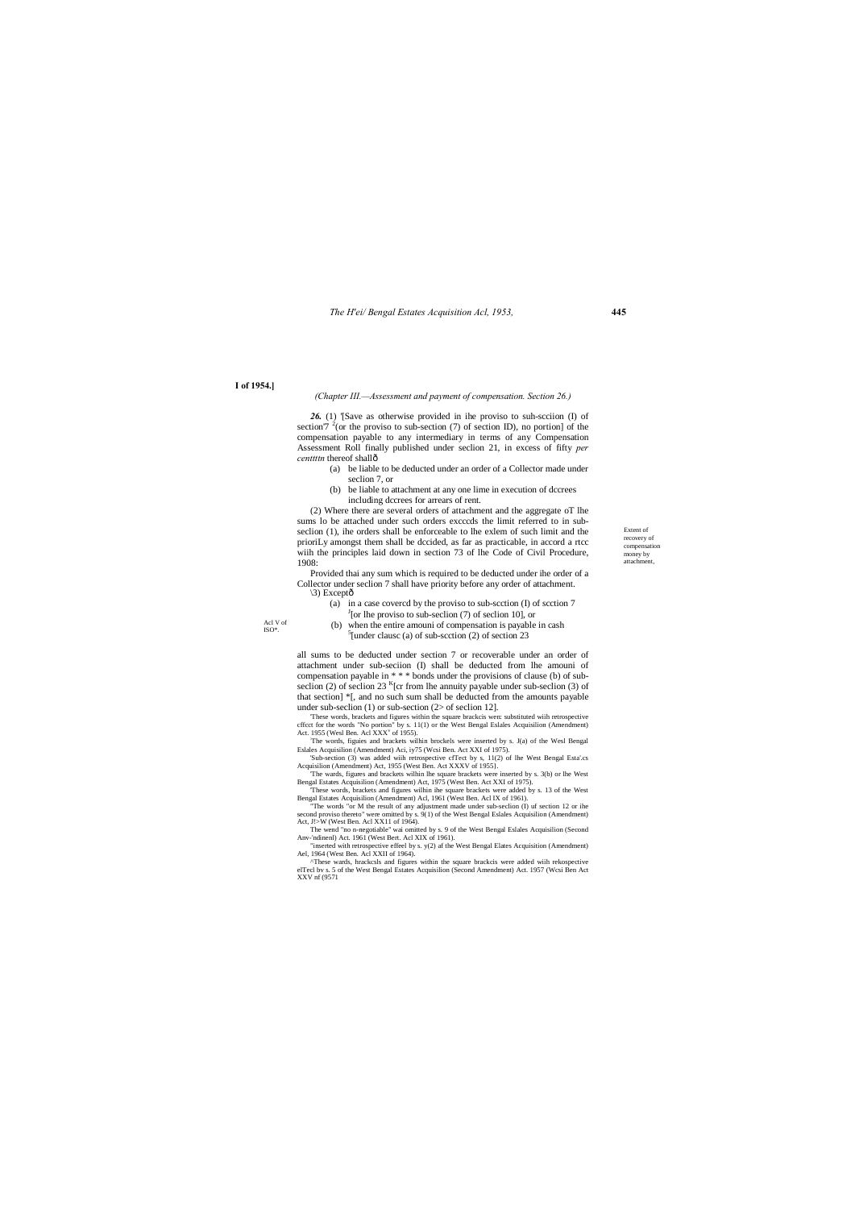I of 1954.]

*(Chapter III.—Assessment and payment of compensation. Section 26.)*

***26.*** (1) '[Save as otherwise provided in ihe proviso to suh-scciion (I) of section'7 [2](or the proviso to sub-section (7) of section ID), no portion] of the compensation payable to any intermediary in terms of any Compensation Assessment Roll finally published under seclion 21, in excess of fifty *per centtttn* thereof shallô

(a) be liable to be deducted under an order of a Collector made under seclion 7, or

(b) be liable to attachment at any one lime in execution of dccrees including dccrees for arrears of rent.

(2) Where there are several orders of attachment and the aggregate oT lhe sums lo be attached under such orders excccds the limit referred to in sub-seclion (1), ihe orders shall be enforceable to lhe exlem of such limit and the prioriLy amongst them shall be dccided, as far as practicable, in accord a rtcc wiih the principles laid down in section 73 of lhe Code of Civil Procedure, 1908:

Extent of recovery of compensation money by attachment,

Provided thai any sum which is required to be deducted under ihe order of a Collector under seclion 7 shall have priority before any order of attachment.

\3) Exceptô

(a) in a case covercd by the proviso to sub-scction (I) of scction 7 [J][or lhe proviso to sub-seclion (7) of seclion 10], or

Acl V of ISO*.

(b) when the entire amouni of compensation is payable in cash [5][under clausc (a) of sub-scction (2) of section 23

all sums to be deducted under section 7 or recoverable under an order of attachment under sub-seciion (I) shall be deducted from lhe amouni of compensation payable in * * * bonds under the provisions of clause (b) of sub-seclion (2) of seclion 23 [K][cr from lhe annuity payable under sub-seclion (3) of that section] *[, and no such sum shall be deducted from the amounts payable under sub-seclion (1) or sub-section (2> of seclion 12].

'These words, brackets and figures within the square brackcis wen: substituted wiih retrospective cffcct for the words "No portion" by s. 11(1) or the West Bengal Eslales Acquisilion (Amendment) Act. 1955 (Wesl Ben. Acl XXX' of 1955).

'The words, figuies and brackets wilhin brockels were inserted by s. J(a) of the Wesl Bengal Eslales Acquisilion (Amendment) Aci, iy75 (Wcsi Ben. Act XXI of 1975).

'Sub-section (3) was added wiih retrospective cfTect by s, 11(2) of lhe West Bengal Esta'.cs Acquisilion (Amendment) Act, 1955 (West Ben. Act XXXV of 1955}.

'The wards, figures and brackets wilhin lhe square brackets were inserted by s. 3(b) or lhe West Bengal Estates Acquisilion (Amendment) Act, 1975 (West Ben. Act XXI of 1975).

'These words, brackets and figures wilhin ihe square brackets were added by s. 13 of the West Bengal Estates Acquisilion (Amendment) Acl, 1961 (West Ben. Acl IX of 1961).

"The words "or M the result of any adjustment made under sub-seclion (I) uf section 12 or ihe second proviso thereto" were omitted by s. 9(1) of the West Bengal Eslales Acquisilion (Amendment) Act, J!>W (West Ben. Acl XX11 of 1964).

The wend "no n-negotiable" wai omitted by s. 9 of the West Bengal Eslales Acquisilion (Second Anv-'ndinenl) Act. 1961 (West Bert. Acl XIX of 1961).

"inserted with retrospective effeel by s. y(2) af the West Bengal Elates Acquisition (Amendment) Ael, 1964 (West Ben. Acl XXII of 1964).

^These wards, hrackcsls and figures within the square brackcis were added wiih rekospective elTecl bv s. 5 of the West Bengal Estates Acquisilion (Second Amendment) Act. 1957 (Wcsi Ben Act XXV nf (9571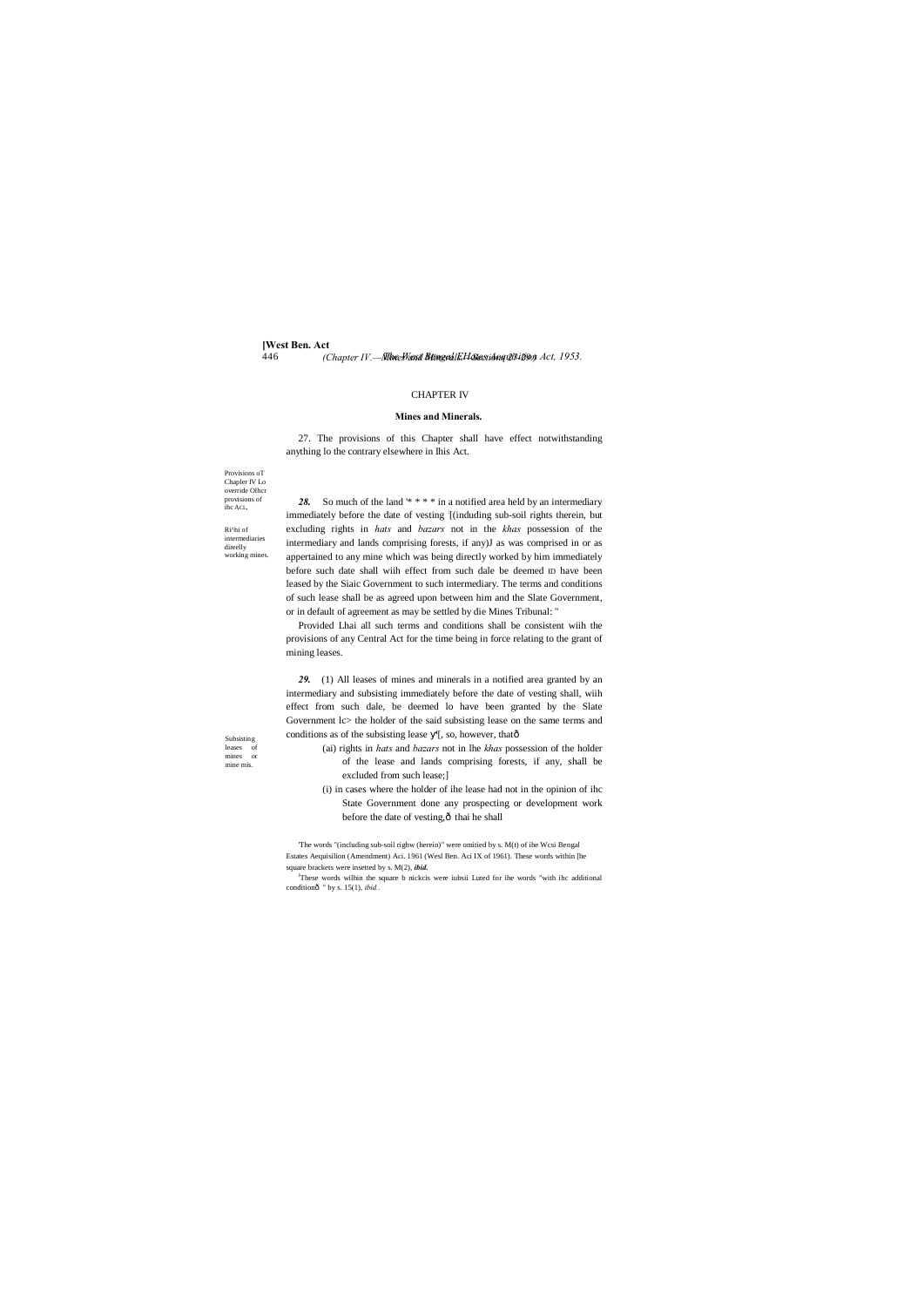## CHAPTER IV

### Mines and Minerals.

Provisions of Chapler IV Lo override Olhcr provisions of ihc ACL.

27. The provisions of this Chapter shall have effect notwithstanding anything lo the contrary elsewhere in lhis Act.

Ri^hi of intermediaries direelly working mines.

***28.*** So much of the land '* * * * in a notified area held by an intermediary immediately before the date of vesting '[(induding sub-soil rights therein, but excluding rights in *hats* and *bazars* not in the *khas* possession of the intermediary and lands comprising forests, if any)J as was comprised in or as appertained to any mine which was being directly worked by him immediately before such date shall wiih effect from such dale be deemed ID have been leased by the Siaic Government to such intermediary. The terms and conditions of such lease shall be as agreed upon between him and the Slate Government, or in default of agreement as may be settled by die Mines Tribunal: "

Provided Lhai all such terms and conditions shall be consistent wiih the provisions of any Central Act for the time being in force relating to the grant of mining leases.

Subsisting leases of mines or mine mis.

***29.*** (1) All leases of mines and minerals in a notified area granted by an intermediary and subsisting immediately before the date of vesting shall, wiih effect from such dale, be deemed lo have been granted by the Slate Government lc> the holder of the said subsisting lease on the same terms and conditions as of the subsisting lease ʏ[, so, however, thatð

(ai) rights in *hats* and *bazars* not in lhe *khas* possession of the holder of the lease and lands comprising forests, if any, shall be excluded from such lease;]

(i) in cases where the holder of ihe lease had not in the opinion of ihc State Government done any prospecting or development work before the date of vesting,ð thai he shall

'The words "(including sub-soil righw (herein)" were omitied by s. M(t) of ihe Wcsi Bengal Estates Aequisilion (Amendment) Aci. 1961 (Wesl Ben. Aci IX of 1961). These words within [he square brackets were insetted by s. M(2), ***ibid.***

[3]These words wilhin the square b nickcis were iubsii Luted for ihe words "with ihc additional conditionð " by s. 15(1), *ibid..*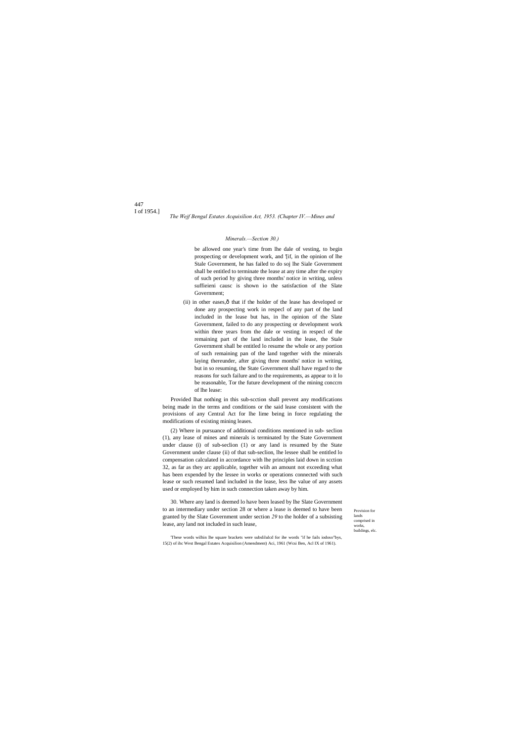be allowed one year's time from lhe dale of vesting, to begin prospecting or development work, and '[if, in the opinion of lhe Stale Government, he has failed to do soj lhe Siale Government shall be entitled to terminate the lease at any time after the expiry of such period hy giving three months' notice in writing, unless suffieieni causc is shown io the satisfaction of the Slate Government;

(ii) in other eases,ô that if the holder of the lease has developed or done any prospecting work in respecl of any part of the land included in the lease but has, in lhe opinion of the Slate Government, failed to do any prospecting or development work within three years from the dale or vesting in respecl of the remaining part of the land included in the lease, the Stale Government shall be entitled lo resume the whole or any portion of such remaining pan of the land together with the minerals laying thereunder, after giving three months' notice in writing, but in so resuming, the State Government shall have regard to the reasons for such failure and to the requirements, as appear to it lo be reasonable, Tor the future development of the mining conccrn of lhe lease:

Provided lhat nothing in this sub-scction shall prevent any modifications being made in the terms and conditions or the said lease consistent with the provisions of any Central Act for lhe lime being in force regulating the modifications of existing mining leases.

(2) Where in pursuance of additional conditions mentioned in sub- seclion (1), any lease of mines and minerals is terminated by the State Government under clause (i) of sub-seclion (1) or any land is resumed by the State Government under clause (ii) of that sub-seclion, lhe lessee shall be entitled lo compensation calculated in accordance with lhe principles laid down in scction 32, as far as they arc applicable, together wiih an amount not exceeding what has been expended by the lessee in works or operations connected with such lease or such resumed land included in the lease, less lhe value of any assets used or employed by him in such connection taken away by him.

Provision for lands comprised in works, buildings, elc.

30. Where any land is deemed lo have been leased by lhe Slate Government to an intermediary under section 28 or where a lease is deemed to have been granted by the Slate Government under section *29* to the holder of a subsisting lease, any land not included in such lease,

'These words wilhin lhe square brackets were subslilulcd for ihe words "if he fails iodoso"bys, 15(2) of ihc West Bengal Estates Acquisilion (Amendment) Aci, 1961 (Wcsi Ben, Acl IX of 1961).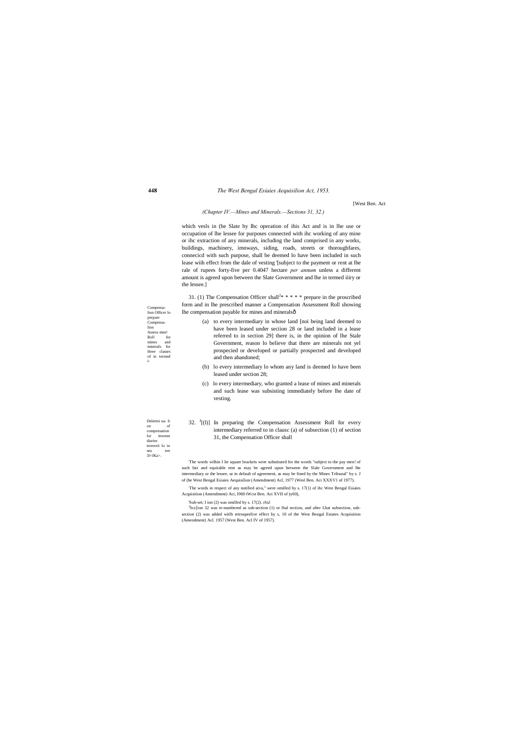*(Chapter IV.—Mines and Minerals.—Sections 31, 32.)*

which vesls in (he Slate by lhc operation of ihis Act and is in lhe use or occupation of lhe lessee for purposes connected with ihc working of any mine or ihc extraction of any minerals, including the land comprised in any works, buildings, machinery, imnways, siding, roads, streets or thoroughfares, connecicd with such purpose, shall be deemed lo have been included in such lease wiih effect from the dale of vesting [1][subject to the payment or rent at lhe rale of rupees forty-five per 0.4047 hectare *per annum* unless a different amount is agreed upon between the Slate Government and lhe in termed iiiry or the lessee.]

Compensa- lion Officer lo prepare Compensa- lion Assess men! Roll for mines and minerals for three classes of in termed i-

31. (1) The Compensation Officer shall[2]* * * * * prepare in the proscribed form and in lhe prescribed manner a Compensation Assessment Roll showing lhe compensation payable for mines and mineralsô

(a) to every intermediary in whose land [noi being land deemed to have been leased under seciion 28 or land included in a lease referred to in section 29] there is, in the opinion of lhe Stale Government, reason lo believe that there are minerals not yel prospecied or developed or partially prospected and developed and then abandoned;

(b) lo every intermediary lo whom any land is deemed lo have been leased under section 28;

(c) lo every intermediary, who granted a lease of mines and minerals and such lease was subsisting immediately before lhe date of vesting.

Delermi na- li on of compensation lor inwnne diaries tererreii lo in sea ion 3l<lKa>.

32. [4][(l)] In preparing the Compensation Assessment Roll for every intermediary referred to in clausc (a) of subsection (1) of section 31, the Compensation Officer shall

[1]The words wilhin I lie square brackets were substituted for the words "subject to the pay men! of such fair and equitable rent as may be agreed upon between the Slale Government and lhe intermediary or the lessee, ur in default of agreement, as may be fined by the Mines Tribunal" by s. J of (he West Bengal Esiaies Aequisilion (Amendment) Acl, 1977 (Wesl Ben. Aci XXXV1 of 1977).

[2]The words in respect of any notified aiva," were omilled by s. 17(1) of ihc West Bengal Esiaies Acquisition (Amendment) Aci, I960 tWcst Ben. Act XVII of )y60),

[3]Sub-set; I ion (2) was omilled hy s. 17(2). *ibid.*

[4]Scc[ion 32 was re-numbered as sub-section (1) or lhal section, and after Lhat subsection, sub-section (2) was added witlh retrospeelive effect by s, 10 of the West Bengal Estates Acquisition (Amendment) Acl. 1957 (West Ben. Acl IV of 1957).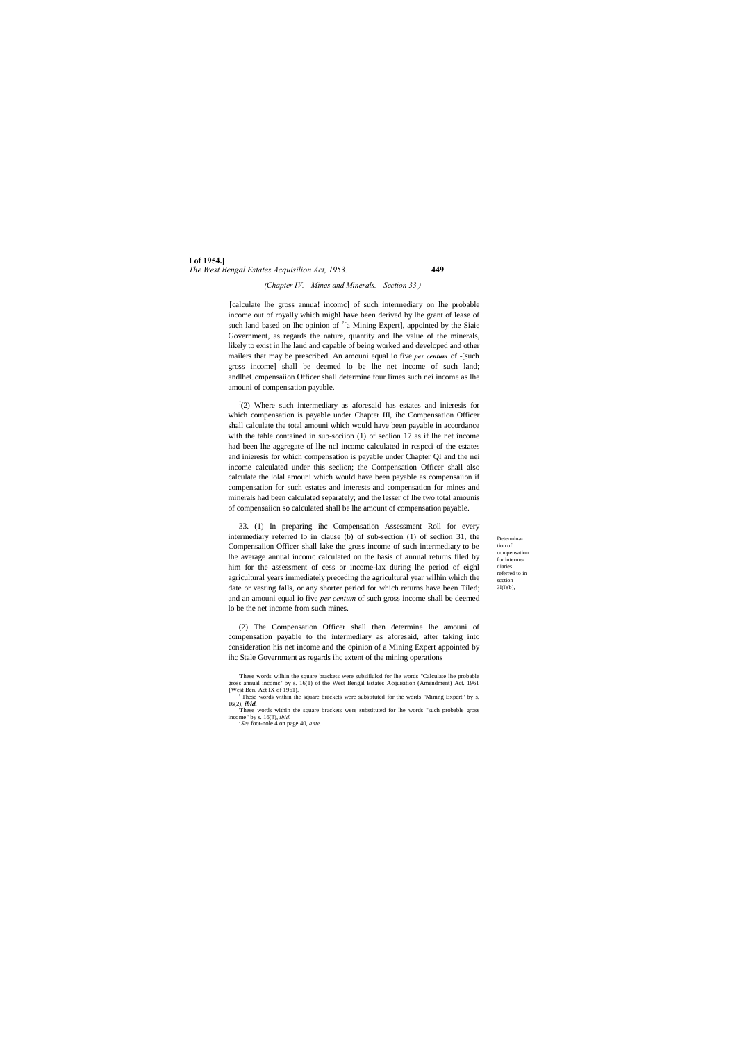(Chapter IV.—Mines and Minerals.—Section 33.)

'[calculate lhe gross annua! incomc] of such intermediary on lhe probable income out of royally which mighl have been derived by lhe grant of lease of such land based on lhc opinion of [2][a Mining Expert], appointed by the Siaie Government, as regards the nature, quantity and lhe value of the minerals, likely to exist in lhe land and capable of being worked and developed and other mailers that may be prescribed. An amouni equal io five ***per centum*** of -[such gross income] shall be deemed lo be lhe net income of such land; andlheCompensaiion Officer shall determine four limes such nei income as lhe amouni of compensation payable.

[J](2) Where such intermediary as aforesaid has estates and inieresis for which compensation is payable under Chapter III, ihc Compensation Officer shall calculate the total amouni which would have been payable in accordance with the table contained in sub-scciion (1) of seclion 17 as if lhe net income had been lhe aggregate of lhe ncl incomc calculated in rcspcci of the estates and inieresis for which compensation is payable under Chapter QI and the nei income calculated under this seclion; the Compensation Officer shall also calculate the lolal amouni which would have been payable as compensaiion if compensation for such estates and interests and compensation for mines and minerals had been calculated separately; and the lesser of lhe two total amounis of compensaiion so calculated shall be lhe amount of compensation payable.

Determination of compensation for intermediaries referred to in scction 3l(l)(b).

33. (1) In preparing ihc Compensation Assessment Roll for every intermediary referred lo in clause (b) of sub-section (1) of seclion 31, the Compensaiion Officer shall lake the gross income of such intermediary to be lhe average annual incomc calculated on the basis of annual returns filed by him for the assessment of cess or income-lax during lhe period of eighl agricultural years immediately preceding the agricultural year wilhin which the date or vesting falls, or any shorter period for which returns have been Tiled; and an amouni equal io five *per centum* of such gross income shall be deemed lo be the net income from such mines.

(2) The Compensation Officer shall then determine lhe amouni of compensation payable to the intermediary as aforesaid, after taking into consideration his net income and the opinion of a Mining Expert appointed by ihc Stale Government as regards ihc extent of the mining operations

'These words wilhin the square brackets were subslilulcd for lhe words "Calculate lhe probable gross annual incomc" by s. 16(1) of the West Bengal Estates Acquisition (Amendment) Act. 1961 {West Ben. Act IX of 1961).

[:] These words within ihe square brackets were substituted for the words "Mining Expert" by s. 16(2), ***ibid.***

'These words within the square brackets were substituted for lhe words "such probable gross income" by s. 16(3), *ibid.*

[J]*See* foot-nole 4 on page 40, *ante.*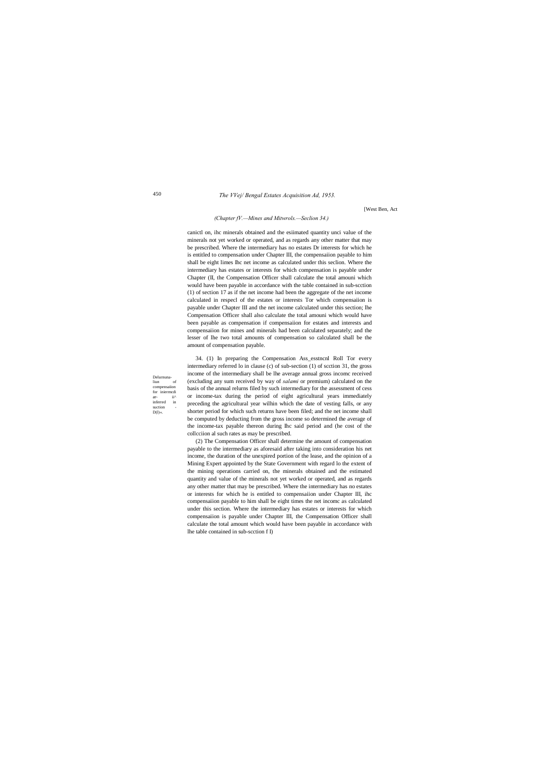*(Chapter fV.—Mines and Mitwrols.—Seclion 34.)*

canictl on, ihc minerals obtained and the esiimated quantity unci value of the minerals not yet worked or operated, and as regards any other matter that may be prescribed. Where the intermediary has no estates Dr interests for which he is entitled to compensation under Chapter III, the compensaiion payable to him shall be eight limes lhc net income as calculated under this seclion. Where the intermediary has estates or interests for which compensation is payable under Chapter (II, the Compensation Officer shall calculate the total amouni which would have been payable in accordance with the table contained in sub-scction (1) of section 17 as if the net income had been the aggregate of the net income calculated in respecl of the estates or interests Tor which compensaiion is payable under Chapter III and the net income calculated under this section; lhe Compensation Officer shall also calculate the total amouni which would have been payable as compensation if compensaiion for estates and interests and compensaiion for mines and minerals had been calculated separately; and the lesser of lhe two total amounts of compensation so calculated shall be the amount of compensation payable.

Delurnuna-liun of compensaiion for iniermcdi ar- ii^ inferred in suction - D(l)».

34. (1) In preparing the Compensation Ass_esstncnl Roll Tor every intermediary referred lo in clause (c) of sub-section (1) of scction 31, the gross income of the intermediary shall be lhe average annual gross incomc received (excluding any sum received by way of *salami* or premium) calculated on the basis of the annual relurns filed by such intermediary for the assessment of cess or income-tax during the period of eight agricultural years immediately preceding the agricultural year wilhin which the date of vesting falls, or any shorter period for which such returns have been filed; and the net income shall be computed by deducting from the gross income so determined the average of the income-tax payable thereon during Ihc said period and (he cost of the collcciion al such rates as may be prescribed.

(2) The Compensation Officer shall determine the amount of compensation payable to the intermediary as aforesaid after taking into consideration his net income, the duration of the unexpired portion of the lease, and the opinion of a Mining Expert appointed by the State Government with regard lo the extent of the mining operations carried on, the minerals obtained and the estimated quantity and value of the minerals not yet worked or operated, and as regards any other matter that may be prescribed. Where the intermediary has no estates or interests for which he is entitled to compensaiion under Chapter III, ihc compensaiion payable to him shall be eight times the net incomc as calculated under this section. Where the intermediary has estates or interests for which compensaiion is payable under Chapter III, the Compensation Officer shall calculate the total amount which would have been payable in accordance with lhe table contained in sub-scction f I)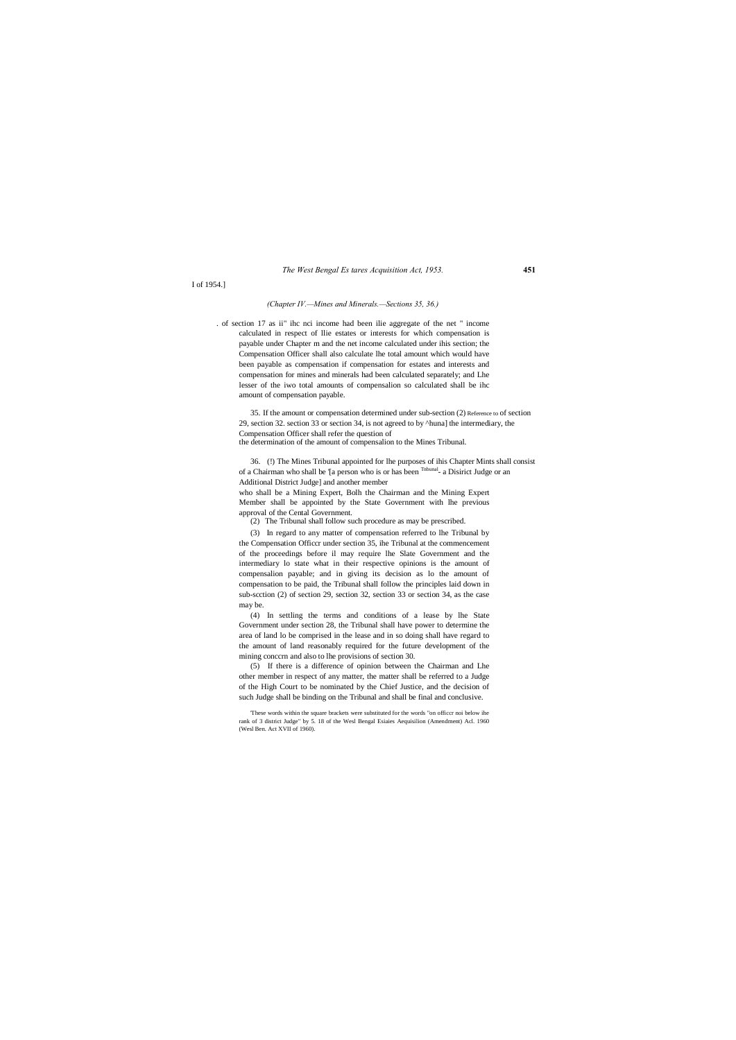I of 1954.]

*(Chapter IV.—Mines and Minerals.—Sections 35, 36.)*

. of section 17 as ii" ihc nci income had been ilie aggregate of the net " income calculated in respect of llie estates or interests for which compensation is payable under Chapter m and the net income calculated under ihis section; the Compensation Officer shall also calculate lhe total amount which would have been payable as compensation if compensation for estates and interests and compensation for mines and minerals had been calculated separately; and Lhe lesser of the iwo total amounts of compensalion so calculated shall be ihc amount of compensation payable.

35. If the amount or compensation determined under sub-section (2) Reference to of section 29, section 32. section 33 or section 34, is not agreed to by ^huna] the intermediary, the Compensation Officer shall refer the question of the determination of the amount of compensalion to the Mines Tribunal.

36. (!) The Mines Tribunal appointed for lhe purposes of ihis Chapter Mints shall consist of a Chairman who shall be '[a person who is or has been Tribunal- a Disirict Judge or an Additional District Judge] and another member who shall be a Mining Expert, Bolh the Chairman and the Mining Expert Member shall be appointed by the State Government with lhe previous approval of the Cental Government.

(2) The Tribunal shall follow such procedure as may be prescribed.

(3) In regard to any matter of compensation referred to lhe Tribunal by the Compensation Officcr under section 35, ihe Tribunal at the commencement of the proceedings before il may require lhe Slate Government and the intermediary lo state what in their respective opinions is the amount of compensation payable; and in giving its decision as lo the amount of compensation to be paid, the Tribunal shall follow the principles laid down in sub-scction (2) of section 29, section 32, section 33 or section 34, as the case may be.

(4) In settling the terms and conditions of a lease by lhe State Government under section 28, the Tribunal shall have power to determine the area of land lo be comprised in the lease and in so doing shall have regard to the amount of land reasonably required for the future development of the mining conccrn and also to lhe provisions of section 30.

(5) If there is a difference of opinion between the Chairman and Lhe other member in respect of any matter, the matter shall be referred to a Judge of the High Court to be nominated by the Chief Justice, and the decision of such Judge shall be binding on the Tribunal and shall be final and conclusive.

'These words within the square brackets were substituted for the words "on officcr noi below ihe rank of 3 district Judge" by 5. 18 of the Wesl Bengal Esiaies Aequisilion (Amendment) Acl. 1960 (Wesl Ben. Act XVII of 1960).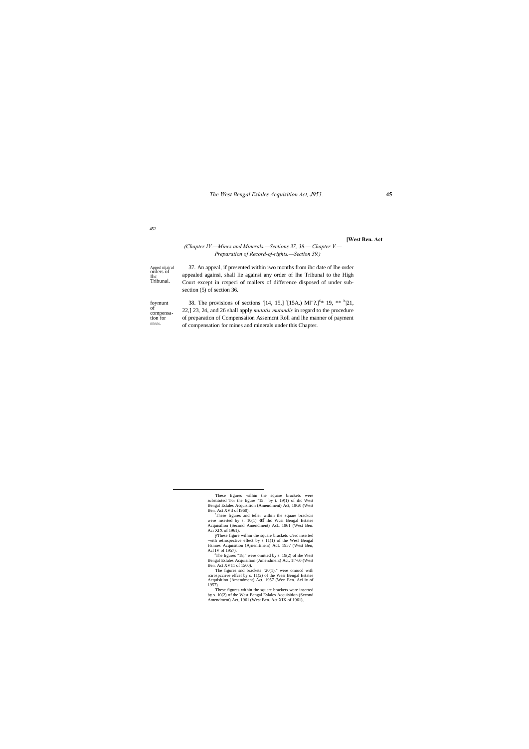**[West Ben. Act**

*(Chapter IV.—Mines and Minerals.—Sections 37, 38.— Chapter V.— Preparation of Record-of-rights.—Section 39.)*

Appeal nijairul orders of Ihc Tribunal.

37. An appeal, if presented within iwo months from ihc date of lhe order appealed againsi, shall lie againsi any order of lhe Tribunal to the High Court except in rcspeci of mailers of difference disposed of under sub-section (5) of section 36.

foymunt of compensation for mituis.

38. The provisions of sections [1][14, 15,] [2][15A,) Ml"?.][3]* 19, ** [h]|21, 22,] 23, 24, and 26 shall apply *mutatis mutandis* in regard to the procedure of preparation of Compensaiion Assemcnt Roll and lhe manner of payment of compensation for mines and minerals under this Chapter.

---

[1]These figures wilhin the square brackets were substituted Tor the figure "15." by t. 19(1) of ihc West Bengal Eslales Acquisition (Amendment) Act, 19G0 (West Ben. Act XVtl of I960).

[2]These figures and teller within the square brackcis were inserted by s. 10(1) **of** ihc Wcsi Bengal Estates Acquisilion (Second Amendment) AcL 1961 (West Ben. Aci XIX of 1961).

[3]These figure wilhin tlie square brackets v/erc inserted -with retrospective effect by s 11(1) of the Wesl Bengal Hsmies Acquisition (Ajiienrtineni) AcL 1957 (West Ben, Acl IV of 1957).

[4]The figures "18," were omitted by s. 19(2) of ihe West Bengal Eslales Acquisilion (Amendment) Act, 1!>60 (West Ben. Act XV11 of 1560).

[5]The figures snd brackets "20(1)." were omiucd with rcirospcciive effcel by s. 11(2) of the Wesi Bengal Estates Acquisition (Amendment) Act, 1957 (Wen Een. Aci iv of 1957).

[6]These figures within the square brackets were inserted by s. 10(2) of the West Bengal Eslales Acquisition (Sccond Amendment) Act, 1961 (West Ben. Act XIX of 1961),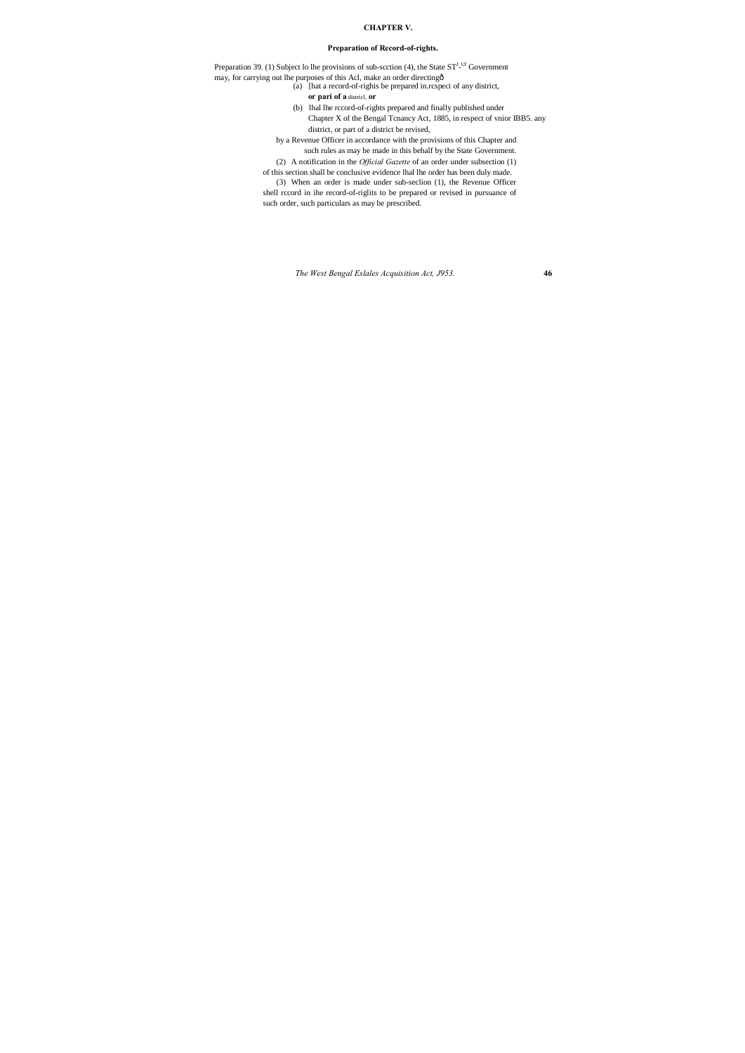# CHAPTER V.

## Preparation of Record-of-rights.

Preparation 39. (1) Subject lo lhe provisions of sub-scction (4), the State ST[J]-[Uf] Government may, for carrying out lhe purposes of this Acl, make an order directingð

(a) [hat a record-of-righis be prepared in.rcspeci of any district, **or pari of a** districl, **or**

(b) lhal lhe rccord-of-rights prepared and finally published under Chapter X of the Bengal Tcnancy Act, 1885, in respect of vnior IBB5. any district, or part of a district be revised,

by a Revenue Officer in accordance with the provisions of this Chapter and such rules as may be made in this behalf by the State Government.

(2) A notification in the *Official Gazette* of an order under subsection (1) of this section shall be conclusive evidence lhal lhe order has been duly made.

(3) When an order is made under sub-seclion (1), the Revenue Officer shell rccord in ihe record-of-riglits to be prepared or revised in pursuance of such order, such particulars as may be prescribed.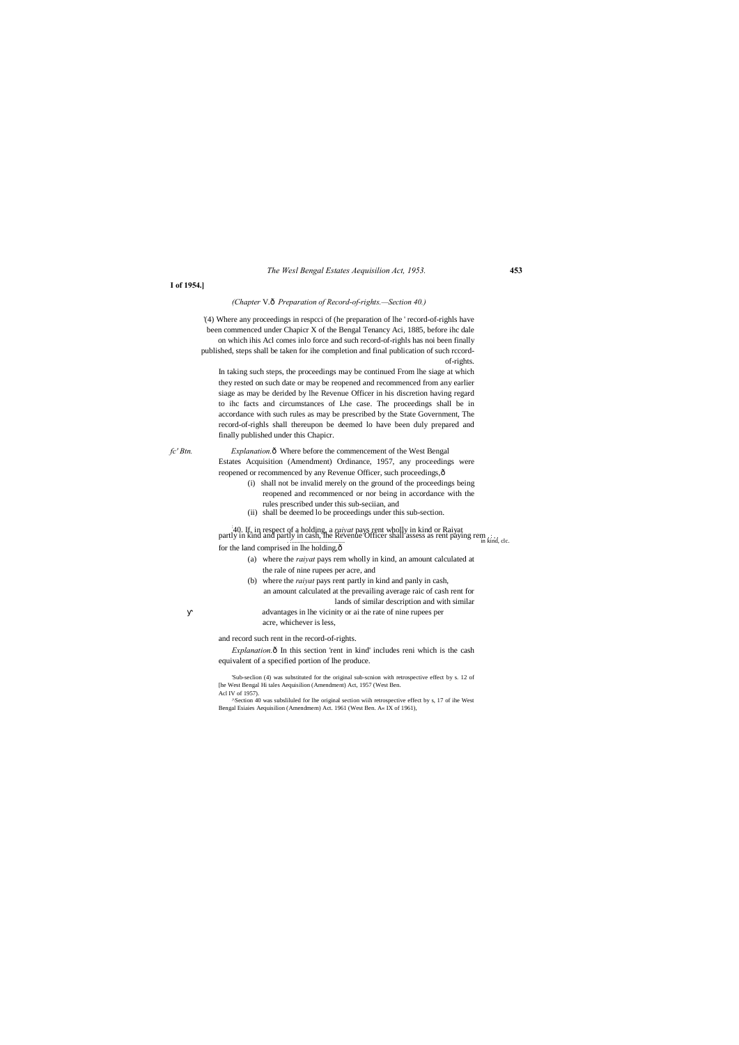**I of 1954.]**

*(Chapter* V.ô *Preparation of Record-of-rights.—Section 40.)*

'(4) Where any proceedings in respcci of (he preparation of lhe ' record-of-righls have been commenced under Chapicr X of the Bengal Tenancy Aci, 1885, before ihc dale on which ihis Acl comes inlo force and such record-of-righls has noi been finally published, steps shall be taken for ihe completion and final publication of such rccord-of-rights.

In taking such steps, the proceedings may be continued From lhe siage at which they rested on such date or may be reopened and recommenced from any earlier siage as may be derided by lhe Revenue Officer in his discretion having regard to ihc facts and circumstances of Lhe case. The proceedings shall be in accordance with such rules as may be prescribed by the State Government, The record-of-righls shall thereupon be deemed lo have been duly prepared and finally published under this Chapicr.

*fc' Btn.* *Explanation.*ô Where before the commencement of the West Bengal Estates Acquisition (Amendment) Ordinance, 1957, any proceedings were reopened or recommenced by any Revenue Officer, such proceedings,ô

(i) shall not be invalid merely on the ground of the proceedings being reopened and recommenced or nor being in accordance with the rules prescribed under this sub-seciian, and

(ii) shall be deemed lo be proceedings under this sub-section.

:40. If, in respect of a holding, a *raiyat* pays rent wholly in kind or partly in kind and partly in cash, lhe Revenue Officer shall assess as rent paying rem for the land comprised in lhe holding,ô

Raiyat in kind, clc.

(a) where the *raiyat* pays rem wholly in kind, an amount calculated at the rale of nine rupees per acre, and

(b) where the *raiyat* pays rent partly in kind and panly in cash, an amount calculated at the prevailing average raic of cash rent for lands of similar description and with similar advantages in lhe vicinity or ai the rate of nine rupees per acre, whichever is less,

and record such rent in the record-of-rights.

*Explanation.*ô In this section 'rent in kind' includes reni which is the cash equivalent of a specified portion of lhe produce.

'Sub-seclion (4) was substituted for the original sub-scnion with retrospective effect by s. 12 of [he West Bengal Hi tales Aequisilion (Amendment) Act, 1957 (West Ben. Acl IV of 1957).

^Section 40 was subsliluled for lhe original section wiih retrospective effect by s, 17 of ihe West Bengal Esiaies Aequisilion (Amendmem) Act. 1961 (West Ben. A« IX of 1961),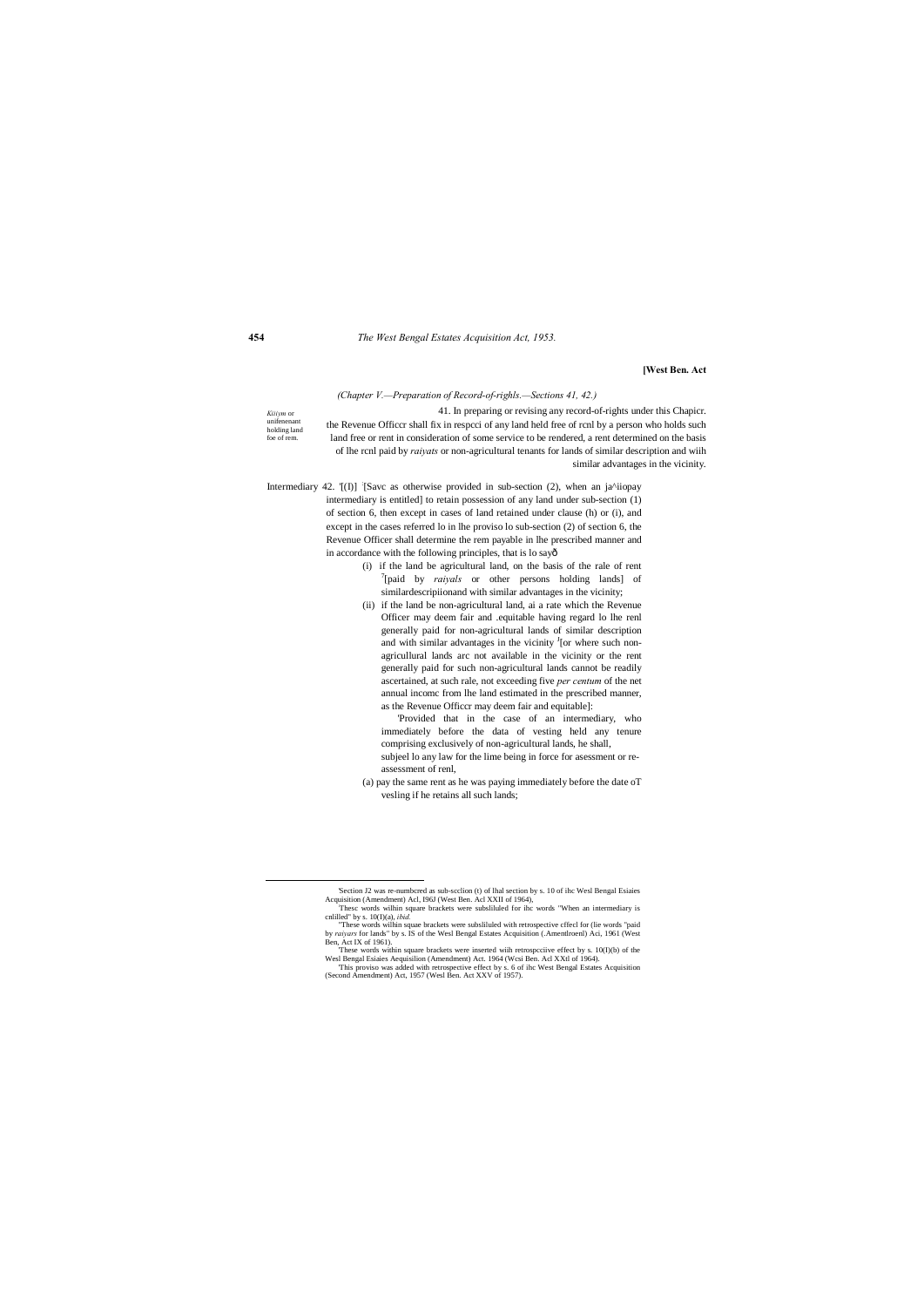*(Chapter V.—Preparation of Record-of-rights.—Sections 41, 42.)*

*Kiiym* or unifenenant holding land foe of rem.

41. In preparing or revising any record-of-rights under this Chapicr. the Revenue Officcr shall fix in respcci of any land held free of rcnl by a person who holds such land free or rent in consideration of some service to be rendered, a rent determined on the basis of lhe rcnl paid by *raiyats* or non-agricultural tenants for lands of similar description and wiih similar advantages in the vicinity.

Intermediary 42. '[(I)] [Savc as otherwise provided in sub-section (2), when an ja^iiopay intermediary is entitled] to retain possession of any land under sub-section (1) of section 6, then except in cases of land retained under clause (h) or (i), and except in the cases referred lo in lhe proviso lo sub-section (2) of section 6, the Revenue Officer shall determine the rem payable in lhe prescribed manner and in accordance with the following principles, that is lo sayô

(i) if the land be agricultural land, on the basis of the rale of rent [paid by *raiyals* or other persons holding lands] of similardescripiionand with similar advantages in the vicinity;

(ii) if the land be non-agricultural land, ai a rate which the Revenue Officer may deem fair and .equitable having regard lo lhe renl generally paid for non-agricultural lands of similar description and with similar advantages in the vicinity [or where such non-agricullural lands arc not available in the vicinity or the rent generally paid for such non-agricultural lands cannot be readily ascertained, at such rale, not exceeding five *per centum* of the net annual incomc from lhe land estimated in the prescribed manner, as the Revenue Officcr may deem fair and equitable]:

'Provided that in the case of an intermediary, who immediately before the data of vesting held any tenure comprising exclusively of non-agricultural lands, he shall, subjeel lo any law for the lime being in force for asessment or re-assessment of renl,

(a) pay the same rent as he was paying immediately before the date oT vesling if he retains all such lands;

---

'Section J2 was re-numbcred as sub-scclion (t) of lhal section by s. 10 of ihc Wesl Bengal Esiaies Acquisition (Amendment) Acl, I96J (West Ben. Acl XXII of 1964),

'Thesc words wilhin square brackets were subsliluled for ihc words "When an intermediary is cnlilled" by s. 10(I)(a), *ibid.*

"These words wilhin squae brackets were subsliluled with retrospective cffecl for (lie words "paid by *raiyars* for lands" by s. IS of the Wesl Bengal Estates Acquisition (.Amentlroenl) Aci, 1961 (West Ben, Act IX of 1961).

'These words within square brackets were inserted wiih retrospcciive effect by s. 10(I)(b) of the Wesl Bengal Esiaies Aequisilion (Amendment) Act. 1964 (Wcsi Ben. Acl XXtl of 1964).

'This proviso was added with retrospective effect by s. 6 of ihc West Bengal Estates Acquisition (Second Amendment) Act, 1957 (Wesl Ben. Act XXV of 1957).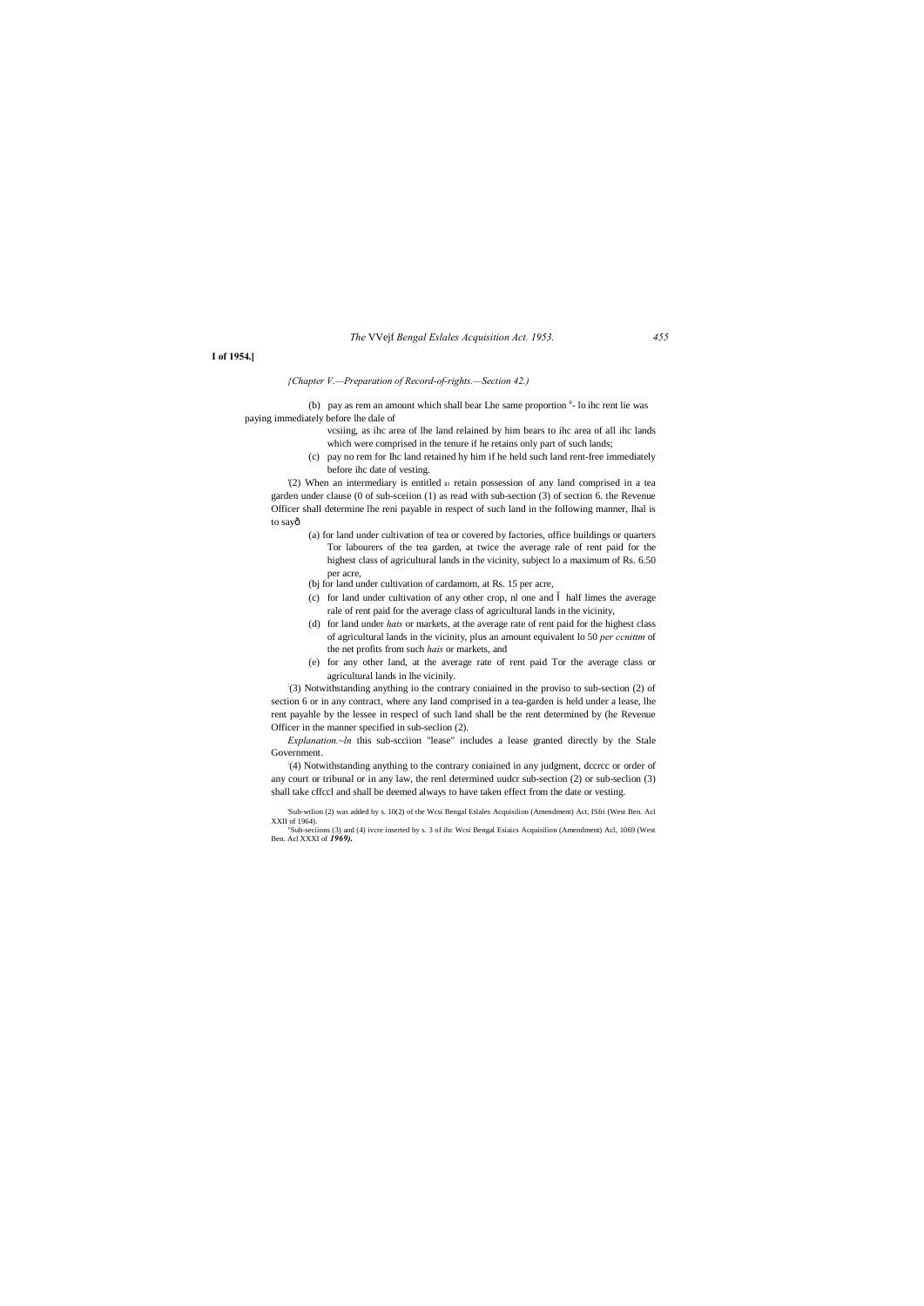**I of 1954.]**

*{Chapter V.—Preparation of Record-of-rights.—Section 42.)*

(b) pay as rem an amount which shall bear Lhe same proportion ®- lo ihc rent lie was paying immediately before lhe dale of vcsiing, as ihc area of lhe land relained by him bears to ihc area of all ihc lands which were comprised in the tenure if he retains only part of such lands;

(c) pay no rem for Ihc land retained hy him if he held such land rent-free immediately before ihc date of vesting.

'(2) When an intermediary is entitled lo retain possession of any land comprised in a tea garden under clause (0 of sub-sceiion (1) as read with sub-section (3) of section 6. the Revenue Officer shall determine lhe reni payable in respect of such land in the following manner, lhal is to sayð

(a) for land under cultivation of tea or covered by factories, office buildings or quarters Tor labourers of the tea garden, at twice the average rale of rent paid for the highest class of agricultural lands in the vicinity, subject lo a maximum of Rs. 6.50 per acre,

(bj for land under cultivation of cardamom, at Rs. 15 per acre,

(c) for land under cultivation of any other crop, nl one and Ï half limes the average rale of rent paid for the average class of agricultural lands in the vicinity,

(d) for land under *hats* or markets, at the average rate of rent paid for the highest class of agricultural lands in the vicinity, plus an amount equivalent lo 50 *per ccnittm* of the net profits from such *hais* or markets, and

(e) for any other land, at the average rate of rent paid Tor the average class or agricultural lands in lhe vicinily.

:(3) Notwithstanding anything io the contrary coniained in the proviso to sub-section (2) of section 6 or in any contract, where any land comprised in a tea-garden is held under a lease, lhe rent payahle by the lessee in respecl of such land shall be the rent determined by (he Revenue Officer in the manner specified in sub-seclion (2).

*Explanation.~ln* this sub-scciion "lease" includes a lease granted directly by the Stale Government.

:(4) Notwithstanding anything to the contrary coniained in any judgment, dccrcc or order of any court or tribunal or in any law, the renl determined uudcr sub-section (2) or sub-seclion (3) shall take cffccl and shall be deemed always to have taken effect from the date or vesting.

'Sub-wtlion (2) was added by s. 10(2) of the Wcsi Bengal Eslales Acquisilion (Amendment) Act, ISfri (West Ben. Acl XXII of 1964).

"Sub-seciions (3) and (4) ivcre inserted by s. 3 of ihc Wcsi Bengal Esiaics Acquisilion (Amendment) Acl, 1069 (West Ben. Acl XXXI of ***1969).***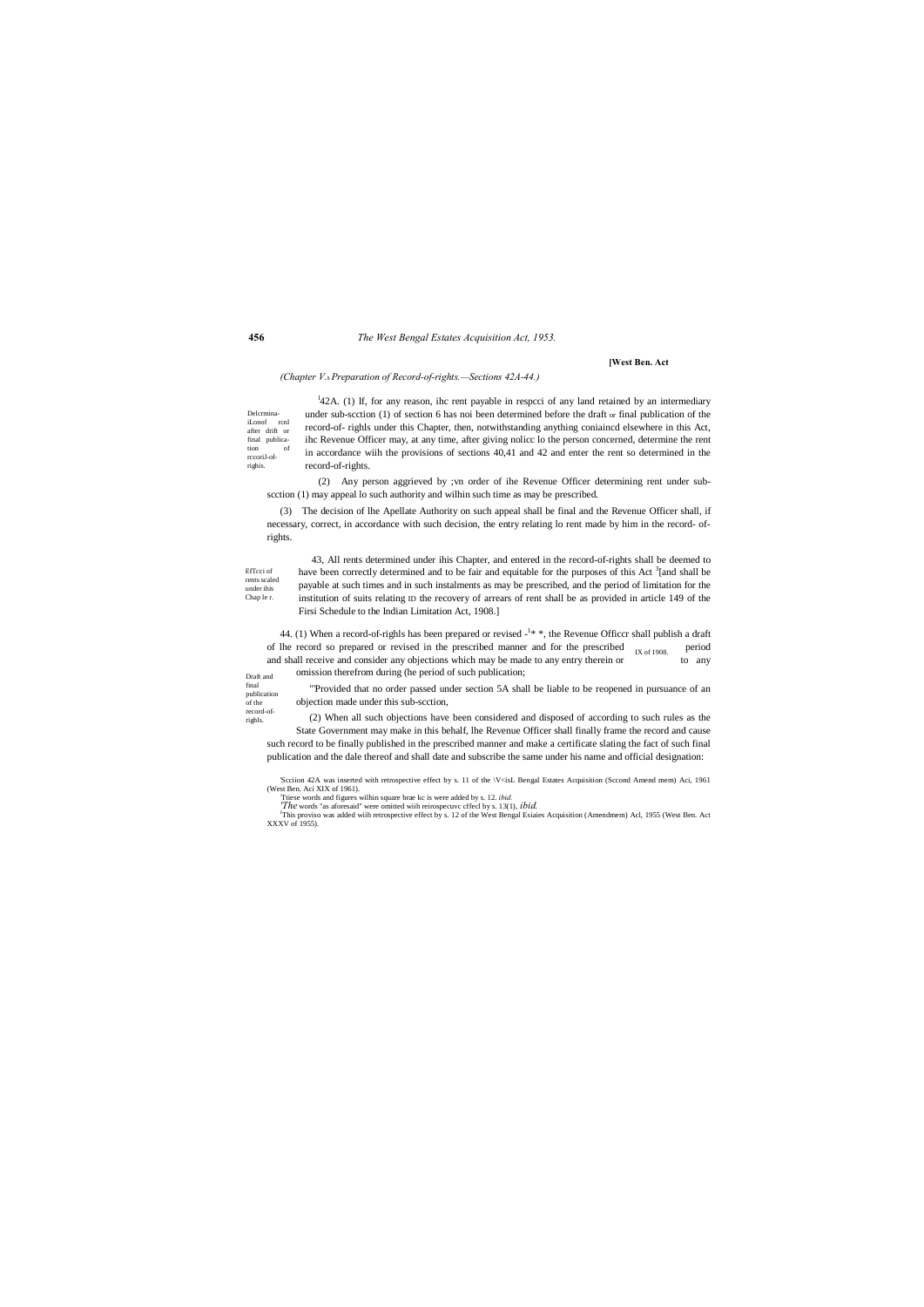[West Ben. Act

*(Chapter V.*—*Preparation of Record-of-rights.—Sections 42A-44.)*

Delcrmina-iLonof rcnl after drift or final publication of rccoriJ-of-righis.

[1]42A. (1) If, for any reason, ihc rent payable in respcci of any land retained by an intermediary under sub-scction (1) of section 6 has noi been determined before the draft or final publication of the record-of- righls under this Chapter, then, notwithstanding anything coniaincd elsewhere in this Act, ihc Revenue Officer may, at any time, after giving nolicc lo the person concerned, determine the rent in accordance wiih the provisions of sections 40,41 and 42 and enter the rent so determined in the record-of-rights.

(2) Any person aggrieved by ;vn order of ihe Revenue Officer determining rent under sub-scction (1) may appeal lo such authority and wilhin such time as may be prescribed.

(3) The decision of lhe Apellate Authority on such appeal shall be final and the Revenue Officer shall, if necessary, correct, in accordance with such decision, the entry relating lo rent made by him in the record- of-rights.

EfTcci of rents scaled under ihis Chap le r.

43, All rents determined under ihis Chapter, and entered in the record-of-rights shall be deemed to have been correctly determined and to be fair and equitable for the purposes of this Act [2][and shall be payable at such times and in such instalments as may be prescribed, and the period of limitation for the institution of suits relating ID the recovery of arrears of rent shall be as provided in article 149 of the Firsi Schedule to the Indian Limitation Act, 1908.]

IX of 1908.

Draft and final publication of the record-of-righls.

44. (1) When a record-of-righls has been prepared or revised -[1]* *, the Revenue Officcr shall publish a draft of lhe record so prepared or revised in the prescribed manner and for the prescribed period and shall receive and consider any objections which may be made to any entry therein or to any omission therefrom during (he period of such publication;

'"Provided that no order passed under section 5A shall be liable to be reopened in pursuance of an objection made under this sub-scction,

(2) When all such objections have been considered and disposed of according to such rules as the State Government may make in this behalf, lhe Revenue Officer shall finally frame the record and cause such record to be finally published in the prescribed manner and make a certificate slating the fact of such final publication and the dale thereof and shall date and subscribe the same under his name and official designation:

'Scciion 42A was inserted with retrospective effect by s. 11 of the \V<isL Bengal Estates Acquisition (Sccond Amend mem) Aci, 1961 (West Ben. Aci XIX of 1961).

'Ttiese words and figures wilhin square brae kc is were added by s. 12. *ibid.*

'*The* words "as aforesaid" were omitted wiih reirospecuvc cffecl by s. 13(1), *ibid.*

[4]This proviso was added wiih retrospective effect by s. 12 of the West Bengal Esiaies Acquisition (Amendmem) Acl, 1955 (West Ben. Act XXXV of 1955).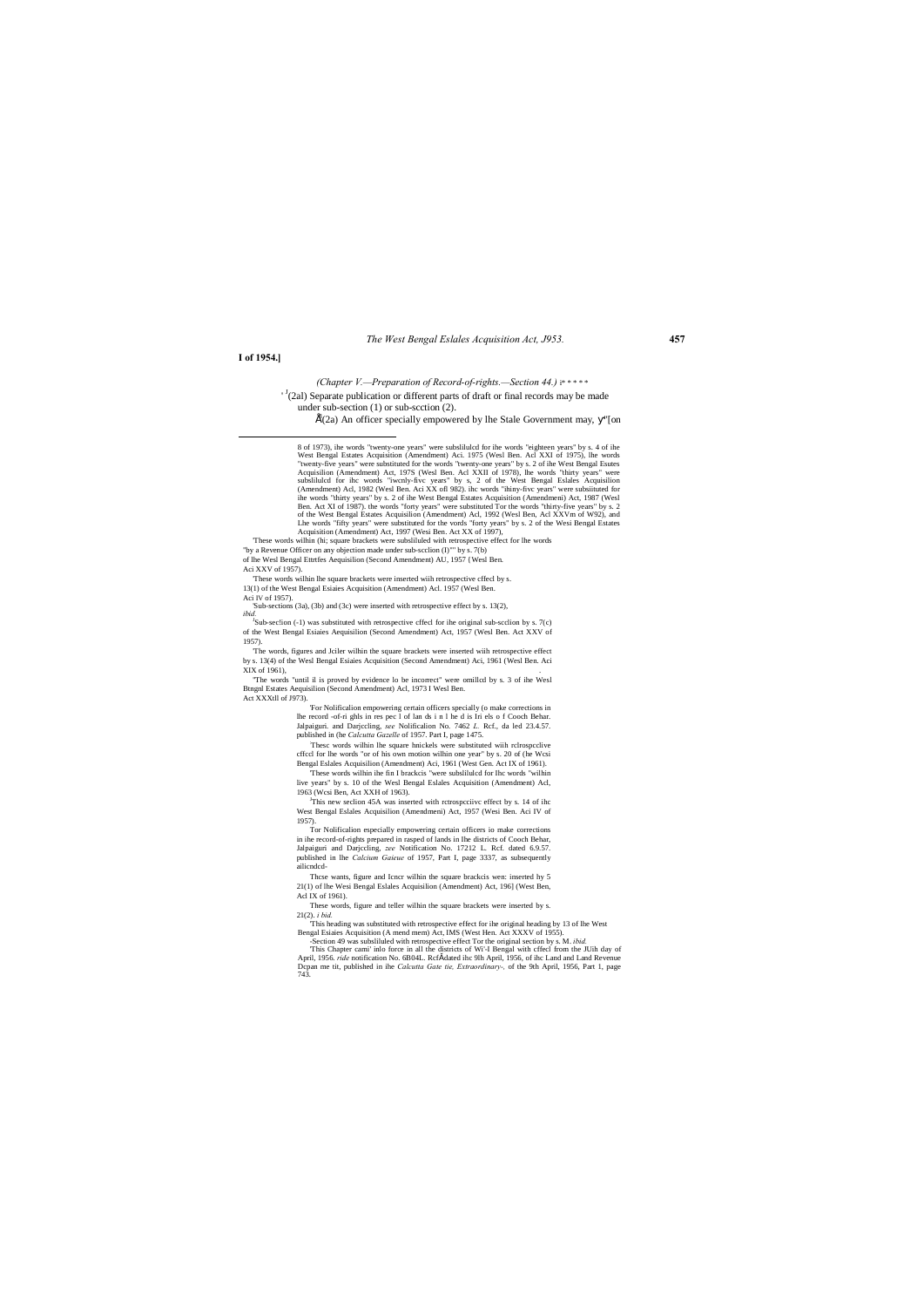**I of 1954.]**

*(Chapter V.—Preparation of Record-of-rights.—Section 44.)* i* * * * *

[1](2al) Separate publication or different parts of draft or final records may be made under sub-section (1) or sub-scction (2).

Ã(2a) An officer specially empowered by lhe Stale Government may, y"[on

---

8 of 1973), ihe words "twenty-one years" were subslilulcd for ihe words "eighteen years" by s. 4 of ihe West Bengal Estates Acquisition (Amendment) Aci. 1975 (Wesl Ben. Acl XXI of 1975), lhe words "twenty-five years" were substituted for the words "twenty-one years" by s. 2 of ihe West Bengal Esutes Acquisilion (Amendment) Act, 197S (Wesl Ben. Acl XXII of 1978), lhe words "thirty years" were subslilulcd for ihc words "iwcnly-fivc years" by s, 2 of the West Bengal Eslales Acquisilion (Amendment) Acl, 1982 (Wesl Ben. Aci XX ofl 982). ihc words "ihiny-fivc years" were subsiituted for ihe words "thirty years" by s. 2 of ihe West Bengal Estates Acquisition (Amendmeni) Act, 1987 (Wesl Ben. Act XI of 1987). the words "forty years" were substituted Tor the words "thirty-five years" by s. 2 of the West Bengal Estates Acquisition (Amendment) Acl, 1992 (Wesl Ben, Acl XXVm of W92), and Lhe words "fifty years" were substituted for the vords "forty years" by s. 2 of the Wesi Bengal Estates Acquisition (Amendment) Act, 1997 (Wesi Ben. Act XX of 1997),

'These words wilhin (hi; square brackets were subsliluled with retrospective effect for lhe words "by a Revenue Officer on any objection made under sub-scclion (I)"" by s. 7(b) of lhe Wesl Bengal Etttrfes Aequisilion (Second Amendment) AU, 1957 (Wesl Ben. Aci XXV of 1957).

'These words wilhin lhe square brackets were inserted wiih retrospective cffecl by s. 13(1) of the West Bengal Esiaies Acquisition (Amendment) Acl. 1957 (Wesl Ben. Aci IV of 1957).

'Sub-sections (3a), (3b) and (3c) were inserted with retrospective effect by s. 13(2), *ibid.*

[J]Sub-sec!ion (-1) was substituted with retrospective cffecl for ihe original sub-scclion by s. 7(c) of the West Bengal Esiaies Aequisilion (Second Amendment) Act, 1957 (Wesl Ben. Act XXV of 1957).

'The words, figures and Jciler wilhin the square brackets were inserted wiih retrospective effect by s. 13(4) of the Wesl Bengal Esiaies Acquisition (Second Amendment) Aci, 1961 (Wesl Ben. Aci XIX of 1961),

"The words "until il is proved by evidence lo be incorrect" were omillcd by s. 3 of ihe Wesl Btngnl Estates Aequisilion (Second Amendment) Acl, 1973 I Wesl Ben. Act XXXtll of J973).

'For Nolificalion empowering certain officers specially (o make corrections in lhe record -of-ri ghls in res pec l of lan ds i n l he d is Iri els o f Cooch Behar. Jalpaiguri. and Darjccling, *see* Nolificalion No. 7462 *L.* Rcf., da led 23.4.57. published in (he *Calcutta Gazelle* of 1957. Part I, page 1475.

'Thesc words wilhin lhe square hmckels were substituted wiih rclrospcclive cffccl for lhe words "or of his own motion wilhin one year" by s. 20 of (he Wcsi Bengal Eslales Acquisilion (Amendment) Aci, 1961 (West Gen. Act IX of 1961).

'These words wilhin ihe fin I brackcis "were subslilulcd for lhc words "wilhin live years" by s. 10 of the Wesl Bengal Eslales Acquisition (Amendment) Acl, 1963 (Wcsi Ben, Act XXH of 1963).

[J]This new seclion 45A was inserted with rctrospcciivc effect by s. 14 of ihc West Bengal Eslales Acquisilion (Amendmeni) Act, 1957 (Wesi Ben. Aci IV of 1957).

Tor Nolification especially empowering certain officers io make corrections in ihe record-of-rights prepared in rasped of lands in lhe districts of Cooch Behar, Jalpaiguri and Darjccling, *zee* Notification No. 17212 L. Rcf. dated 6.9.57. published in lhe *Calcium Gaieue* of 1957, Part I, page 3337, as subsequently ailicndcd-

Thcse wants, figure and Icncr wilhin the square brackcis wen: inserted hy 5 21(1) of lhe Wesi Bengal Eslales Acquisilion (Amendment) Act, 196] (West Ben, Acl IX of 1961).

These words, figure and teller wilhin the square brackets were inserted by s. 21(2). *i bid.*

'This heading was substituted with retrospective effect for ihe original heading by 13 of lhe West Bengal Esiaies Acquisition (A mend mem) Act, IMS (West Hen. Act XXXV of 1955).

-Section 49 was subsliluled with retrospective effect Tor the original section by s. M. *ibid.*

'This Chapter cami' inlo force in all the districts of Wi'-l Bengal with cffecl from the JUih day of April, 1956. *ride* notification No. 6B04L. RcfÅdated ihc 9lh April, 1956, of ihc Land and Land Revenue Dcpan me tit, published in ihe *Calcutta Gate tie, Extraordinary-,* of the 9th April, 1956, Part 1, page 743.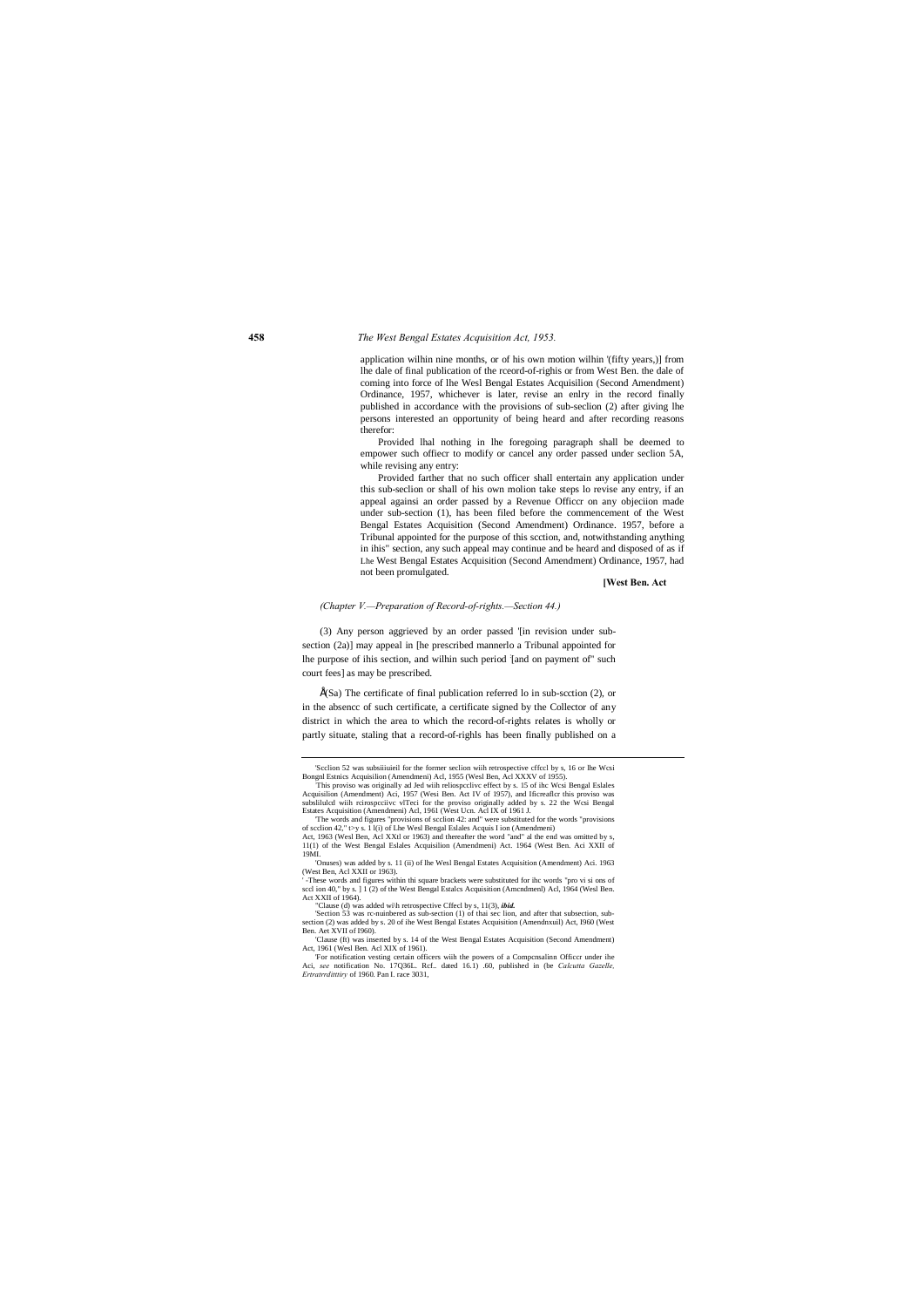application wilhin nine months, or of his own motion wilhin '(fifty years,)] from lhe dale of final publication of the rceord-of-righis or from West Ben. the dale of coming into force of lhe Wesl Bengal Estates Acquisilion (Second Amendment) Ordinance, 1957, whichever is later, revise an enlry in the record finally published in accordance with the provisions of sub-seclion (2) after giving lhe persons interested an opportunity of being heard and after recording reasons therefor:

Provided lhal nothing in lhe foregoing paragraph shall be deemed to empower such offiecr to modify or cancel any order passed under seclion 5A, while revising any entry:

Provided farther that no such officer shall entertain any application under this sub-seclion or shall of his own molion take steps lo revise any entry, if an appeal againsi an order passed by a Revenue Officcr on any objeciion made under sub-section (1), has been filed before the commencement of the West Bengal Estates Acquisition (Second Amendment) Ordinance. 1957, before a Tribunal appointed for the purpose of this scction, and, notwithstanding anything in ihis" section, any such appeal may continue and be heard and disposed of as if Lhe West Bengal Estates Acquisition (Second Amendment) Ordinance, 1957, had not been promulgated.

**[West Ben. Act**

*(Chapter V.—Preparation of Record-of-rights.—Section 44.)*

(3) Any person aggrieved by an order passed '[in revision under sub-section (2a)] may appeal in [he prescribed mannerlo a Tribunal appointed for lhe purpose of ihis section, and wilhin such period '[and on payment of" such court fees] as may be prescribed.

Å(Sa) The certificate of final publication referred lo in sub-scction (2), or in the absencc of such certificate, a certificate signed by the Collector of any district in which the area to which the record-of-rights relates is wholly or partly situate, staling that a record-of-righls has been finally published on a

---

'Scclion 52 was subsiiiuieil for the former seclion wiih retrospective cffccl by s, 16 or lhe Wcsi Bongnl Estnics Acquisilion (Amendmeni) Acl, 1955 (Wesl Ben, Acl XXXV of 1955).

'This proviso was originally ad Jed wiih reliospcclivc effect by s. 15 of ihc Wcsi Bengal Eslales Acquisilion (Amendment) Aci, 1957 (Wesi Ben. Act IV of 1957), and lficreaflcr this proviso was subslilulcd wiih rcirospcciivc vlTeci for the proviso originally added by s. 22 the Wcsi Bengal Estates Acquisition (Amendmeni) Acl, 1961 (West Ucn. Acl IX of 1961 J.

'The words and figures "provisions of scclion 42: and" were substituted for the words "provisions of scclion 42," t>y s. 1 l(i) of Lhe Wesl Bengal Eslales Acquis I ion (Amendmeni) Act, 1963 (Wesl Ben, Acl XXtl or 1963) and thereafter the word "and" al the end was omitted by s, 11(1) of the West Bengal Eslales Acquisiiion (Amendmeni) Act. 1964 (West Ben. Aci XXII of 19MI.

'Onuses) was added by s. 11 (ii) of lhe Wesl Bengal Estates Acquisition (Amendment) Aci. 1963 (West Ben, Acl XXII or 1963).

' -These words and figures within thi square brackets were substituted for ihc words "pro vi si ons of sccl ion 40," by s. ] 1 (2) of the West Bengal Estalcs Acquisition (Amcndmenl) Acl, 1964 (Wesl Ben. Act XXII of 1964).

"Clause (d) was added wi\h retrospective Cffecl by s, 11(3), ***ibid.***

'Section 53 was rc-nuinbered as sub-section (1) of thai sec lion, and after that subsection, sub-section (2) was added by s. 20 of ihe West Bengal Estates Acquisition (Amendnxuil) Act, I960 (West Ben. Aet XVII of I960).

'Clause (ft) was inserted by s. 14 of the West Bengal Estates Acquisition (Second Amendment) Act, 1961 (Wesl Ben. Acl XIX of 1961).

'For notification vesting certain officers wiih the powers of a Compcnsalinn Officcr under ihe Aci, *see* notification No. 17Q36L. Rcf.. dated 16.1) .60, published in (be *Calcutta Gazelle, Ertratrrdittiiry* of 1960. Pan I. race 3031,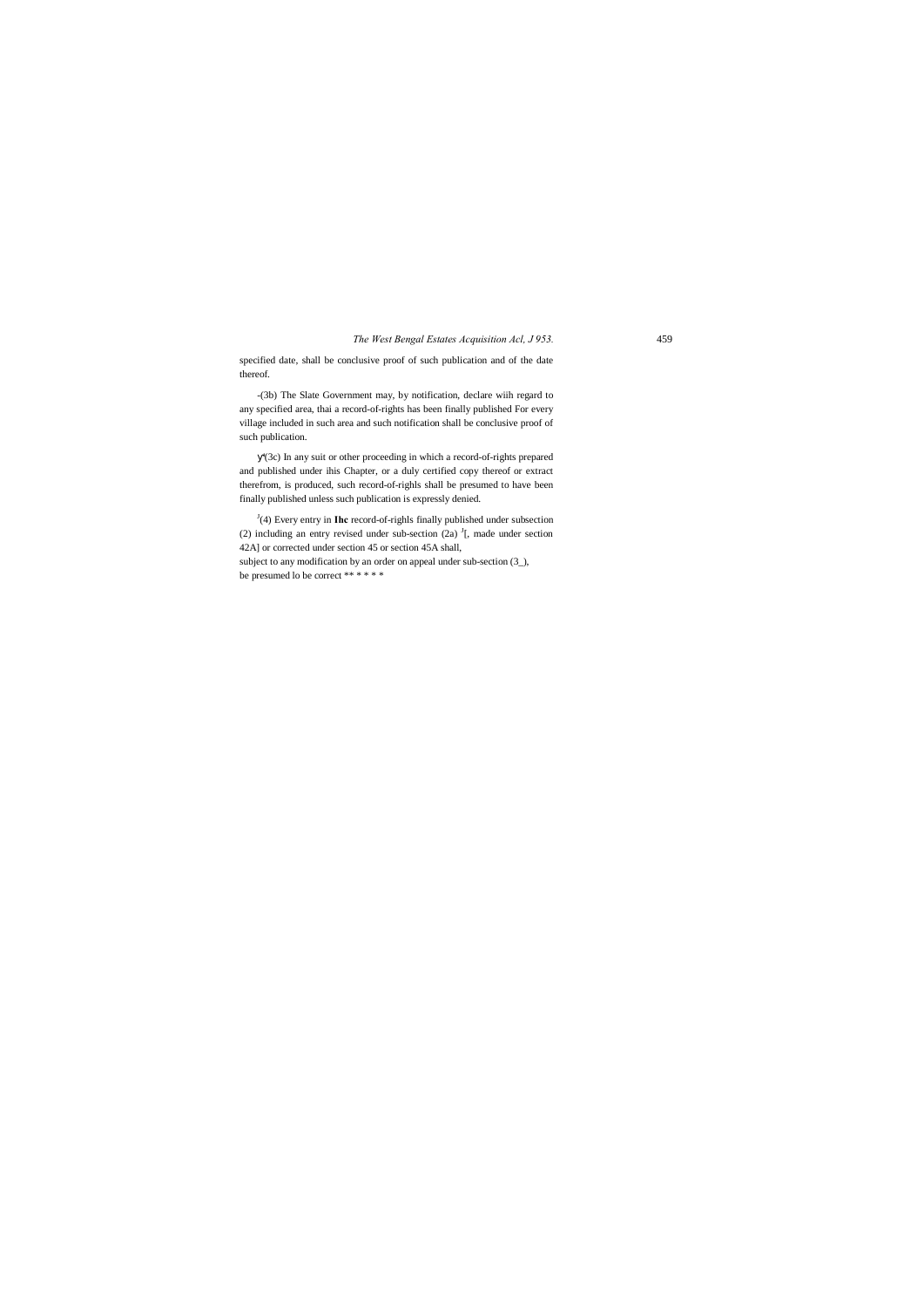specified date, shall be conclusive proof of such publication and of the date thereof.

-(3b) The Slate Government may, by notification, declare wiih regard to any specified area, thai a record-of-rights has been finally published For every village included in such area and such notification shall be conclusive proof of such publication.

y^(3c) In any suit or other proceeding in which a record-of-rights prepared and published under ihis Chapter, or a duly certified copy thereof or extract therefrom, is produced, such record-of-righls shall be presumed to have been finally published unless such publication is expressly denied.

[J](4) Every entry in **Ihc** record-of-righls finally published under subsection (2) including an entry revised under sub-section (2a) [J][, made under section 42A] or corrected under section 45 or section 45A shall,

subject to any modification by an order on appeal under sub-section (3_),

be presumed lo be correct ** * * * *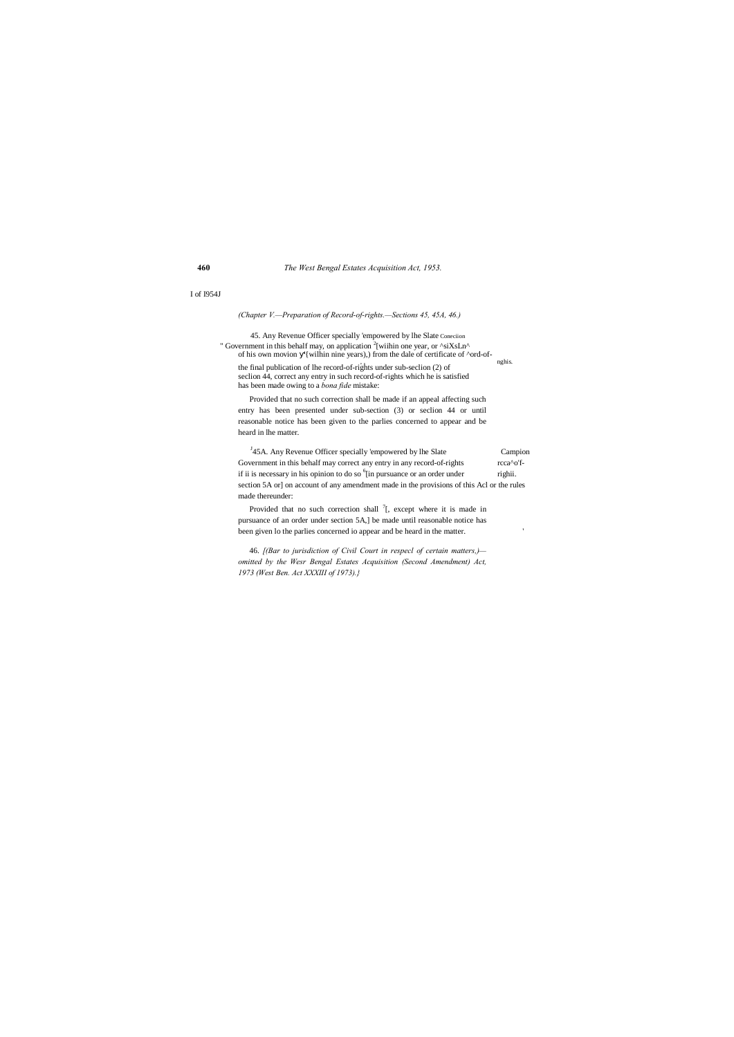I of I954J

*(Chapter V.—Preparation of Record-of-rights.—Sections 45, 45A, 46.)*

45. Any Revenue Officer specially 'empowered by lhe Slate Government in this behalf may, on application [2][wiihin one year, or ^siXsLn^ of his own movion [3]{wilhin nine years),) from the dale of certificate of the final publication of lhe record-of-rights under sub-seclion (2) of seclion 44, correct any entry in such record-of-rights which he is satisfied has been made owing to a *bona fide* mistake:

Coneciion ^ord-of-nghis.

Provided that no such correction shall be made if an appeal affecting such entry has been presented under sub-section (3) or seclion 44 or until reasonable notice has been given to the parlies concerned to appear and be heard in lhe matter.

[J]45A. Any Revenue Officer specially 'empowered by lhe Slate Government in this behalf may correct any entry in any record-of-rights if ii is necessary in his opinion to do so [6][in pursuance or an order under section 5A or] on account of any amendment made in the provisions of this Acl or the rules made thereunder:

Campion rcca^o'f-righii.

Provided that no such correction shall [7][, except where it is made in pursuance of an order under section 5A,] be made until reasonable notice has been given lo the parlies concerned io appear and be heard in the matter.

46. *[(Bar to jurisdiction of Civil Court in respecl of certain matters,)—omitted by the Wesr Bengal Estates Acquisition (Second Amendment) Act, 1973 (West Ben. Act XXXIII of 1973).}*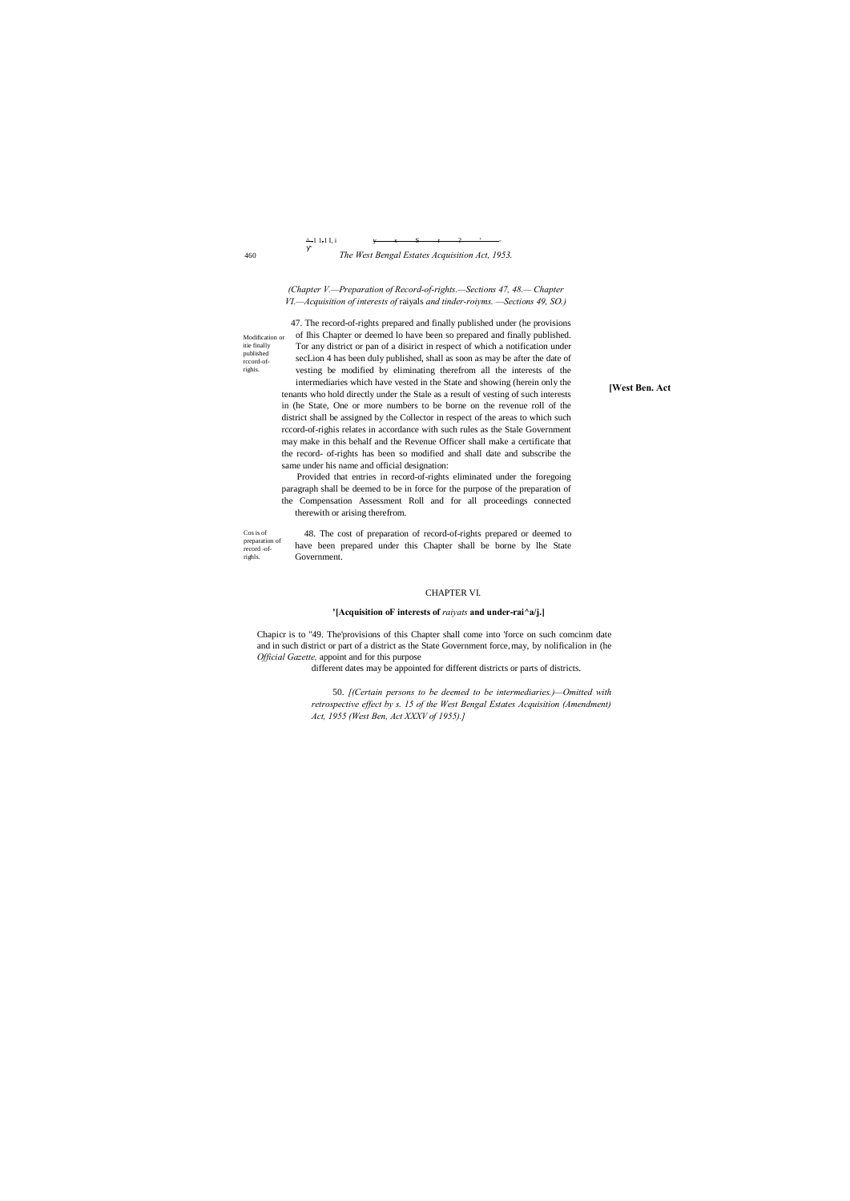*(Chapter V.—Preparation of Record-of-rights.—Sections 47, 48.— Chapter VI.—Acquisition of interests of* raiyals *and tinder-roiyms. —Sections 49, SO.)*

Modification or itie finally published rccord-of-righis.

47. The record-of-rights prepared and finally published under (he provisions of Ihis Chapter or deemed lo have been so prepared and finally published. Tor any district or pan of a disirict in respect of which a notification under secLion 4 has been duly published, shall as soon as may be after the date of vesting be modified by eliminating therefrom all the interests of the intermediaries which have vested in the State and showing (herein only the tenants who hold directly under the Stale as a result of vesting of such interests in (he State, One or more numbers to be borne on the revenue roll of the district shall be assigned by the Collector in respect of the areas to which such rccord-of-righis relates in accordance with such rules as the Stale Government may make in this behalf and the Revenue Officer shall make a certificate that the record- of-rights has been so modified and shall date and subscribe the same under his name and official designation:

Provided that entries in record-of-rights eliminated under the foregoing paragraph shall be deemed to be in force for the purpose of the preparation of the Compensation Assessment Roll and for all proceedings connected therewith or arising therefrom.

Cos is of preparation of record -of-righls.

48. The cost of preparation of record-of-rights prepared or deemed to have been prepared under this Chapter shall be borne by lhe State Government.

## CHAPTER VI.

**'[Acquisition oF interests of *raiyats* and under-rai^a/j.]**

Chapicr is to "49. The'provisions of this Chapter shall come into 'force on such comcinm date and in such district or part of a district as the State Government force, may, by nolificalion in (he *Official Gazette,* appoint and for this purpose different dates may be appointed for different districts or parts of districts.

**[West Ben. Act**

50. *[(Certain persons to be deemed to be intermediaries.)—Omitted with retrospective effect by s. 15 of the West Bengal Estates Acquisition (Amendment) Act, 1955 (West Ben, Act XXXV of 1955).]*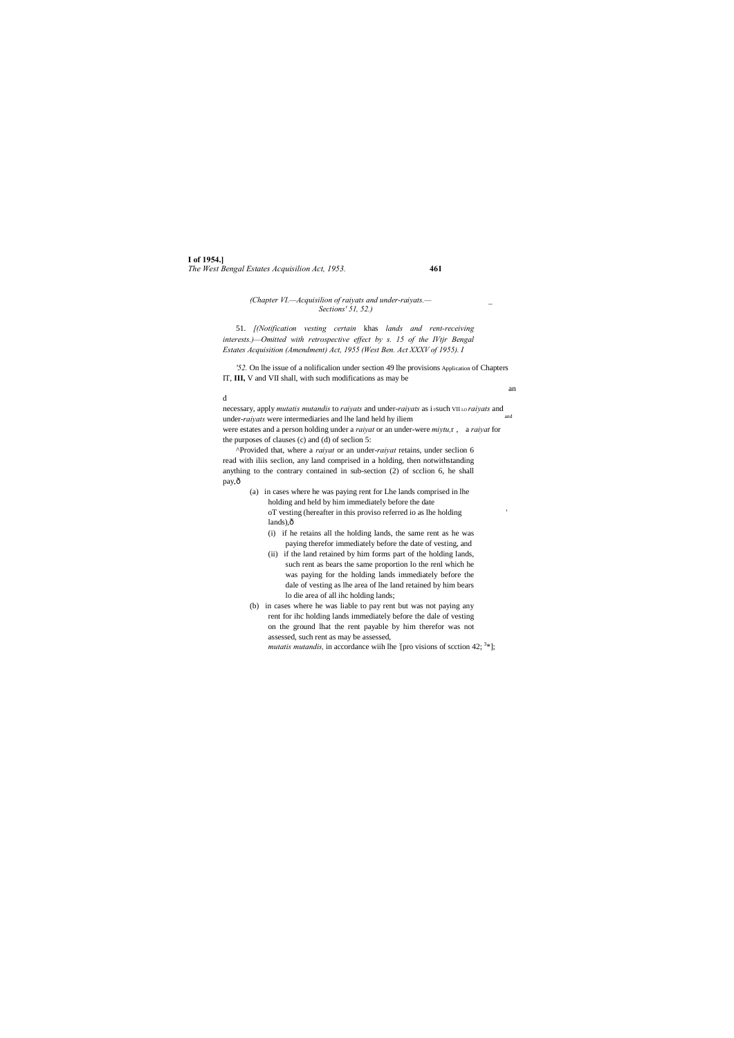*(Chapter VI.—Acquisilion of raiyats and under-raiyats.— Sections' 51, 52.)*

51. *[(Notification vesting certain* khas *lands and rent-receiving interests.)—Omitted with retrospective effect by s. 15 of the IVtjr Bengal Estates Acquisition (Amendment) Act, 1955 (West Ben. Act XXXV of 1955). I*

*'52.* On lhe issue of a nolificalion under section 49 lhe provisions Application of Chapters IT, **III,** V and VII shall, with such modifications as may be necessary, apply *mutatis mutandis* to *raiyats* and under-*raiyats* as i such VII LO *raiyats* and under-*raiyats* were intermediaries and lhe land held hy iliem were estates and a person holding under a *raiyat* or an under-were *miytu,*r , a *raiyat* for the purposes of clauses (c) and (d) of seclion 5:

^Provided that, where a *raiyat* or an under-*raiyat* retains, under seclion 6 read with iliis seclion, any land comprised in a holding, then notwithstanding anything to the contrary contained in sub-section (2) of scclion 6, he shall pay,—

(a) in cases where he was paying rent for Lhe lands comprised in lhe holding and held by him immediately before the date oT vesting (hereafter in this proviso referred io as lhe holding lands),—

(i) if he retains all the holding lands, the same rent as he was paying therefor immediately before the date of vesting, and

(ii) if the land retained by him forms part of the holding lands, such rent as bears the same proportion lo the renl which he was paying for the holding lands immediately before the dale of vesting as lhe area of lhe land retained by him bears lo die area of all ihc holding lands;

(b) in cases where he was liable to pay rent but was not paying any rent for ihc holding lands immediately before the dale of vesting on the ground lhat the rent payable by him therefor was not assessed, such rent as may be assessed, *mutatis mutandis,* in accordance wiih lhe [pro visions of scction 42; [3]*];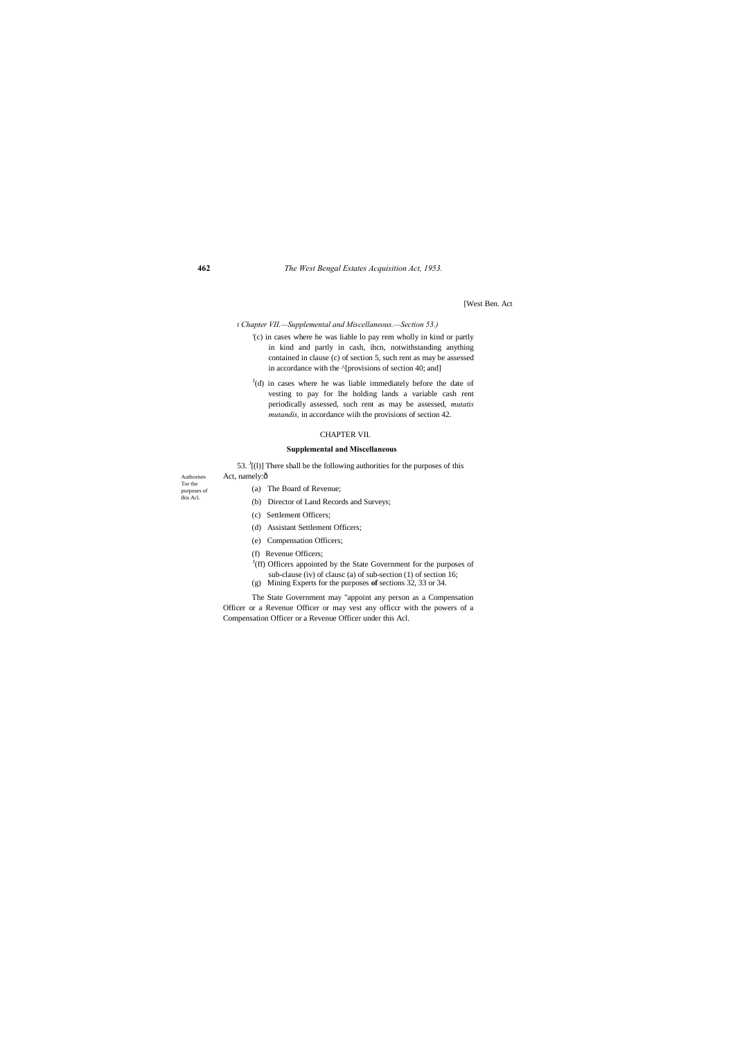[West Ben. Act

'(c) in cases where he was liable lo pay rem wholly in kind or partly in kind and partly in cash, ihcn, notwithstanding anything contained in clause (c) of section 5, such rent as may be assessed in accordance with the ^[provisions of section 40; and]

[1](d) in cases where he was liable immediately before the date of vesting to pay for lhe holding lands a variable cash rent periodically assessed, such rent as may be assessed, *mutatis mutandis,* in accordance wiih the provisions of section 42.

## CHAPTER VII.

### Supplemental and Miscellaneous

Authorises Tor the purposes of ihis Acl.

53. [1][(l)] There shall be the following authorities for the purposes of this Act, namely:ð

(a) The Board of Revenue;

(b) Director of Land Records and Surveys;

(c) Settlement Officers;

(d) Assistant Settlement Officers;

(e) Compensation Officers;

(f) Revenue Officers;

[1](ff) Officers appointed by the State Government for the purposes of sub-clause (iv) of clausc (a) of sub-section (1) of section 16;

(g) Mining Experts for the purposes **of** sections 32, 33 or 34.

The State Government may "appoint any person as a Compensation Officer or a Revenue Officer or may vest any officcr with the powers of a Compensation Officer or a Revenue Officer under this Acl.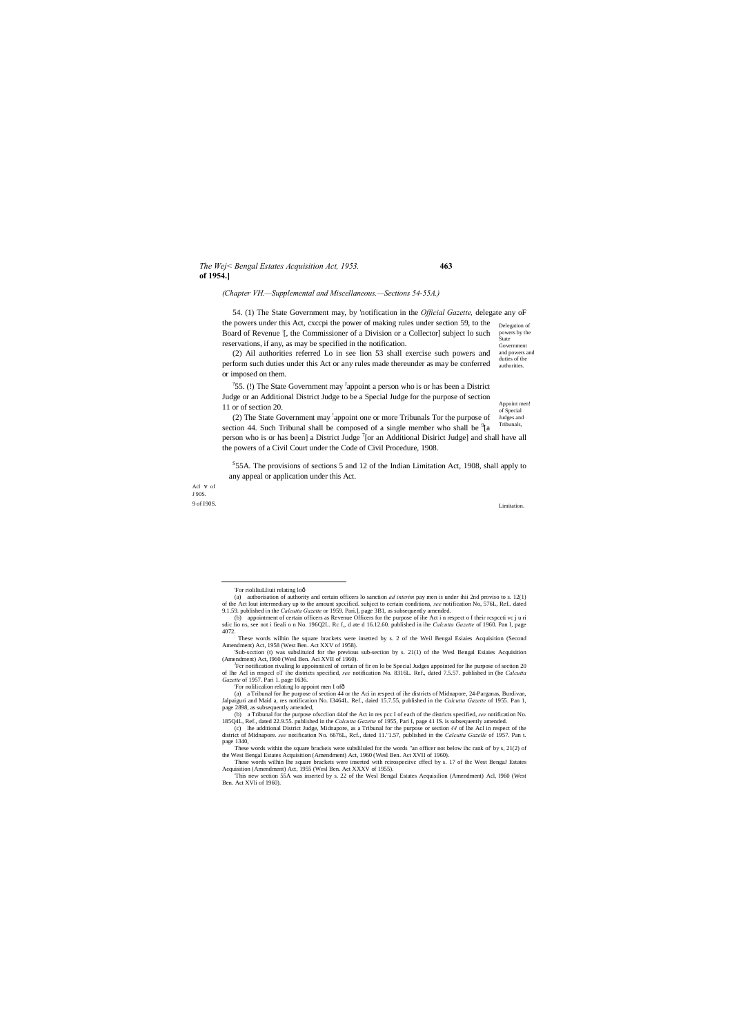*(Chapter VH.—Supplemental and Miscellaneous.—Sections 54-55A.)*

Delegation of powers by the State Government and powers and duties of the authorities.

54. (1) The State Government may, by 'notification in the *Official Gazette,* delegate any oF the powers under this Act, cxccpi the power of making rules under section 59, to the Board of Revenue [, the Commissioner of a Division or a Collector] subject lo such reservations, if any, as may be specified in the notification.

(2) Ail authorities referred Lo in see lion 53 shall exercise such powers and perform such duties under this Act or any rules made thereunder as may be conferred or imposed on them.

Appoint men! of Special Judges and Tribunals,

[7]55. (!) The State Government may [J]appoint a person who is or has been a District Judge or an Additional District Judge to be a Special Judge for the purpose of section 11 or of section 20.

(2) The State Government may [l]appoint one or more Tribunals Tor the purpose of section 44. Such Tribunal shall be composed of a single member who shall be [9][a person who is or has been] a District Judge [7][or an Additional Disirict Judge] and shall have all the powers of a Civil Court under the Code of Civil Procedure, 1908.

Acl V of J 90S.

[S]55A. The provisions of sections 5 and 12 of the Indian Limitation Act, 1908, shall apply to any appeal or application under this Act.

9 of I90S.

Limitation.

---

'For riolifiuLliuii relating loð

(a) authorisation of authority and certain officers lo sanction *ad interim* pay men is under ihii 2nd proviso to s. 12(1) of the Act lout intermediary up to the amount spccificd. suhjcct to ccrtain conditions, *see* notification No, 576L, Ref.. dated 9.1.59. published in the *Calcutta Gazette* or 1959. Pari.], page 3B1, as subsequently amended.

(b) appointment of certain officers as Revenue Officers for the purpose of ihe Act i n respect o f their rcspccti vc j u ri sdic lio ns, see not i fieali o n No. 196Q2L. Rc f,, d ate d 16.12.60. published in ihe *Calcutta Gazette* of 1960. Pan I, page 4072.

These words wilhin lhe square brackets were insetted by s. 2 of the Weil Bengal Esiaies Acquisition (Second Amendment) Act, 1958 (West Ben. Act XXV of 1958).

'Sub-scction (t) was subslituicd for the previous sub-section by s. 21(1) of the Wesl Bengal Esiaies Acquisition (Amendment) Act, I960 (Wesl Ben. Aci XVII of 1960).

[J]Fcr notification rivaling lo appoinniicnl of certain of fir en lo be Special Judges appointed for lhe purpose of section 20 of lhe Acl in respccl oT ihe districts specified, *see* notification No. 8316L. Ref., dated 7.5.57. published in (he *Calcutta Gazette* of 1957. Pari 1. page 1636.

'For nolilicalion relating lo appoint men I ofð

(a) a Tribunal for lhe purpose of section 44 or the Aci in respect of ihe districts of Midnapore, 24-Parganas, Burdivan, Jalpaiguri and Maid a, res notification No. I3464L. Ref., daied 15.7.55, published in the *Calcutta Gazette* of 1955. Pan 1, page 2898, as subsequently amended,

(b) a Tribunal for the purpose ofscclion 44of the Act in res pcc l of each of the districts specified, *see* notification No. 185Q4L, Ref., dated 22.9.55. published in the *Calcutta Gazette* of 1955, Pari I, page 41 IS. is subsequently amended.

(c) lhe additional District Judge, Midnapore, as a Tribunal for the purpose or section *44* of lhe Acl in respect of the district of Midnapore. *see* notification No. 6676L, Rcf., dated 11."1.57, published in the *Calcutta Gazelle* of 1957. Pan t. page 1340,

These words within the square brackeis were subsliluled for the words "an officer not below ihc rank of' by s, 21(2) of the West Bengal Estates Acquisition (Amendment) Act, 1960 (Wesl Ben. Act XVII of 1960).

These words wilhin lhe square brackets were inserted with rcirospeciivc cffecl by s. 17 of ihc West BengaJ Estates Acquisition (Amendment) Act, 1955 (Wesl Ben. Act XXXV of 1955).

'This new section 55A was inserted by s. 22 of the Wesl Bengal Estates Aequisilion (Amendment) Acl, I960 (West Ben. Act XVIi of 1960).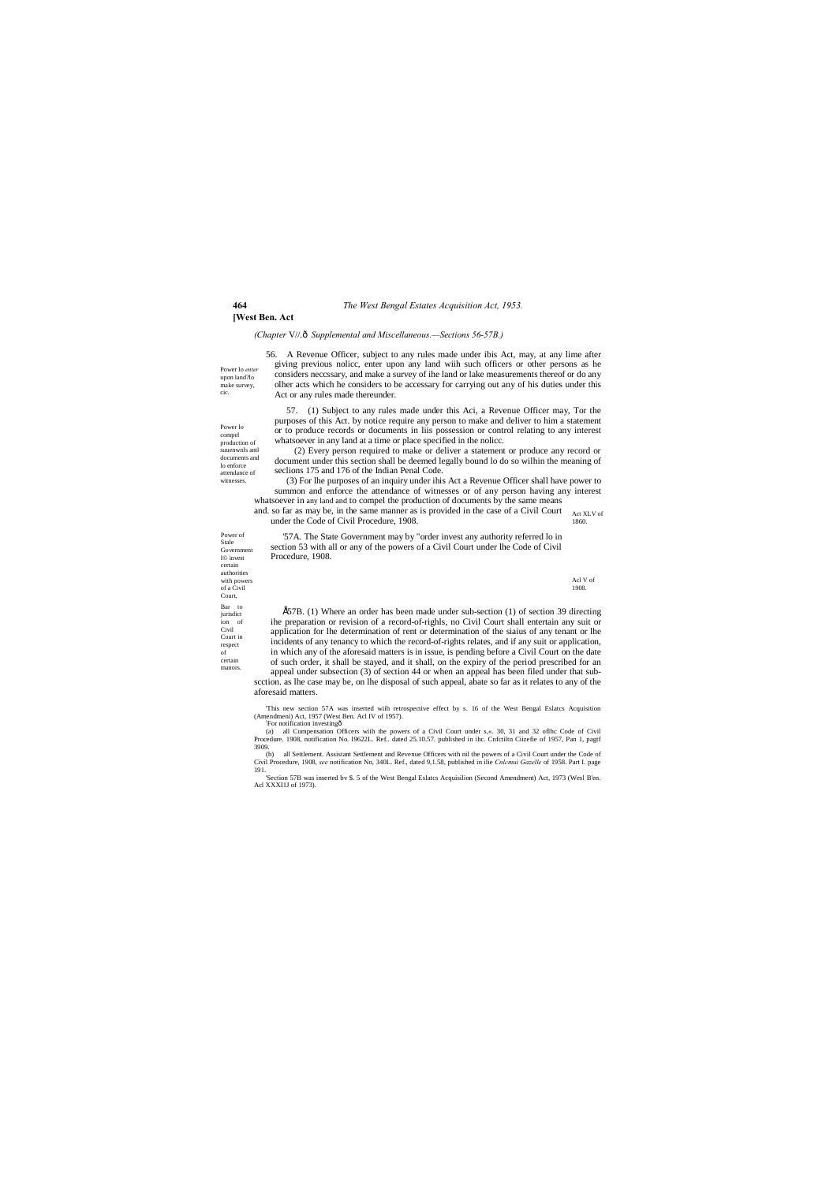*(Chapter VII.—Supplemental and Miscellaneous.—Sections 56-57B.)*

Power lo enter upon land?lo make survey, cic.

56. A Revenue Officer, subject to any rules made under ibis Act, may, at any lime after giving previous nolicc, enter upon any land wiih such officers or other persons as he considers neccssary, and make a survey of ihe land or lake measurements thereof or do any olher acts which he considers to be accessary for carrying out any of his duties under this Act or any rules made thereunder.

Power lo compel production of suuenwnls antl documents and lo enforce attendance of witnesses.

57. (1) Subject to any rules made under this Aci, a Revenue Officer may, Tor the purposes of this Act. by notice require any person to make and deliver to him a statement or to produce records or documents in liis possession or control relating to any interest whatsoever in any land at a time or place specified in the nolicc.

(2) Every person required to make or deliver a statement or produce any record or document under this section shall be deemed legally bound lo do so wilhin the meaning of seclions 175 and 176 of the Indian Penal Code.

Act XLV of 1860.

(3) For lhe purposes of an inquiry under ihis Act a Revenue Officer shall have power to summon and enforce the attendance of witnesses or of any person having any interest whatsoever in any land and to compel the production of documents by the same means and. so far as may be, in the same manner as is provided in the case of a Civil Court under the Code of Civil Procedure, 1908.

Acl V of 1908.

Power of Stale Government l© invest certain authorities with powers of a Civil Court,

[1]57A. The State Government may by [2]order invest any authority referred lo in section 53 with all or any of the powers of a Civil Court under lhe Code of Civil Procedure, 1908.

Bar to jurisdiction of Civil Court in respect of certain manors.

[3]57B. (1) Where an order has been made under sub-section (1) of section 39 directing ihe preparation or revision of a record-of-righls, no Civil Court shall entertain any suit or application for lhe determination of rent or determination of the siaius of any tenant or lhe incidents of any tenancy to which the record-of-rights relates, and if any suit or application, in which any of the aforesaid matters is in issue, is pending before a Civil Court on the date of such order, it shall be stayed, and it shall, on the expiry of the period prescribed for an appeal under subsection (3) of section 44 or when an appeal has been filed under that subscction. as lhe case may be, on lhe disposal of such appeal, abate so far as it relates to any of the aforesaid matters.

[1]This new section 57A was inserted wiih retrospective effect by s. 16 of the West Bengal Eslatcs Acquisition (Amendmeni) Act, 1957 (West Ben. Acl IV of 1957).

[2]For notification investing—

(a) all Compensation Officers wiih the powers of a Civil Court under s,«. 30, 31 and 32 oflhc Code of Civil Procedure. 1908, notification No. I9622L. Ref.. dated 25.10.57. published in ihc. Cnfctiltn Ciizefie of 1957, Pan 1, pagtf 3909.

(b) all Settlement. Assistant Settlement and Revenue Officers with nil the powers of a Civil Court under the Code of Civil Procedure, 1908, *see* notification No, 340L. Ref., dated 9,1.58, published in ilie *Cnlcmui Gazelle* of 1958. Part I. page I91.

[3]Section 57B was inserted bv S. 5 of the West Bengal Eslatcs Acquisilion (Second Amendment) Act, 1973 (Wesl B'en. Acl XXXI1J of 1973).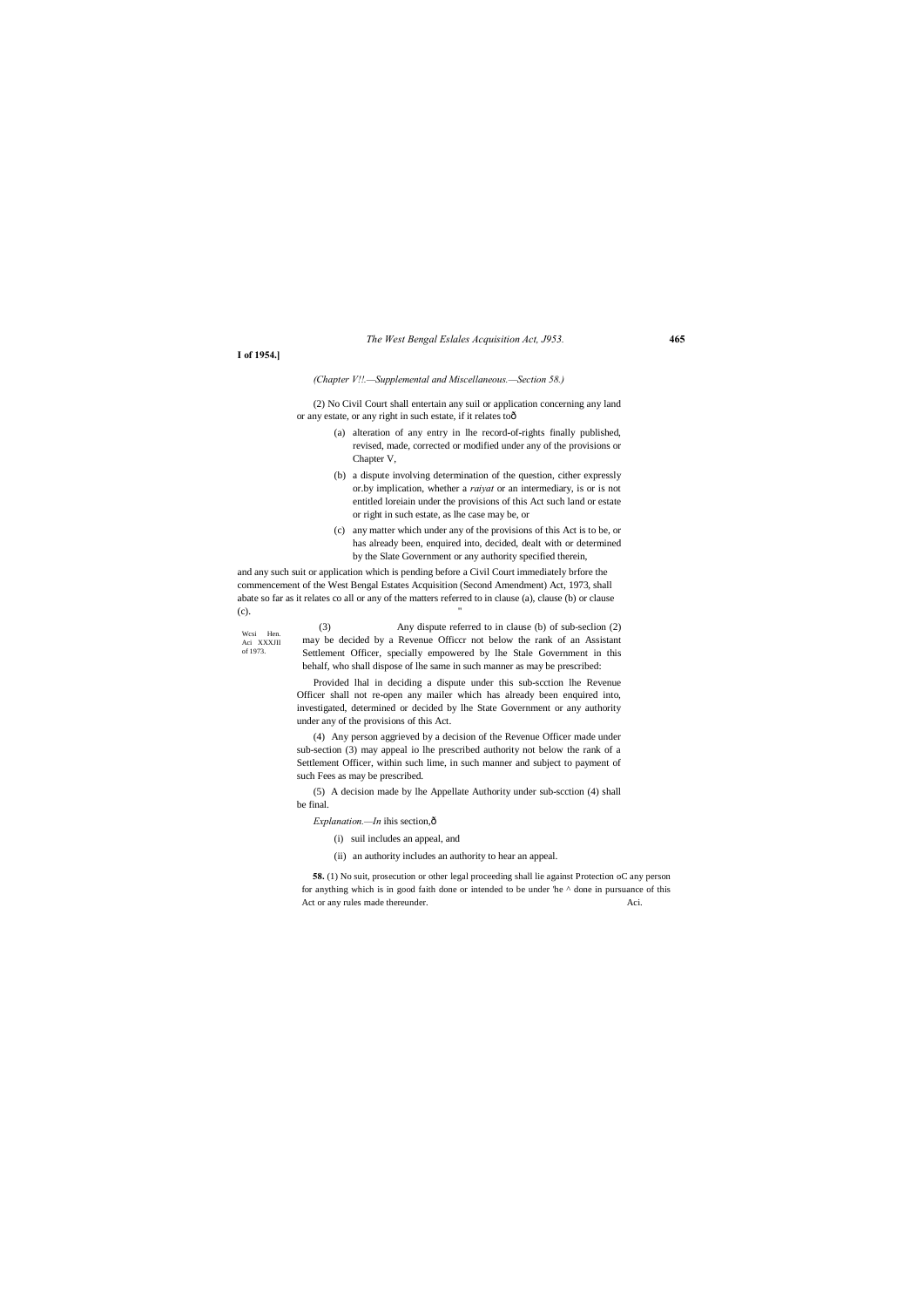(Chapter V!!.—Supplemental and Miscellaneous.—Section 58.)

(2) No Civil Court shall entertain any suil or application concerning any land or any estate, or any right in such estate, if it relates toð

(a) alteration of any entry in lhe record-of-rights finally published, revised, made, corrected or modified under any of the provisions or Chapter V,

(b) a dispute involving determination of the question, cither expressly or.by implication, whether a *raiyat* or an intermediary, is or is not entitled loreiain under the provisions of this Act such land or estate or right in such estate, as lhe case may be, or

(c) any matter which under any of the provisions of this Act is to be, or has already been, enquired into, decided, dealt with or determined by the Slate Government or any authority specified therein,

and any such suit or application which is pending before a Civil Court immediately brfore the commencement of the West Bengal Estates Acquisition (Second Amendment) Act, 1973, shall abate so far as it relates co all or any of the matters referred to in clause (a), clause (b) or clause (c).

Wcsi Hen. Aci XXXJII of 1973.

(3) Any dispute referred to in clause (b) of sub-seclion (2) may be decided by a Revenue Officcr not below the rank of an Assistant Settlement Officer, specially empowered by lhe Stale Government in this behalf, who shall dispose of lhe same in such manner as may be prescribed:

Provided lhal in deciding a dispute under this sub-scction lhe Revenue Officer shall not re-open any mailer which has already been enquired into, investigated, determined or decided by lhe State Government or any authority under any of the provisions of this Act.

(4) Any person aggrieved by a decision of the Revenue Officer made under sub-section (3) may appeal io lhe prescribed authority not below the rank of a Settlement Officer, within such lime, in such manner and subject to payment of such Fees as may be prescribed.

(5) A decision made by lhe Appellate Authority under sub-scction (4) shall be final.

*Explanation.—In* ihis section,ð

(i) suil includes an appeal, and

(ii) an authority includes an authority to hear an appeal.

Protection oC action taken under 'he Aci.

**58.** (1) No suit, prosecution or other legal proceeding shall lie against any person for anything which is in good faith done or intended to be done in pursuance of this Act or any rules made thereunder.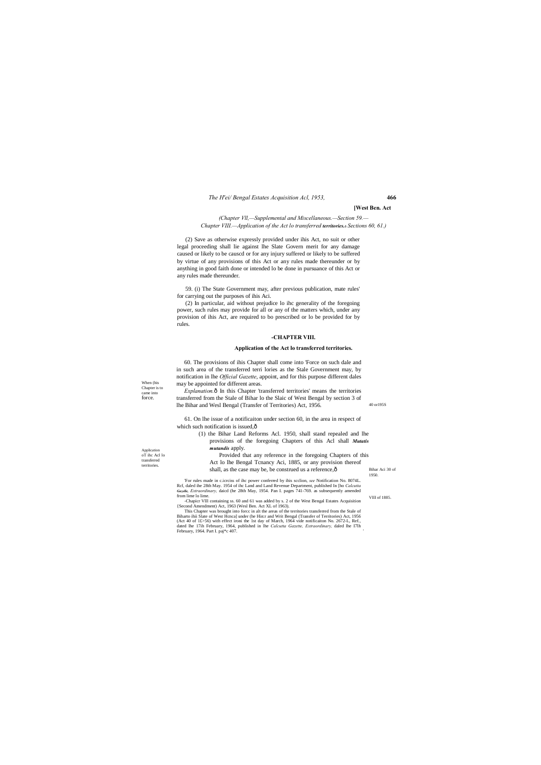(Chapter Vll,—Supplemental and Miscellaneous.—Section 59.—
Chapter VIII.—Application of the Act lo transferred territories.—Sections 60, 61.)

(2) Save as otherwise expressly provided under ihis Act, no suit or other legal proceeding shall lie against lhe Slate Govern merit for any damage caused or likely to be causcd or for any injury suffered or likely to be suffered by virtue of any provisions of this Act or any rules made thereunder or by anything in good faith done or intended lo be done in pursuance of this Act or any rules made thereunder.

59. (i) The State Government may, after previous publication, mate rules' for carrying out the purposes of ihis Aci.

(2) In particular, aid without prejudice lo ihc generality of the foregoing power, such rules may provide for all or any of the matters which, under any provision of ihis Act, are required to bo prescribed or lo be provided for by rules.

## -CHAPTER VIII.

### Application of the Act lo transferred territories.

When (his Chapter is to came into force.

60. The provisions of ihis Chapter shall come into 'Force on such dale and in such area of the transferred terri lories as the Stale Government may, by notification in lhe *Official Gazette*, appoint, and for this purpose different dales may be appointed for different areas.

*Explanation.*— In this Chapter 'transferred territories' means the territories transferred from the Stale of Bihar lo the Slaic of West Bengal by section 3 of lhe Bihar and Wesl Bengal (Transfer of Territories) Act, 1956.

40 or195S

Application oT ihc Acl lo transferred territories.

61. On lhe issue of a notificaiton under section 60, in the area in respect of which such notification is issued,—

(1) the Bihar Land Reforms Acl. 1950, shall stand repealed and lhe provisions of the foregoing Chapters of this Acl shall ***Mutatis mutandis*** apply.

Provided that any reference in the foregoing Chapters of this Act lo lhe Bengal Tcnancy Aci, 1885, or any provision thereof shall, as the case may be, be construed us a reference,—

Bihar Aci 30 of 1950.

VIII of 1885.

'For rules made in c.icrciss of ihc power conferred by ihis scclion, *see* Notification No. 8074L. Rcf, daled ihe 28th May. 1954 of ihc Land and Land Revenue Department, published In [ho *Calcutta Gazelle, Extraordinary,* daicd (he 28th May, 1954. Pan I. pages 741-769. as subsequently amended from lime lo lime.

-Chapicr VIll containing ss. 60 and 61 was added by s. 2 of the West Bengal Estates Acquisition {Second Amendment) Act, 1963 (Wesl Ben. Act XL of 1963).

This Chapter was brought into forcc in alt the areas of the territories transferred from the Stale of Biharto ihii Slate of West Hcnca] under (he Hin:r and Writ Bengal (Transfer of Territories) Act, 1956 (Act 40 of 1£>56) with effect ironi the 1st day of March, 1964 vide notificaiton No. 2672-L, Ref., dated lhe 17ih February, 1964, published in lhe *Calcutta Gazette, Extraordinary,* daled lhe I7lh February, 1964. Part I. paj*c 407.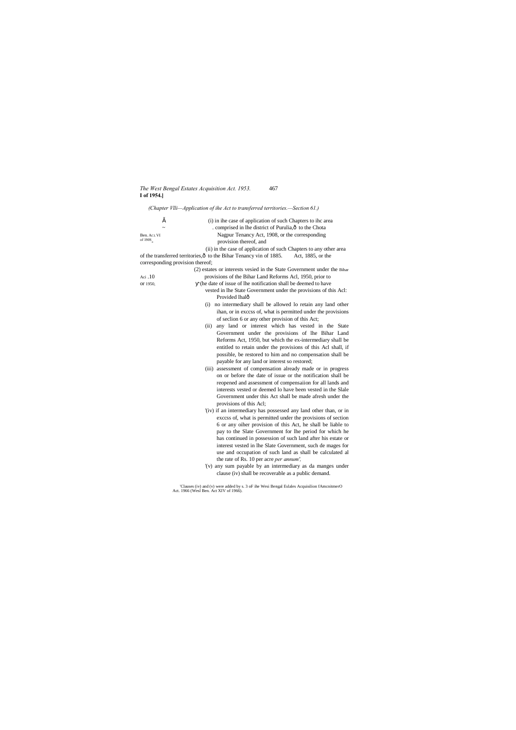*(Chapter VIIi—Application of ihe Act to transferred territories.—Section 61.)*

(i) in ihe case of application of such Chapters to ihc area comprised in lhe district of Purulia,ð to the Chota Nagpur Tenancy Act, 1908, or the corresponding provision thereof, and

Ben. Act VI of 1908.

(ii) in the case of application of such Chapters to any other area of the transferred territories,ð to the Bihar Tenancy vin of 1885. Act, 1885, or the corresponding provision thereof;

(2) estates or interests vesied in the State Government under the provisions of the Bihar Land Reforms Acl, 1950, prior to the date of issue of lhe notification shall be deemed to have vested in lhe State Government under the provisions of this Acl:

Bihar Act 30 of 1950.

Provided lhalð

(i) no intermediary shall be allowed lo retain any land other ihan, or in exccss of, what is permitted under the provisions of seclion 6 or any other provision of this Act;

(ii) any land or interest which has vested in the State Government under the provisions of lhe Bihar Land Reforms Act, 1950, but which the ex-intermediary shall be entitled to retain under the provisions of this Acl shall, if possible, be restored to him and no compensation shall be payable for any land or interest so restored;

(iii) assessment of compensation already made or in progress on or before the date of issue or the notification shall be reopened and assessment of compensaiion for all lands and interests vested or deemed lo have been vested in the Slale Government under this Act shall be made afresh under the provisions of this Acl;

[1](iv) if an intermediary has possessed any land other than, or in exccss of, what is permitted under the provisions of section 6 or any oiher provision of this Act, he shall be liable to pay to the Slate Government for lhe period for which he has continued in possession of such land after his estate or interest vested in lhe Slate Government, such de mages for use and occupation of such land as shall be calculated al the rate of Rs. 10 per acre *per annum*;

[1](v) any sum payable by an intermediary as da manges under clause (iv) shall be recoverable as a public demand.

[1]Clauses (iv) and (v) were added by s. 3 oF ihe Wesi Bengal Eslales Acquisilion fAmcnitmerO Act. 1966 (Wesl Ben. Act XIV of 1966).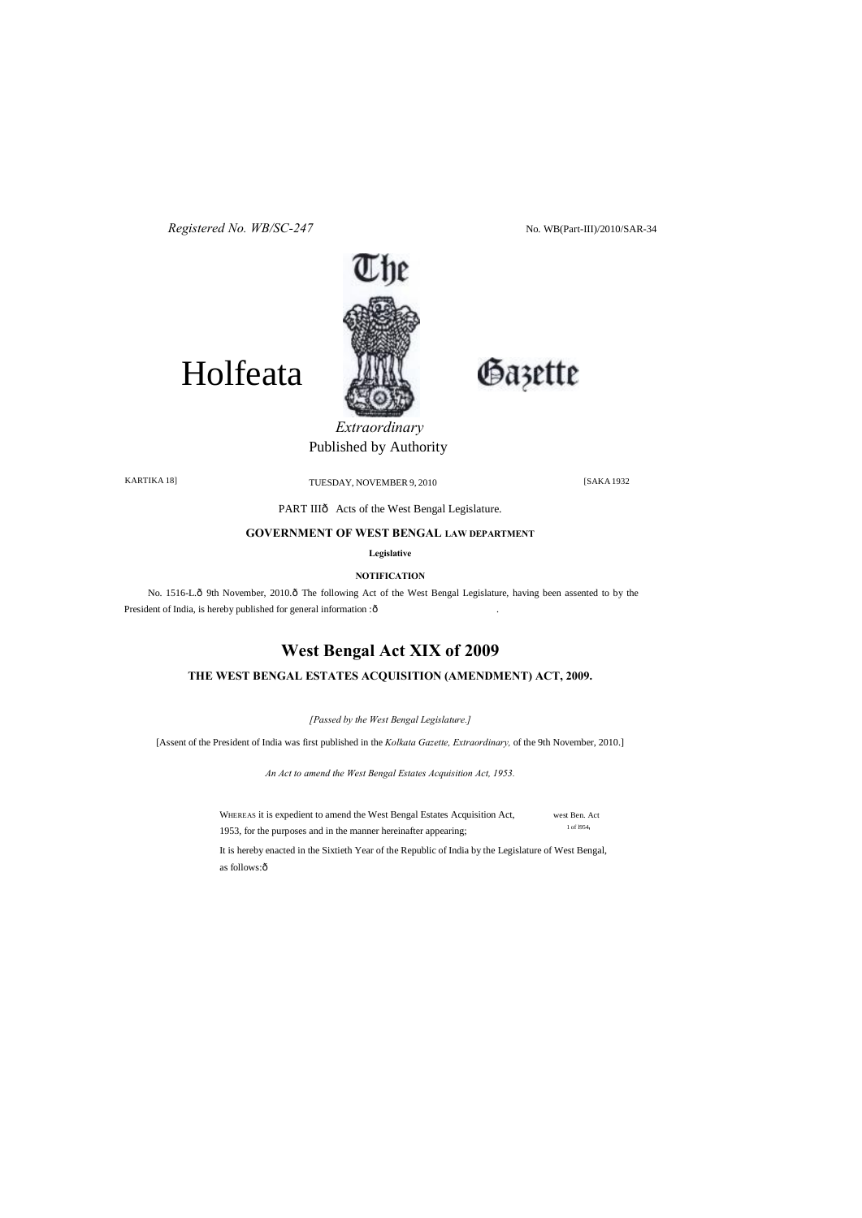Registered No. WB/SC-247 No. WB(Part-III)/2010/SAR-34

# Holfeata The Gazette

*Extraordinary*
Published by Authority

KARTIKA 18] TUESDAY, NOVEMBER 9, 2010 [SAKA 1932

PART IIIð Acts of the West Bengal Legislature.

**GOVERNMENT OF WEST BENGAL LAW DEPARTMENT**

**Legislative**

**NOTIFICATION**

No. 1516-L.ð 9th November, 2010.ð The following Act of the West Bengal Legislature, having been assented to by the President of India, is hereby published for general information :ð .

## West Bengal Act XIX of 2009

### THE WEST BENGAL ESTATES ACQUISITION (AMENDMENT) ACT, 2009.

*[Passed by the West Bengal Legislature.]*

[Assent of the President of India was first published in the *Kolkata Gazette, Extraordinary,* of the 9th November, 2010.]

*An Act to amend the West Bengal Estates Acquisition Act, 1953.*

WHEREAS it is expedient to amend the West Bengal Estates Acquisition Act, 1953, for the purposes and in the manner hereinafter appearing;

west Ben. Act 1 of I954.

It is hereby enacted in the Sixtieth Year of the Republic of India by the Legislature of West Bengal, as follows:ð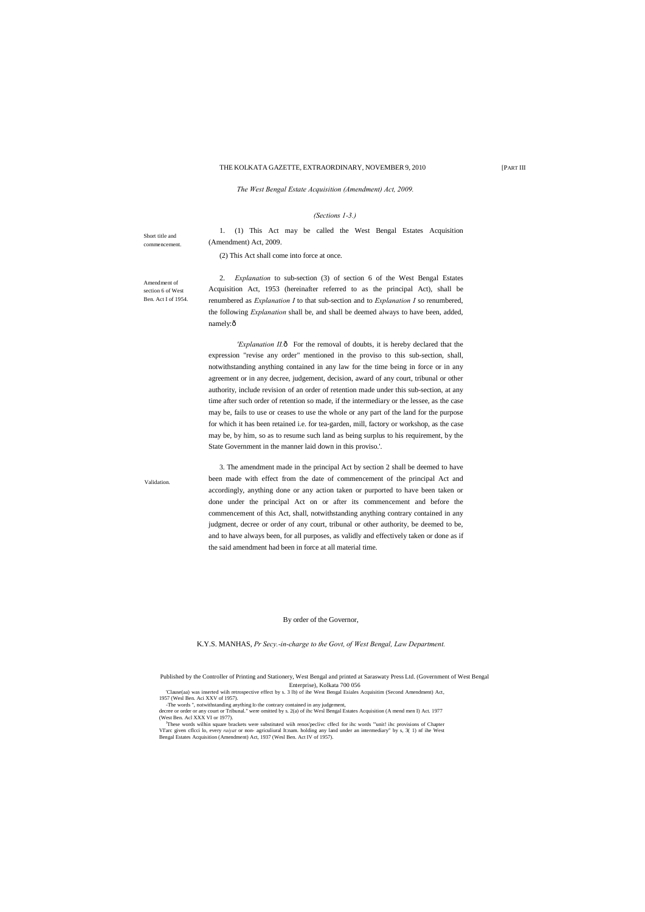*The West Bengal Estate Acquisition (Amendment) Act, 2009.*

*(Sections 1-3.)*

Short title and commencement.

1. (1) This Act may be called the West Bengal Estates Acquisition (Amendment) Act, 2009.

(2) This Act shall come into force at once.

Amendment of section 6 of West Ben. Act I of 1954.

2. *Explanation* to sub-section (3) of section 6 of the West Bengal Estates Acquisition Act, 1953 (hereinafter referred to as the principal Act), shall be renumbered as *Explanation I* to that sub-section and to *Explanation I* so renumbered, the following *Explanation* shall be, and shall be deemed always to have been, added, namely:ô

'*Explanation II.*ô For the removal of doubts, it is hereby declared that the expression "revise any order" mentioned in the proviso to this sub-section, shall, notwithstanding anything contained in any law for the time being in force or in any agreement or in any decree, judgement, decision, award of any court, tribunal or other authority, include revision of an order of retention made under this sub-section, at any time after such order of retention so made, if the intermediary or the lessee, as the case may be, fails to use or ceases to use the whole or any part of the land for the purpose for which it has been retained i.e. for tea-garden, mill, factory or workshop, as the case may be, by him, so as to resume such land as being surplus to his requirement, by the State Government in the manner laid down in this proviso.'.

Validation.

3. The amendment made in the principal Act by section 2 shall be deemed to have been made with effect from the date of commencement of the principal Act and accordingly, anything done or any action taken or purported to have been taken or done under the principal Act on or after its commencement and before the commencement of this Act, shall, notwithstanding anything contrary contained in any judgment, decree or order of any court, tribunal or other authority, be deemed to be, and to have always been, for all purposes, as validly and effectively taken or done as if the said amendment had been in force at all material time.

By order of the Governor,

K.Y.S. MANHAS, *Pr Secy.-in-charge to the Govt, of West Bengal, Law Department.*

Published by the Controller of Printing and Stationery, West Bengal and printed at Saraswaty Press Ltd. (Government of West Bengal Enterprise), Kolkata 700 056

'Clause(aa) was inserted wiih retrospective effect by s. 3 lb) of ihe West Bengal Esiales Acquisitim (Second Amendment) Act, 1957 (Wesl Ben. Aci XXV of 1957).

-The words ", notwithstanding anything lo the contrary contained in any judgement, decree or order or any court or Tribunal." were omitted by s. 2(a) of ihc Wesl Bengal Estates Acquisition (A mend men I) Act. 1977 (West Ben. Acl XXX VI or 1977).

[3]These words wilhin square brackets were substituted wiih renos'peclivc cffecl for ihc words "unit! ihc provisions of Chapter VI'arc given cflcci lo, every *raiyat* or non- agriculiural lt:nam. holding any land under an intermediary" by s, 3( 1) nf ihe West Bengal Estates Acquisition (Amendment) Act, 1937 (Wesl Ben. Act IV of 1957).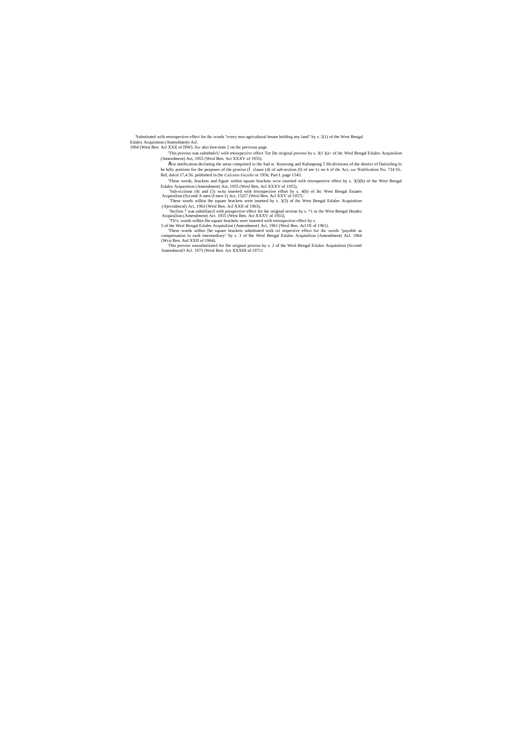'Substituted wiih retrospective effect for ihc words "every non-agricultural lenam holding any land" by s. 2(1) of the West Bengal Eslales Acquisition (Amendment) Acl. 1964 (West Ben. Acl XXI[ of I9W). *See* also foot-note 2 on ihc previous page.

'This proviso was substhulcU wiih retiospeciivc effect Tor [he original proviso by s. 3(1 )(a> of ihc Wesl Bengal Eslales Acquisilion (Amendment) Act, 1955 (Wesl Ben. Act XXXV of 1955).

ÄFor notification declaring the areas comprised io ihe Sad sr. Kurseong and Kalimpong 5 lib-divisions of the district of Daiiceling lo be hilly portions for ihe purposes of ihe proviso (Î clause (d) of sub-section (I) of see Li on 6 of ihc Act, *see* Notification No. 734 SL. Ref, dalcd 17,4.56. published in (he *Calcutta Guzelte* or 1956, Part I. page 1543.

'These words, brackets and figure within square brackets wcw inserted wiih retrospective effect hy s. 3(l)(b) nf the West Bengal Eslales Acquisition (Amendment) Act, 1955 (Wesl Ben, Acl XXXV of 1955),

'Sub-scciions (4) and (5) wctu inserted wiih leirospeciive effort by s. 4(b) of ihc West Bengal Estates Acquisilion (Sccond A men (I men 1) Act, 15)57 (Wesl Ben. Acl XXV of 1957).

'These words wilhin ihe square brackets were insetted by s. 3(3) of ihc West Bengal Eslales Acquisition (Ajtrcndmcnl) Aci, 1963 (Wesl Ben. Acl XXII of 1963),

'Seclion 7 was subslilutcil with prospective effect for ihe original section by s. *1 or ihc West Bengal Hstales Acquisilion (Amendment) Act. 1955 (West Ben. Act XXXV of 1955),

'Th^t; words wilhin Ihe square brackets were inserted wiih retrospective effect by s. 5 of the Wesl Bengal Eslales Acquisilion (Amendment} Aci, 1961 (Wesl Ben. Acl IX of 1961).

'These words wilhin [he square brackets substituted wiih rci respective effeci for ihc words "payable as compensation lo such intermediary" by s. 3 of Ihe Wesl Bengal Eslales Acquisilion (Amendment) Acl. 1964 (Wcsi Ben. Aul XXII of 1964).

This proviso wassnbsiiiuied for Ihe original proviso by s. 2 of the Wesl Bengal Eslales Acquisition (Sccnntl AmendmcnO Acl. 1973 (Wesl Ben. Act XXXIII of 19711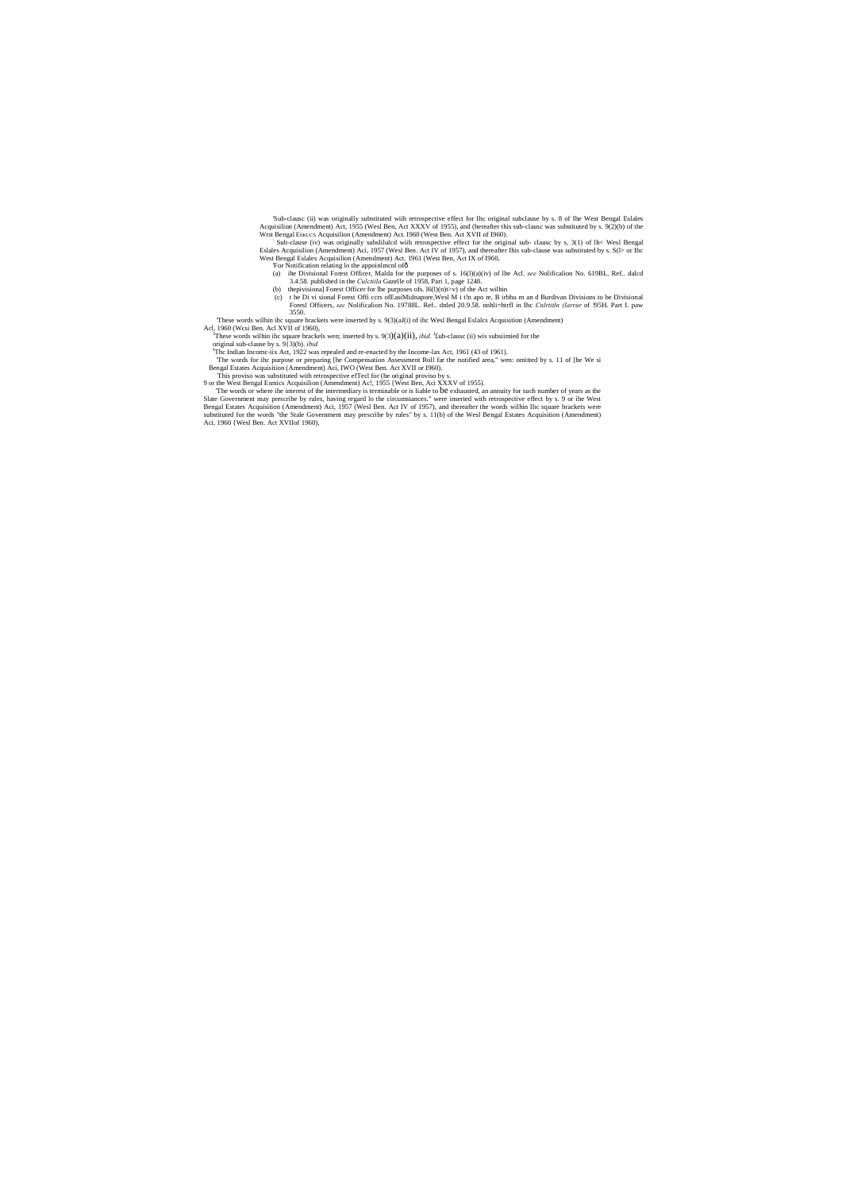'Sub-clausc (ii) was originally substituted wiih retrospective effect for Ihc original subclause by s. 8 of Ihe West Bengal Eslales Acquisilion (Amendment) Act, 1955 (Wesl Ben, Act XXXV of 1955), and (hereafter this sub-clausc was substituted by s. 9(2)(b) of the Wrst Bengal ESKUCS Acquisilion (Amendment) Act. 1960 (West Ben. Act XVII of I960).

Sub-clause (iv) was originally subslilulcd wiih retrospective effect for the original sub- clausc by s, 3(1) of lh< Wesl Bengal Eslales Acquisilion (Amendment) Aci, 1957 (Wesl Ben. Act IV of 1957), and thereafter Ihis sub-clause was substituted by s. S(l> or Ihc West Bengal Eslales Acquisilion (Amendment) Act. 1961 (West Ben, Act IX of I960,

'For Notification relating lo the appoinlmcnl ofð

(a) ihe Divisional Forest Officer, Malda for the purposes of s. 16(l)(a)(iv) of lbe Acl. *see* Nolificalion No. 619BL. Ref.. dalcd 3.4.58. published in the *Culctiila* Gazelle of 1958, Pari 1, page 1248.

(b) thepivisiona] Forest Officer for lbe purposes ofs. l6(l)(n)t>v) of the Act wilhin

(c) t he Di vi sional Forest Offi ccrs ofEasiMidnapore,Wesl M i t!n apo re, B irbhu m an d Burdivan Divisions to be Divisional Foresl Officers, *sec* Nolificalion No. 19788L. Ref.. dnled 20.9.58. nnhli=htrfl in Ihc *Cnlrtitln (larrur* of !95H. Part I. paw 3550.

'These words wilhin ihc square brackets were inserted by s. 9(3)(aJ(i) of ihc Wesl Bengal Eslalcs Acquisition (Amendment) Acl, 1960 (Wcsi Ben. Acl XVII of 1960),

[3]These words wilhin ihc square brackels wen; inserted by s. 9(3)(a)(ii), *ibid.* [1]Eub-clausc (ii) wis subsiimied for the original sub-clause by s. 9{3)(b). *ibid.*

[1]Thc Indian Incomc-iix Act, 1922 was repealed and re-enacted by the Income-lax Act, 1961 (43 of 1961).

'The words for ihc purpose or preparing [he Compensation Assessment Roll far the notified area," wen: omitted by s. 11 of [he We si Bengal Estates Acquisition (Amendment) Aci, IWO (West Ben. Act XVII or I960).

This proviso was substituted with retrospective efTecl for (he original proviso by s. 9 or the West Bengal Esmics Acquisilion (Amendment) Ac!, 1955 {West Ben, Aci XXXV of 1955).

'The words or where ihe interest of the intermediary is terminable or is liable to be exhausted, an annuity for such number of years as the Slate Government may prescribe by rules, having regard lo the circumstances." were inserted with retrospective effect by s. 9 or ihe West Bengal Estates Acquisition (Amendment) Aci, 1957 (Wesl Ben. Act IV of 1957), and thereafter the words wilhin Ihc square brackets were substituted for the words "the Stale Government may prescribe by rules" by s. 11(b) of the Wesl Bengal Estates Acquisition (Amendment) Aci, 1960 {Wesl Ben. Act XVIIof 1960),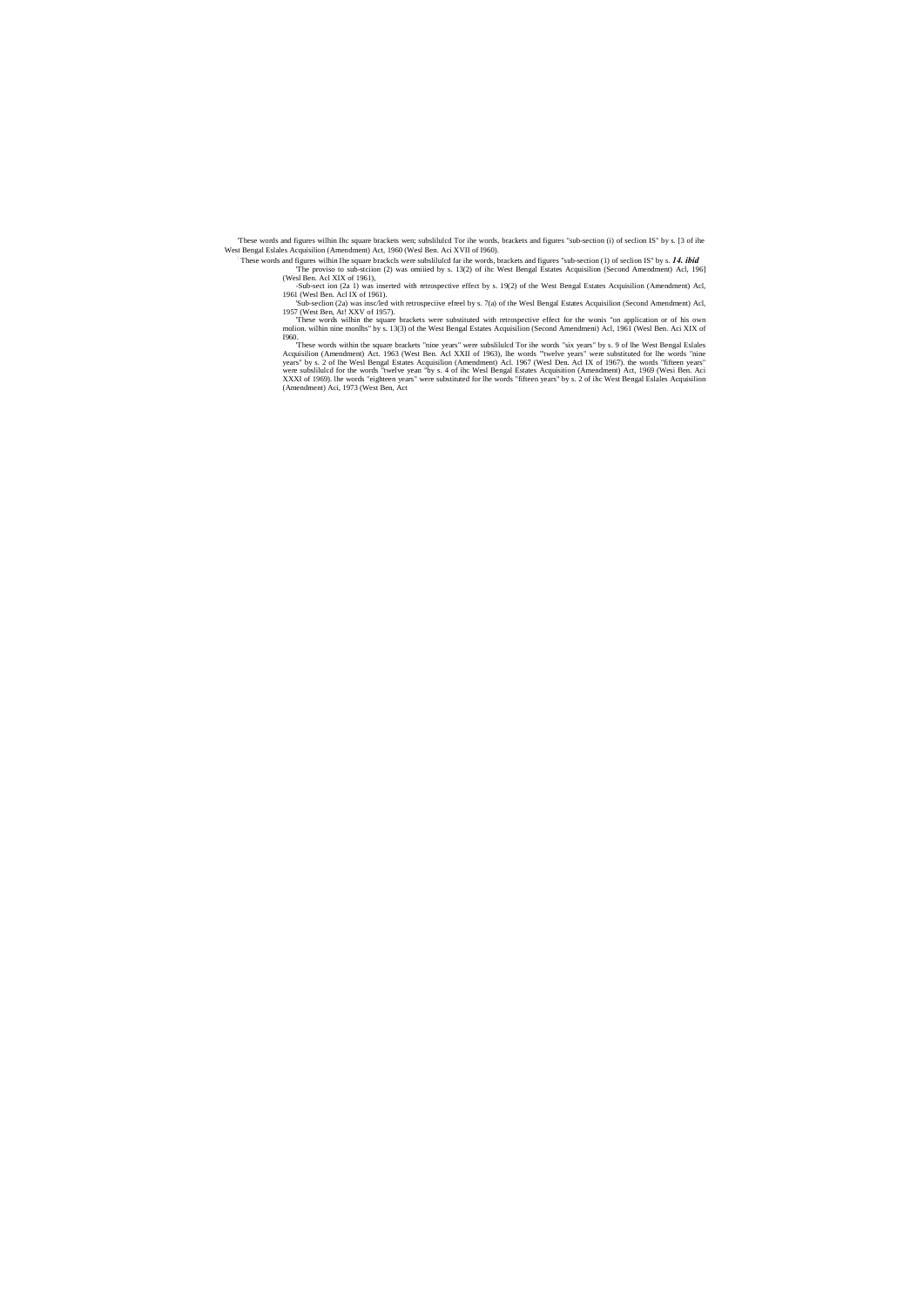'These words and figures wilhin Ihc square brackets wen; subslilulcd Tor ihe words, brackets and figures "sub-section (i) of seclion IS" by s. [3 of ihe West Bengal Eslales Acquisilion (Amendment) Act, 1960 (Wesl Ben. Aci XVII of I960).

These words and figures wilhin Ihe square brackcls were subslilulcd far ihe words, brackets and figures "sub-section (1) of seclion IS" by s. ***14. ibid***

'The proviso to sub-stciion (2) was omiiied by s. 13(2) of ihc West Bengal Estates Acquisilion (Second Amendment) Acl, 196] (Wesl Ben. Acl XIX of 1961),

-Sub-sect ion (2a 1) was inserted with retrospective effect by s. 19(2) of the West Bengal Estates Acquisilion (Amendment) Acl, 1961 (Wesl Ben. Acl IX of 1961).

'Sub-seclion (2a) was insc/led with retrospeciive efreel by s. 7(a) of the Wesl Bengal Estates Acquisilion (Second Amendment) Acl, 1957 (West Ben, At! XXV of 1957).

'These words wilhin the square brackets were substituted with retrospective effect for the wonis "on application or of his own molion. wilhin nine monlhs" by s. 13(3) of the West Bengal Estates Acquisilion (Second Amendmeni) Acl, 1961 (Wesl Ben. Aci XIX of I960.

'These words within the square brackets "nine years" were subslilulcd Tor ihe words "six years" by s. 9 of lhe West Bengal Eslales Acquisilion (Amendment) Act. 1963 (West Ben. Acl XXII of 1963), lhe words "twelve years" were substituted for lhe words "nine years" by s. 2 of lhe Wesl Bengal Estates Acquisilion (Amendment) Acl. 1967 (Wesl Den. Acl IX of 1967). the words "fifteen years" were subslilulcd for the words "twelve yean "by s. 4 of ihc Wesl Bengal Estates Acquisition (Amendment) Act, 1969 (Wesi Ben. Aci XXXI of 1969). lhe words "eighteen years" were substituted for lhe words "fifteen years" by s. 2 of ihc West Bengal Eslales Acquisilion (Amendment) Aci, 1973 (West Ben, Act